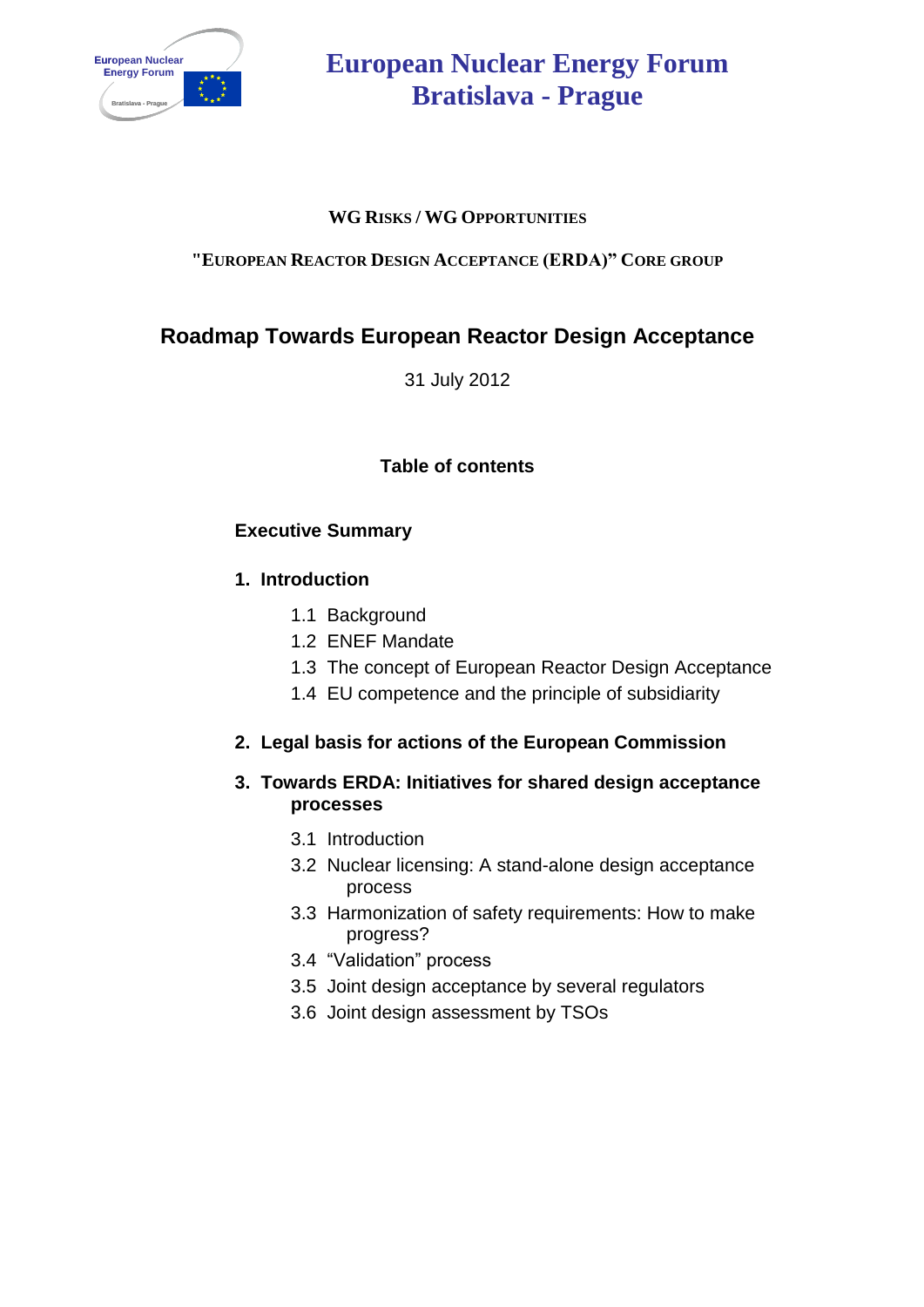# European Nuclear Energy Forum
# Bratislava - Prague

**WG RISKS / WG OPPORTUNITIES**

**"EUROPEAN REACTOR DESIGN ACCEPTANCE (ERDA)" CORE GROUP**

## Roadmap Towards European Reactor Design Acceptance

31 July 2012

### Table of contents

**Executive Summary**

**1. Introduction**

- 1.1 Background
- 1.2 ENEF Mandate
- 1.3 The concept of European Reactor Design Acceptance
- 1.4 EU competence and the principle of subsidiarity

**2. Legal basis for actions of the European Commission**

**3. Towards ERDA: Initiatives for shared design acceptance processes**

- 3.1 Introduction
- 3.2 Nuclear licensing: A stand-alone design acceptance process
- 3.3 Harmonization of safety requirements: How to make progress?
- 3.4 "Validation" process
- 3.5 Joint design acceptance by several regulators
- 3.6 Joint design assessment by TSOs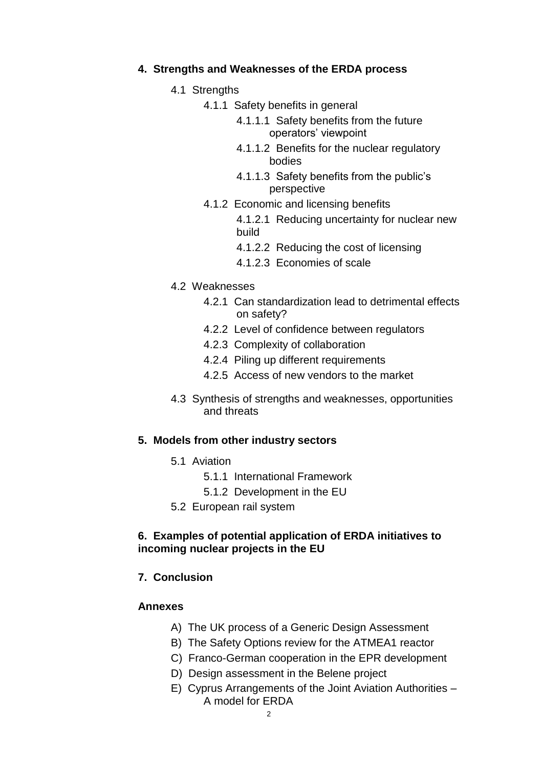**4. Strengths and Weaknesses of the ERDA process**

- 4.1 Strengths
  - 4.1.1 Safety benefits in general
    - 4.1.1.1 Safety benefits from the future operators' viewpoint
    - 4.1.1.2 Benefits for the nuclear regulatory bodies
    - 4.1.1.3 Safety benefits from the public's perspective
  - 4.1.2 Economic and licensing benefits
    - 4.1.2.1 Reducing uncertainty for nuclear new build
    - 4.1.2.2 Reducing the cost of licensing
    - 4.1.2.3 Economies of scale
- 4.2 Weaknesses
  - 4.2.1 Can standardization lead to detrimental effects on safety?
  - 4.2.2 Level of confidence between regulators
  - 4.2.3 Complexity of collaboration
  - 4.2.4 Piling up different requirements
  - 4.2.5 Access of new vendors to the market
- 4.3 Synthesis of strengths and weaknesses, opportunities and threats

**5. Models from other industry sectors**

- 5.1 Aviation
  - 5.1.1 International Framework
  - 5.1.2 Development in the EU
- 5.2 European rail system

**6. Examples of potential application of ERDA initiatives to incoming nuclear projects in the EU**

**7. Conclusion**

**Annexes**

- A) The UK process of a Generic Design Assessment
- B) The Safety Options review for the ATMEA1 reactor
- C) Franco-German cooperation in the EPR development
- D) Design assessment in the Belene project
- E) Cyprus Arrangements of the Joint Aviation Authorities – A model for ERDA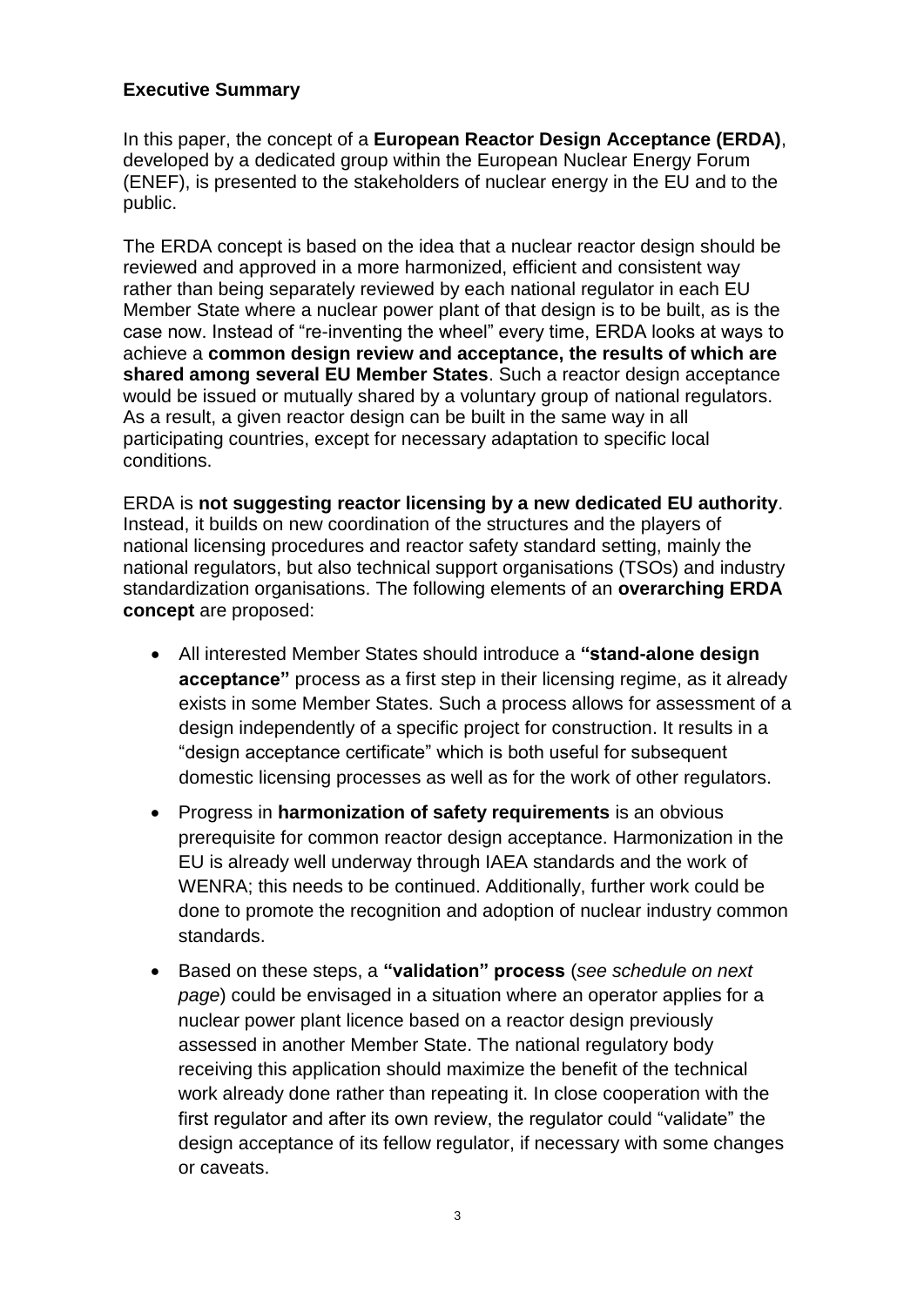## Executive Summary

In this paper, the concept of a **European Reactor Design Acceptance (ERDA)**, developed by a dedicated group within the European Nuclear Energy Forum (ENEF), is presented to the stakeholders of nuclear energy in the EU and to the public.

The ERDA concept is based on the idea that a nuclear reactor design should be reviewed and approved in a more harmonized, efficient and consistent way rather than being separately reviewed by each national regulator in each EU Member State where a nuclear power plant of that design is to be built, as is the case now. Instead of "re-inventing the wheel" every time, ERDA looks at ways to achieve a **common design review and acceptance, the results of which are shared among several EU Member States**. Such a reactor design acceptance would be issued or mutually shared by a voluntary group of national regulators. As a result, a given reactor design can be built in the same way in all participating countries, except for necessary adaptation to specific local conditions.

ERDA is **not suggesting reactor licensing by a new dedicated EU authority**. Instead, it builds on new coordination of the structures and the players of national licensing procedures and reactor safety standard setting, mainly the national regulators, but also technical support organisations (TSOs) and industry standardization organisations. The following elements of an **overarching ERDA concept** are proposed:

- All interested Member States should introduce a **"stand-alone design acceptance"** process as a first step in their licensing regime, as it already exists in some Member States. Such a process allows for assessment of a design independently of a specific project for construction. It results in a "design acceptance certificate" which is both useful for subsequent domestic licensing processes as well as for the work of other regulators.
- Progress in **harmonization of safety requirements** is an obvious prerequisite for common reactor design acceptance. Harmonization in the EU is already well underway through IAEA standards and the work of WENRA; this needs to be continued. Additionally, further work could be done to promote the recognition and adoption of nuclear industry common standards.
- Based on these steps, a **"validation" process** (*see schedule on next page*) could be envisaged in a situation where an operator applies for a nuclear power plant licence based on a reactor design previously assessed in another Member State. The national regulatory body receiving this application should maximize the benefit of the technical work already done rather than repeating it. In close cooperation with the first regulator and after its own review, the regulator could "validate" the design acceptance of its fellow regulator, if necessary with some changes or caveats.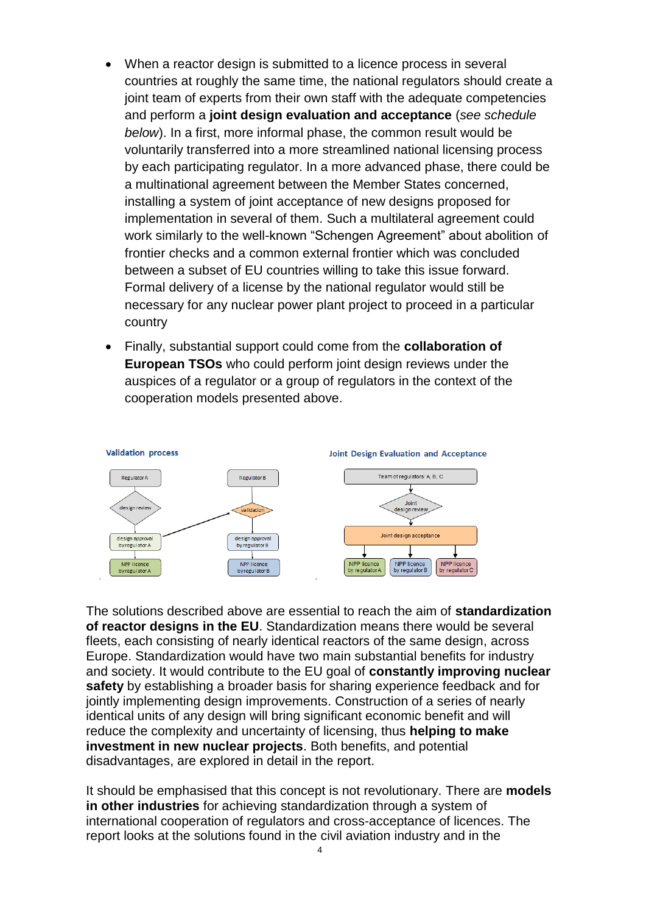- When a reactor design is submitted to a licence process in several countries at roughly the same time, the national regulators should create a joint team of experts from their own staff with the adequate competencies and perform a **joint design evaluation and acceptance** (*see schedule below*). In a first, more informal phase, the common result would be voluntarily transferred into a more streamlined national licensing process by each participating regulator. In a more advanced phase, there could be a multinational agreement between the Member States concerned, installing a system of joint acceptance of new designs proposed for implementation in several of them. Such a multilateral agreement could work similarly to the well-known "Schengen Agreement" about abolition of frontier checks and a common external frontier which was concluded between a subset of EU countries willing to take this issue forward. Formal delivery of a license by the national regulator would still be necessary for any nuclear power plant project to proceed in a particular country
- Finally, substantial support could come from the **collaboration of European TSOs** who could perform joint design reviews under the auspices of a regulator or a group of regulators in the context of the cooperation models presented above.

**Validation process**

Regulator A → design review → design approval by regulator A → NPP licence by regulator A

Regulator B → validation (from design approval by regulator A) → design approval by regulator B → NPP licence by regulator B

**Joint Design Evaluation and Acceptance**

Team of regulators: A, B, C → Joint design review → Joint design acceptance → NPP licence by regulator A / NPP licence by regulator B / NPP licence by regulator C

The solutions described above are essential to reach the aim of **standardization of reactor designs in the EU**. Standardization means there would be several fleets, each consisting of nearly identical reactors of the same design, across Europe. Standardization would have two main substantial benefits for industry and society. It would contribute to the EU goal of **constantly improving nuclear safety** by establishing a broader basis for sharing experience feedback and for jointly implementing design improvements. Construction of a series of nearly identical units of any design will bring significant economic benefit and will reduce the complexity and uncertainty of licensing, thus **helping to make investment in new nuclear projects**. Both benefits, and potential disadvantages, are explored in detail in the report.

It should be emphasised that this concept is not revolutionary. There are **models in other industries** for achieving standardization through a system of international cooperation of regulators and cross-acceptance of licences. The report looks at the solutions found in the civil aviation industry and in the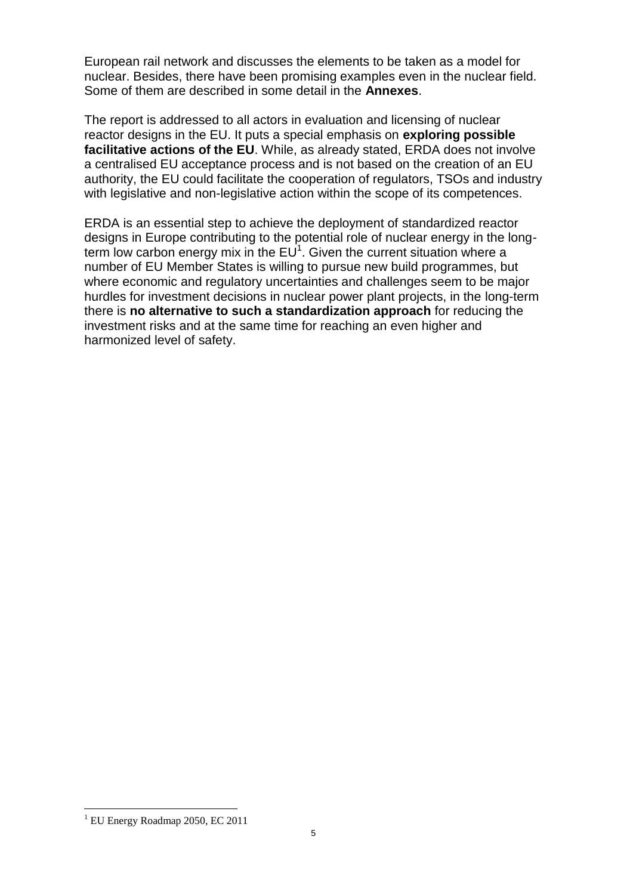European rail network and discusses the elements to be taken as a model for nuclear. Besides, there have been promising examples even in the nuclear field. Some of them are described in some detail in the **Annexes**.

The report is addressed to all actors in evaluation and licensing of nuclear reactor designs in the EU. It puts a special emphasis on **exploring possible facilitative actions of the EU**. While, as already stated, ERDA does not involve a centralised EU acceptance process and is not based on the creation of an EU authority, the EU could facilitate the cooperation of regulators, TSOs and industry with legislative and non-legislative action within the scope of its competences.

ERDA is an essential step to achieve the deployment of standardized reactor designs in Europe contributing to the potential role of nuclear energy in the long-term low carbon energy mix in the EU[1]. Given the current situation where a number of EU Member States is willing to pursue new build programmes, but where economic and regulatory uncertainties and challenges seem to be major hurdles for investment decisions in nuclear power plant projects, in the long-term there is **no alternative to such a standardization approach** for reducing the investment risks and at the same time for reaching an even higher and harmonized level of safety.

[1] EU Energy Roadmap 2050, EC 2011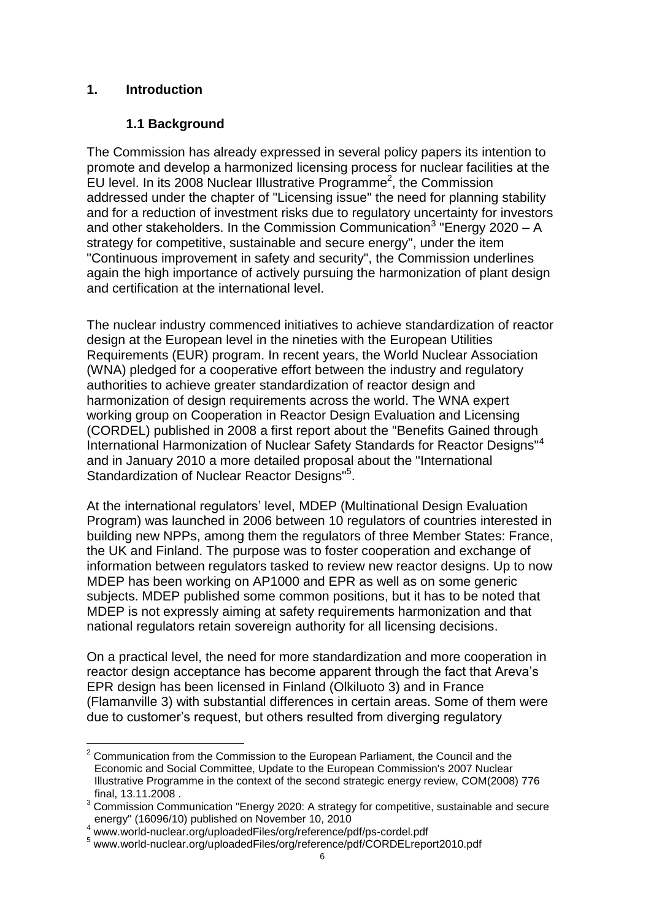# 1. Introduction

## 1.1 Background

The Commission has already expressed in several policy papers its intention to promote and develop a harmonized licensing process for nuclear facilities at the EU level. In its 2008 Nuclear Illustrative Programme[2], the Commission addressed under the chapter of "Licensing issue" the need for planning stability and for a reduction of investment risks due to regulatory uncertainty for investors and other stakeholders. In the Commission Communication[3] "Energy 2020 – A strategy for competitive, sustainable and secure energy", under the item "Continuous improvement in safety and security", the Commission underlines again the high importance of actively pursuing the harmonization of plant design and certification at the international level.

The nuclear industry commenced initiatives to achieve standardization of reactor design at the European level in the nineties with the European Utilities Requirements (EUR) program. In recent years, the World Nuclear Association (WNA) pledged for a cooperative effort between the industry and regulatory authorities to achieve greater standardization of reactor design and harmonization of design requirements across the world. The WNA expert working group on Cooperation in Reactor Design Evaluation and Licensing (CORDEL) published in 2008 a first report about the "Benefits Gained through International Harmonization of Nuclear Safety Standards for Reactor Designs"[4] and in January 2010 a more detailed proposal about the "International Standardization of Nuclear Reactor Designs"[5].

At the international regulators' level, MDEP (Multinational Design Evaluation Program) was launched in 2006 between 10 regulators of countries interested in building new NPPs, among them the regulators of three Member States: France, the UK and Finland. The purpose was to foster cooperation and exchange of information between regulators tasked to review new reactor designs. Up to now MDEP has been working on AP1000 and EPR as well as on some generic subjects. MDEP published some common positions, but it has to be noted that MDEP is not expressly aiming at safety requirements harmonization and that national regulators retain sovereign authority for all licensing decisions.

On a practical level, the need for more standardization and more cooperation in reactor design acceptance has become apparent through the fact that Areva's EPR design has been licensed in Finland (Olkiluoto 3) and in France (Flamanville 3) with substantial differences in certain areas. Some of them were due to customer's request, but others resulted from diverging regulatory

---

[2] Communication from the Commission to the European Parliament, the Council and the Economic and Social Committee, Update to the European Commission's 2007 Nuclear Illustrative Programme in the context of the second strategic energy review, COM(2008) 776 final, 13.11.2008 .

[3] Commission Communication "Energy 2020: A strategy for competitive, sustainable and secure energy" (16096/10) published on November 10, 2010

[4] www.world-nuclear.org/uploadedFiles/org/reference/pdf/ps-cordel.pdf

[5] www.world-nuclear.org/uploadedFiles/org/reference/pdf/CORDELreport2010.pdf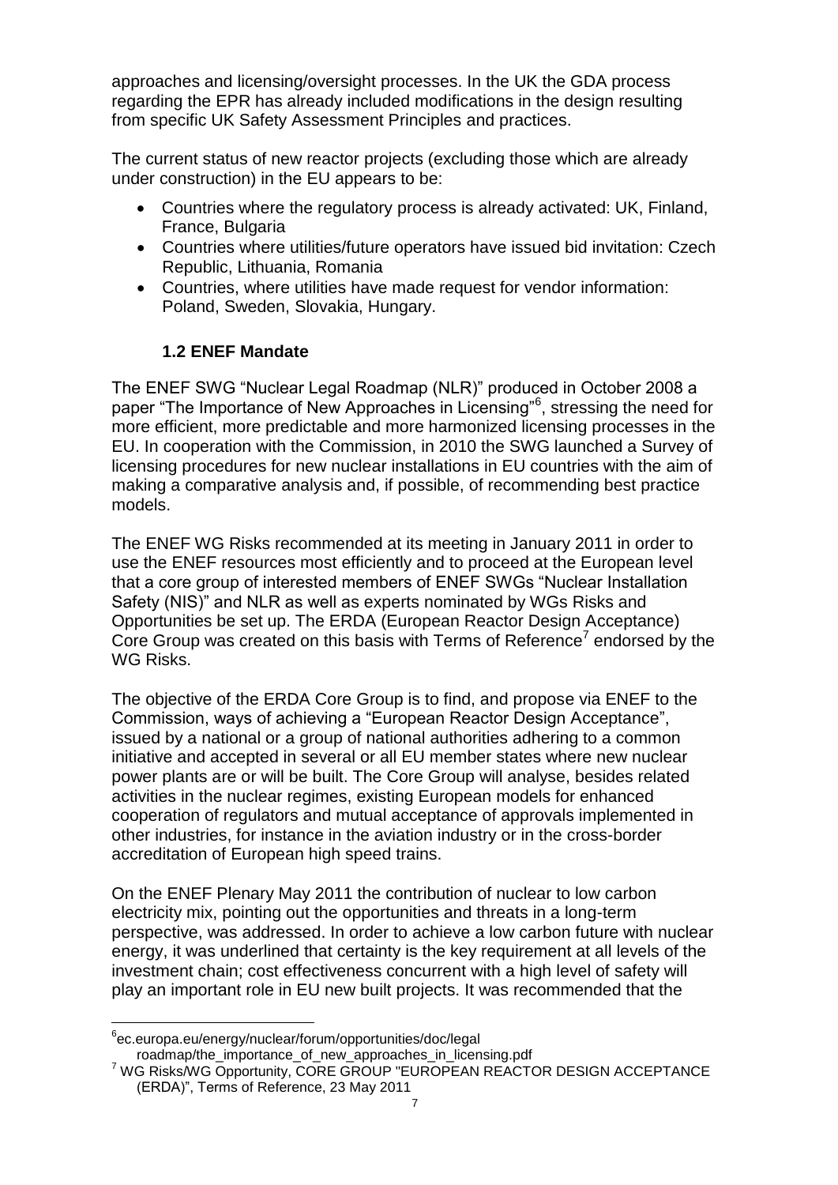approaches and licensing/oversight processes. In the UK the GDA process regarding the EPR has already included modifications in the design resulting from specific UK Safety Assessment Principles and practices.

The current status of new reactor projects (excluding those which are already under construction) in the EU appears to be:

- Countries where the regulatory process is already activated: UK, Finland, France, Bulgaria
- Countries where utilities/future operators have issued bid invitation: Czech Republic, Lithuania, Romania
- Countries, where utilities have made request for vendor information: Poland, Sweden, Slovakia, Hungary.

### 1.2 ENEF Mandate

The ENEF SWG "Nuclear Legal Roadmap (NLR)" produced in October 2008 a paper "The Importance of New Approaches in Licensing"[6], stressing the need for more efficient, more predictable and more harmonized licensing processes in the EU. In cooperation with the Commission, in 2010 the SWG launched a Survey of licensing procedures for new nuclear installations in EU countries with the aim of making a comparative analysis and, if possible, of recommending best practice models.

The ENEF WG Risks recommended at its meeting in January 2011 in order to use the ENEF resources most efficiently and to proceed at the European level that a core group of interested members of ENEF SWGs "Nuclear Installation Safety (NIS)" and NLR as well as experts nominated by WGs Risks and Opportunities be set up. The ERDA (European Reactor Design Acceptance) Core Group was created on this basis with Terms of Reference[7] endorsed by the WG Risks.

The objective of the ERDA Core Group is to find, and propose via ENEF to the Commission, ways of achieving a "European Reactor Design Acceptance", issued by a national or a group of national authorities adhering to a common initiative and accepted in several or all EU member states where new nuclear power plants are or will be built. The Core Group will analyse, besides related activities in the nuclear regimes, existing European models for enhanced cooperation of regulators and mutual acceptance of approvals implemented in other industries, for instance in the aviation industry or in the cross-border accreditation of European high speed trains.

On the ENEF Plenary May 2011 the contribution of nuclear to low carbon electricity mix, pointing out the opportunities and threats in a long-term perspective, was addressed. In order to achieve a low carbon future with nuclear energy, it was underlined that certainty is the key requirement at all levels of the investment chain; cost effectiveness concurrent with a high level of safety will play an important role in EU new built projects. It was recommended that the

---

[6] ec.europa.eu/energy/nuclear/forum/opportunities/doc/legal roadmap/the_importance_of_new_approaches_in_licensing.pdf

[7] WG Risks/WG Opportunity, CORE GROUP "EUROPEAN REACTOR DESIGN ACCEPTANCE (ERDA)", Terms of Reference, 23 May 2011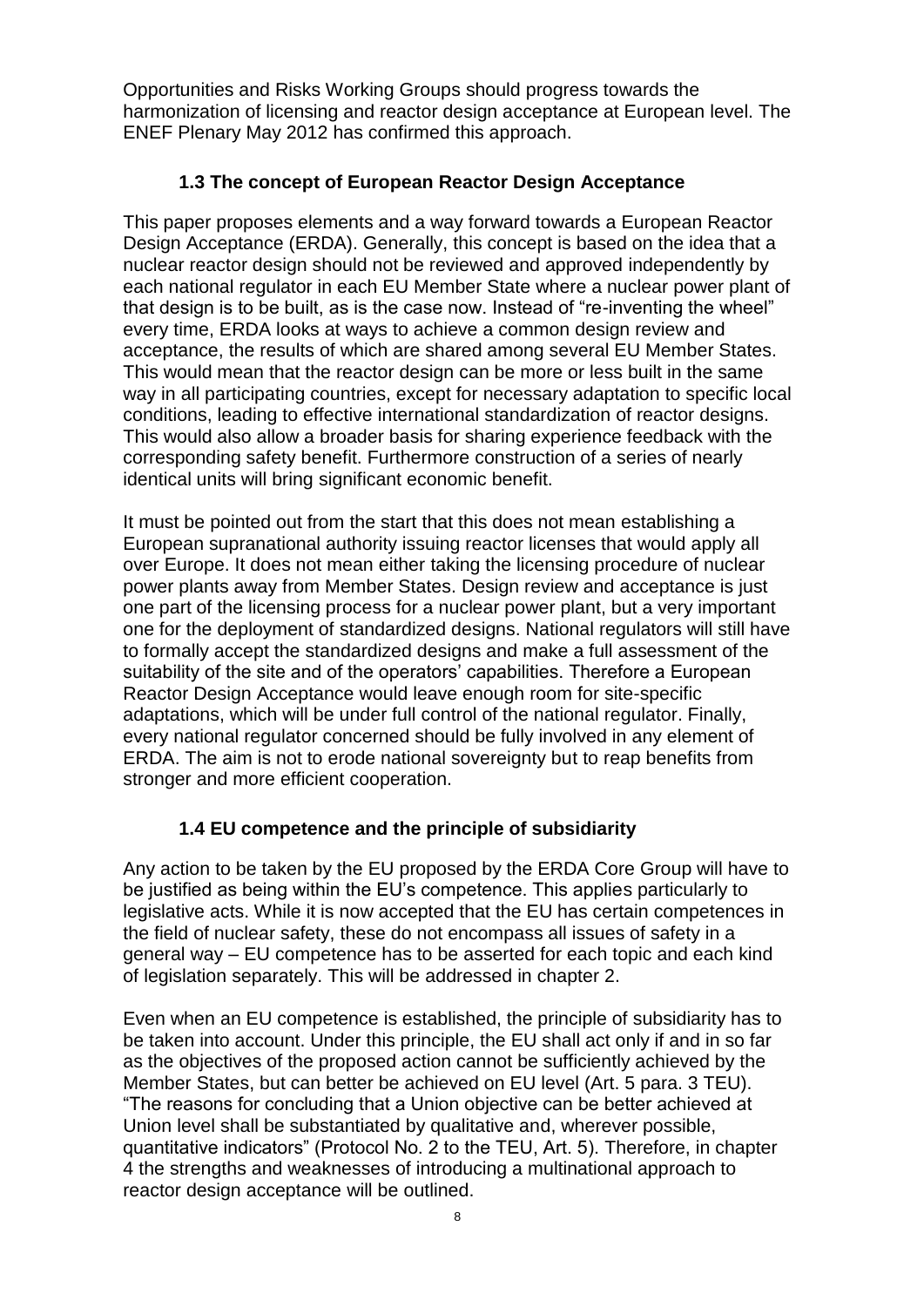Opportunities and Risks Working Groups should progress towards the harmonization of licensing and reactor design acceptance at European level. The ENEF Plenary May 2012 has confirmed this approach.

### 1.3 The concept of European Reactor Design Acceptance

This paper proposes elements and a way forward towards a European Reactor Design Acceptance (ERDA). Generally, this concept is based on the idea that a nuclear reactor design should not be reviewed and approved independently by each national regulator in each EU Member State where a nuclear power plant of that design is to be built, as is the case now. Instead of "re-inventing the wheel" every time, ERDA looks at ways to achieve a common design review and acceptance, the results of which are shared among several EU Member States. This would mean that the reactor design can be more or less built in the same way in all participating countries, except for necessary adaptation to specific local conditions, leading to effective international standardization of reactor designs. This would also allow a broader basis for sharing experience feedback with the corresponding safety benefit. Furthermore construction of a series of nearly identical units will bring significant economic benefit.

It must be pointed out from the start that this does not mean establishing a European supranational authority issuing reactor licenses that would apply all over Europe. It does not mean either taking the licensing procedure of nuclear power plants away from Member States. Design review and acceptance is just one part of the licensing process for a nuclear power plant, but a very important one for the deployment of standardized designs. National regulators will still have to formally accept the standardized designs and make a full assessment of the suitability of the site and of the operators' capabilities. Therefore a European Reactor Design Acceptance would leave enough room for site-specific adaptations, which will be under full control of the national regulator. Finally, every national regulator concerned should be fully involved in any element of ERDA. The aim is not to erode national sovereignty but to reap benefits from stronger and more efficient cooperation.

### 1.4 EU competence and the principle of subsidiarity

Any action to be taken by the EU proposed by the ERDA Core Group will have to be justified as being within the EU's competence. This applies particularly to legislative acts. While it is now accepted that the EU has certain competences in the field of nuclear safety, these do not encompass all issues of safety in a general way – EU competence has to be asserted for each topic and each kind of legislation separately. This will be addressed in chapter 2.

Even when an EU competence is established, the principle of subsidiarity has to be taken into account. Under this principle, the EU shall act only if and in so far as the objectives of the proposed action cannot be sufficiently achieved by the Member States, but can better be achieved on EU level (Art. 5 para. 3 TEU). "The reasons for concluding that a Union objective can be better achieved at Union level shall be substantiated by qualitative and, wherever possible, quantitative indicators" (Protocol No. 2 to the TEU, Art. 5). Therefore, in chapter 4 the strengths and weaknesses of introducing a multinational approach to reactor design acceptance will be outlined.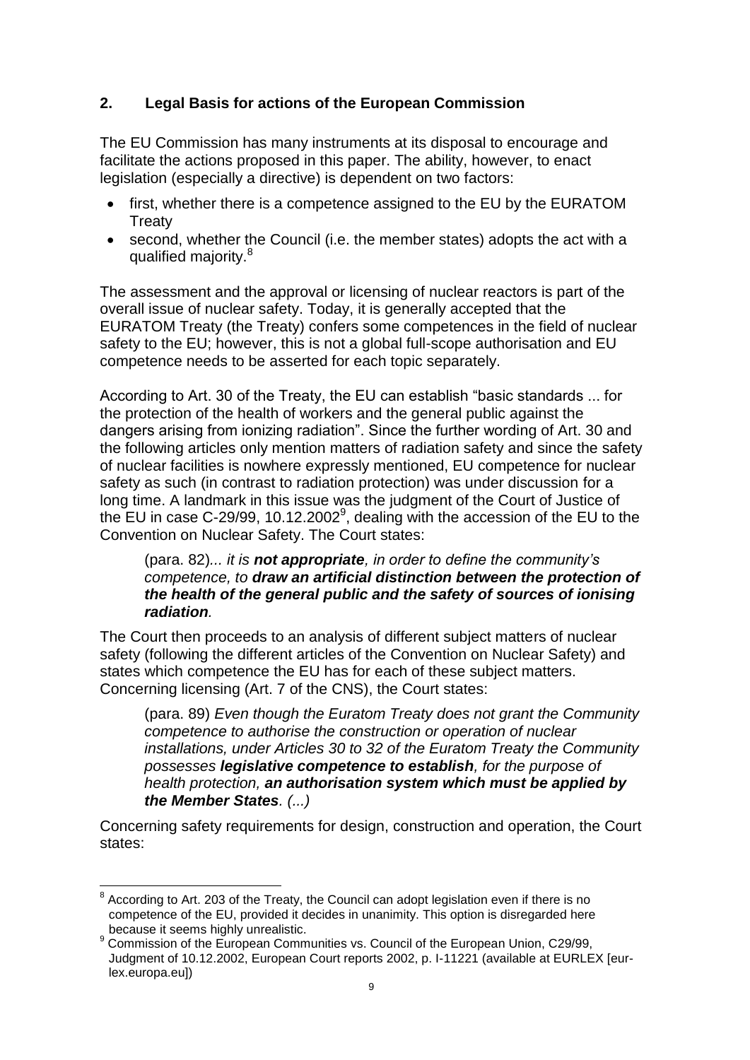## 2. Legal Basis for actions of the European Commission

The EU Commission has many instruments at its disposal to encourage and facilitate the actions proposed in this paper. The ability, however, to enact legislation (especially a directive) is dependent on two factors:

- first, whether there is a competence assigned to the EU by the EURATOM Treaty
- second, whether the Council (i.e. the member states) adopts the act with a qualified majority.[8]

The assessment and the approval or licensing of nuclear reactors is part of the overall issue of nuclear safety. Today, it is generally accepted that the EURATOM Treaty (the Treaty) confers some competences in the field of nuclear safety to the EU; however, this is not a global full-scope authorisation and EU competence needs to be asserted for each topic separately.

According to Art. 30 of the Treaty, the EU can establish "basic standards ... for the protection of the health of workers and the general public against the dangers arising from ionizing radiation". Since the further wording of Art. 30 and the following articles only mention matters of radiation safety and since the safety of nuclear facilities is nowhere expressly mentioned, EU competence for nuclear safety as such (in contrast to radiation protection) was under discussion for a long time. A landmark in this issue was the judgment of the Court of Justice of the EU in case C-29/99, 10.12.2002[9], dealing with the accession of the EU to the Convention on Nuclear Safety. The Court states:

> (para. 82)*... it is **not appropriate**, in order to define the community's competence, to **draw an artificial distinction between the protection of the health of the general public and the safety of sources of ionising radiation**.*

The Court then proceeds to an analysis of different subject matters of nuclear safety (following the different articles of the Convention on Nuclear Safety) and states which competence the EU has for each of these subject matters. Concerning licensing (Art. 7 of the CNS), the Court states:

> (para. 89) *Even though the Euratom Treaty does not grant the Community competence to authorise the construction or operation of nuclear installations, under Articles 30 to 32 of the Euratom Treaty the Community possesses **legislative competence to establish**, for the purpose of health protection, **an authorisation system which must be applied by the Member States**. (...)*

Concerning safety requirements for design, construction and operation, the Court states:

---

[8] According to Art. 203 of the Treaty, the Council can adopt legislation even if there is no competence of the EU, provided it decides in unanimity. This option is disregarded here because it seems highly unrealistic.

[9] Commission of the European Communities vs. Council of the European Union, C29/99, Judgment of 10.12.2002, European Court reports 2002, p. I-11221 (available at EURLEX [eur-lex.europa.eu])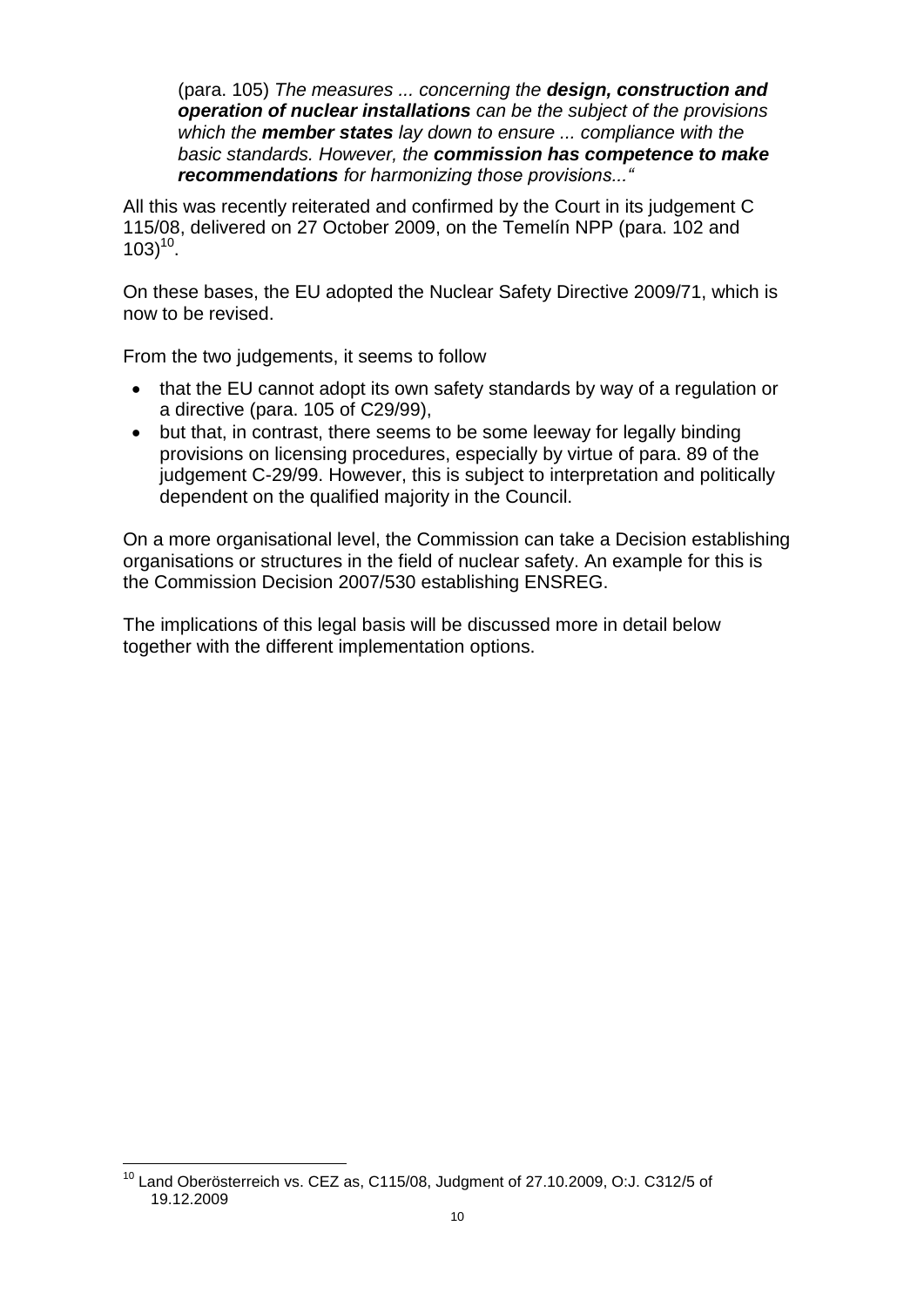> (para. 105) *The measures ... concerning the **design, construction and operation of nuclear installations** can be the subject of the provisions which the **member states** lay down to ensure ... compliance with the basic standards. However, the **commission has competence to make recommendations** for harmonizing those provisions..."*

All this was recently reiterated and confirmed by the Court in its judgement C 115/08, delivered on 27 October 2009, on the Temelín NPP (para. 102 and 103)[10].

On these bases, the EU adopted the Nuclear Safety Directive 2009/71, which is now to be revised.

From the two judgements, it seems to follow

- that the EU cannot adopt its own safety standards by way of a regulation or a directive (para. 105 of C29/99),
- but that, in contrast, there seems to be some leeway for legally binding provisions on licensing procedures, especially by virtue of para. 89 of the judgement C-29/99. However, this is subject to interpretation and politically dependent on the qualified majority in the Council.

On a more organisational level, the Commission can take a Decision establishing organisations or structures in the field of nuclear safety. An example for this is the Commission Decision 2007/530 establishing ENSREG.

The implications of this legal basis will be discussed more in detail below together with the different implementation options.

---

[10] Land Oberösterreich vs. CEZ as, C115/08, Judgment of 27.10.2009, O:J. C312/5 of 19.12.2009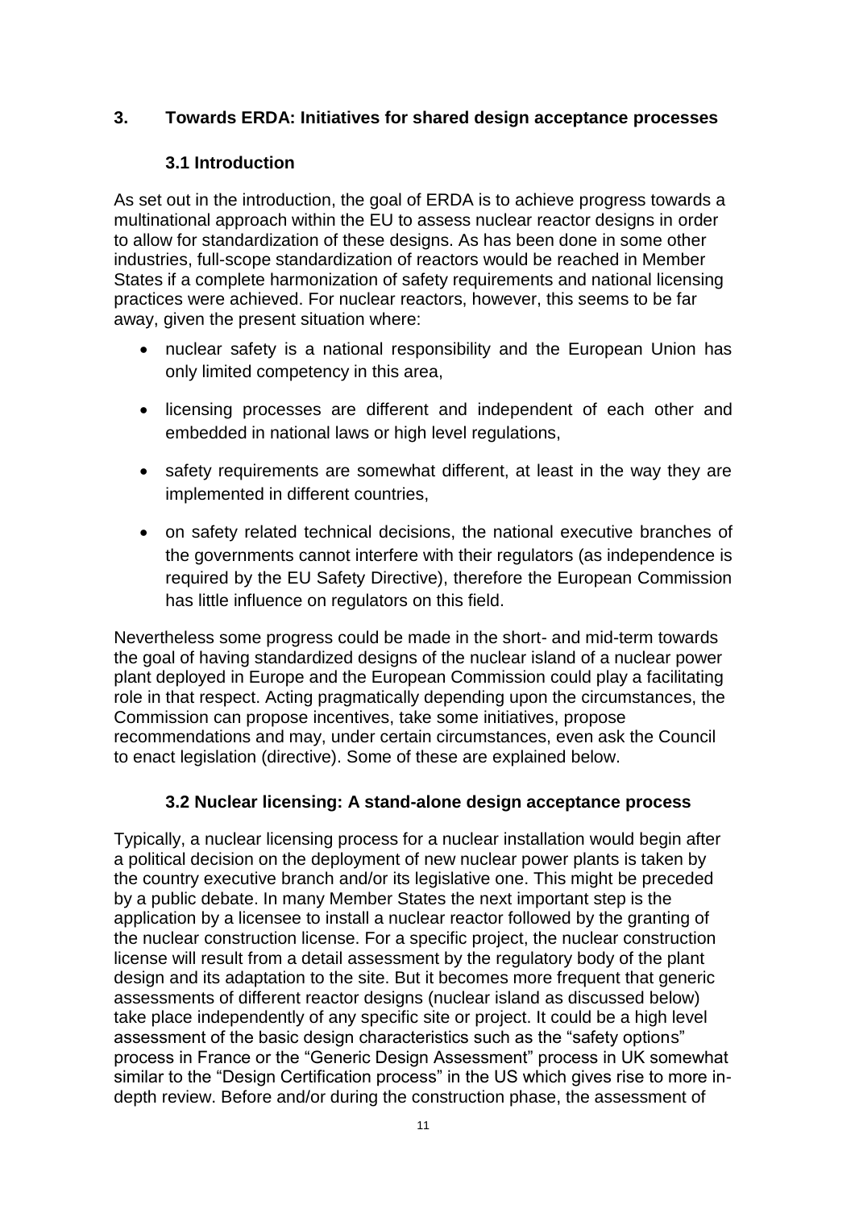## 3. Towards ERDA: Initiatives for shared design acceptance processes

### 3.1 Introduction

As set out in the introduction, the goal of ERDA is to achieve progress towards a multinational approach within the EU to assess nuclear reactor designs in order to allow for standardization of these designs. As has been done in some other industries, full-scope standardization of reactors would be reached in Member States if a complete harmonization of safety requirements and national licensing practices were achieved. For nuclear reactors, however, this seems to be far away, given the present situation where:

- nuclear safety is a national responsibility and the European Union has only limited competency in this area,
- licensing processes are different and independent of each other and embedded in national laws or high level regulations,
- safety requirements are somewhat different, at least in the way they are implemented in different countries,
- on safety related technical decisions, the national executive branches of the governments cannot interfere with their regulators (as independence is required by the EU Safety Directive), therefore the European Commission has little influence on regulators on this field.

Nevertheless some progress could be made in the short- and mid-term towards the goal of having standardized designs of the nuclear island of a nuclear power plant deployed in Europe and the European Commission could play a facilitating role in that respect. Acting pragmatically depending upon the circumstances, the Commission can propose incentives, take some initiatives, propose recommendations and may, under certain circumstances, even ask the Council to enact legislation (directive). Some of these are explained below.

### 3.2 Nuclear licensing: A stand-alone design acceptance process

Typically, a nuclear licensing process for a nuclear installation would begin after a political decision on the deployment of new nuclear power plants is taken by the country executive branch and/or its legislative one. This might be preceded by a public debate. In many Member States the next important step is the application by a licensee to install a nuclear reactor followed by the granting of the nuclear construction license. For a specific project, the nuclear construction license will result from a detail assessment by the regulatory body of the plant design and its adaptation to the site. But it becomes more frequent that generic assessments of different reactor designs (nuclear island as discussed below) take place independently of any specific site or project. It could be a high level assessment of the basic design characteristics such as the "safety options" process in France or the "Generic Design Assessment" process in UK somewhat similar to the "Design Certification process" in the US which gives rise to more in-depth review. Before and/or during the construction phase, the assessment of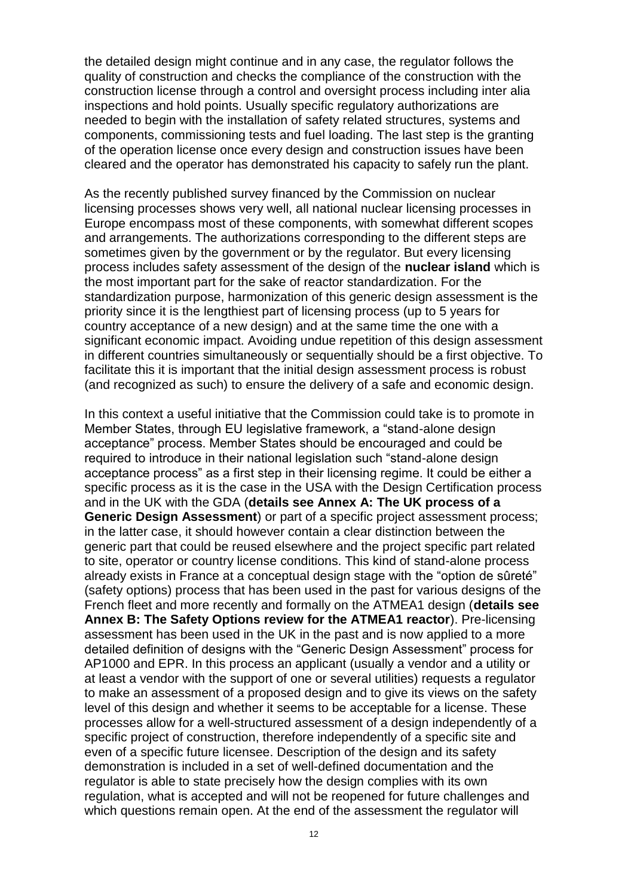the detailed design might continue and in any case, the regulator follows the quality of construction and checks the compliance of the construction with the construction license through a control and oversight process including inter alia inspections and hold points. Usually specific regulatory authorizations are needed to begin with the installation of safety related structures, systems and components, commissioning tests and fuel loading. The last step is the granting of the operation license once every design and construction issues have been cleared and the operator has demonstrated his capacity to safely run the plant.

As the recently published survey financed by the Commission on nuclear licensing processes shows very well, all national nuclear licensing processes in Europe encompass most of these components, with somewhat different scopes and arrangements. The authorizations corresponding to the different steps are sometimes given by the government or by the regulator. But every licensing process includes safety assessment of the design of the **nuclear island** which is the most important part for the sake of reactor standardization. For the standardization purpose, harmonization of this generic design assessment is the priority since it is the lengthiest part of licensing process (up to 5 years for country acceptance of a new design) and at the same time the one with a significant economic impact. Avoiding undue repetition of this design assessment in different countries simultaneously or sequentially should be a first objective. To facilitate this it is important that the initial design assessment process is robust (and recognized as such) to ensure the delivery of a safe and economic design.

In this context a useful initiative that the Commission could take is to promote in Member States, through EU legislative framework, a "stand-alone design acceptance" process. Member States should be encouraged and could be required to introduce in their national legislation such "stand-alone design acceptance process" as a first step in their licensing regime. It could be either a specific process as it is the case in the USA with the Design Certification process and in the UK with the GDA (**details see Annex A: The UK process of a Generic Design Assessment**) or part of a specific project assessment process; in the latter case, it should however contain a clear distinction between the generic part that could be reused elsewhere and the project specific part related to site, operator or country license conditions. This kind of stand-alone process already exists in France at a conceptual design stage with the "option de sûreté" (safety options) process that has been used in the past for various designs of the French fleet and more recently and formally on the ATMEA1 design (**details see Annex B: The Safety Options review for the ATMEA1 reactor**). Pre-licensing assessment has been used in the UK in the past and is now applied to a more detailed definition of designs with the "Generic Design Assessment" process for AP1000 and EPR. In this process an applicant (usually a vendor and a utility or at least a vendor with the support of one or several utilities) requests a regulator to make an assessment of a proposed design and to give its views on the safety level of this design and whether it seems to be acceptable for a license. These processes allow for a well-structured assessment of a design independently of a specific project of construction, therefore independently of a specific site and even of a specific future licensee. Description of the design and its safety demonstration is included in a set of well-defined documentation and the regulator is able to state precisely how the design complies with its own regulation, what is accepted and will not be reopened for future challenges and which questions remain open. At the end of the assessment the regulator will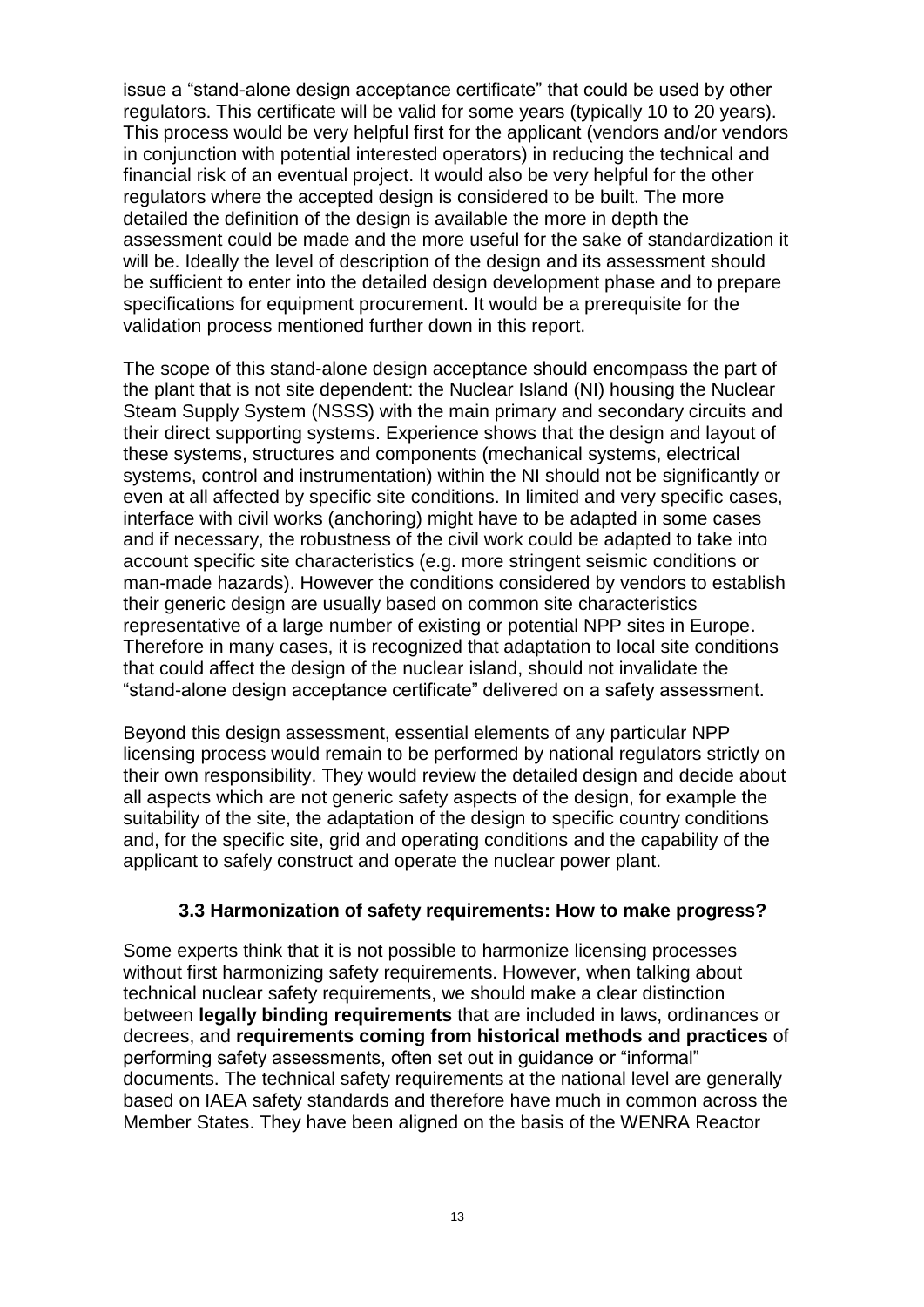issue a “stand-alone design acceptance certificate” that could be used by other regulators. This certificate will be valid for some years (typically 10 to 20 years). This process would be very helpful first for the applicant (vendors and/or vendors in conjunction with potential interested operators) in reducing the technical and financial risk of an eventual project. It would also be very helpful for the other regulators where the accepted design is considered to be built. The more detailed the definition of the design is available the more in depth the assessment could be made and the more useful for the sake of standardization it will be. Ideally the level of description of the design and its assessment should be sufficient to enter into the detailed design development phase and to prepare specifications for equipment procurement. It would be a prerequisite for the validation process mentioned further down in this report.

The scope of this stand-alone design acceptance should encompass the part of the plant that is not site dependent: the Nuclear Island (NI) housing the Nuclear Steam Supply System (NSSS) with the main primary and secondary circuits and their direct supporting systems. Experience shows that the design and layout of these systems, structures and components (mechanical systems, electrical systems, control and instrumentation) within the NI should not be significantly or even at all affected by specific site conditions. In limited and very specific cases, interface with civil works (anchoring) might have to be adapted in some cases and if necessary, the robustness of the civil work could be adapted to take into account specific site characteristics (e.g. more stringent seismic conditions or man-made hazards). However the conditions considered by vendors to establish their generic design are usually based on common site characteristics representative of a large number of existing or potential NPP sites in Europe. Therefore in many cases, it is recognized that adaptation to local site conditions that could affect the design of the nuclear island, should not invalidate the “stand-alone design acceptance certificate” delivered on a safety assessment.

Beyond this design assessment, essential elements of any particular NPP licensing process would remain to be performed by national regulators strictly on their own responsibility. They would review the detailed design and decide about all aspects which are not generic safety aspects of the design, for example the suitability of the site, the adaptation of the design to specific country conditions and, for the specific site, grid and operating conditions and the capability of the applicant to safely construct and operate the nuclear power plant.

### 3.3 Harmonization of safety requirements: How to make progress?

Some experts think that it is not possible to harmonize licensing processes without first harmonizing safety requirements. However, when talking about technical nuclear safety requirements, we should make a clear distinction between **legally binding requirements** that are included in laws, ordinances or decrees, and **requirements coming from historical methods and practices** of performing safety assessments, often set out in guidance or “informal” documents. The technical safety requirements at the national level are generally based on IAEA safety standards and therefore have much in common across the Member States. They have been aligned on the basis of the WENRA Reactor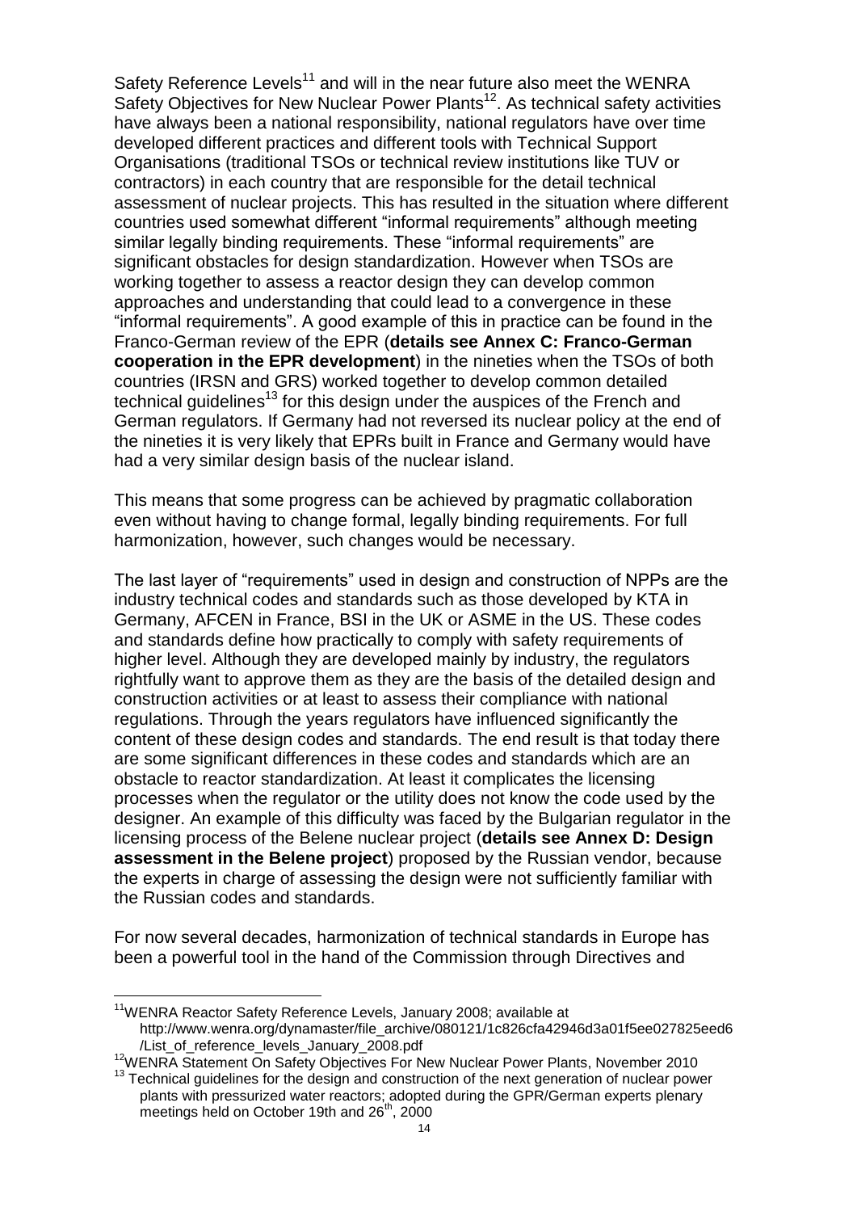Safety Reference Levels[11] and will in the near future also meet the WENRA Safety Objectives for New Nuclear Power Plants[12]. As technical safety activities have always been a national responsibility, national regulators have over time developed different practices and different tools with Technical Support Organisations (traditional TSOs or technical review institutions like TUV or contractors) in each country that are responsible for the detail technical assessment of nuclear projects. This has resulted in the situation where different countries used somewhat different "informal requirements" although meeting similar legally binding requirements. These "informal requirements" are significant obstacles for design standardization. However when TSOs are working together to assess a reactor design they can develop common approaches and understanding that could lead to a convergence in these "informal requirements". A good example of this in practice can be found in the Franco-German review of the EPR (**details see Annex C: Franco-German cooperation in the EPR development**) in the nineties when the TSOs of both countries (IRSN and GRS) worked together to develop common detailed technical guidelines[13] for this design under the auspices of the French and German regulators. If Germany had not reversed its nuclear policy at the end of the nineties it is very likely that EPRs built in France and Germany would have had a very similar design basis of the nuclear island.

This means that some progress can be achieved by pragmatic collaboration even without having to change formal, legally binding requirements. For full harmonization, however, such changes would be necessary.

The last layer of "requirements" used in design and construction of NPPs are the industry technical codes and standards such as those developed by KTA in Germany, AFCEN in France, BSI in the UK or ASME in the US. These codes and standards define how practically to comply with safety requirements of higher level. Although they are developed mainly by industry, the regulators rightfully want to approve them as they are the basis of the detailed design and construction activities or at least to assess their compliance with national regulations. Through the years regulators have influenced significantly the content of these design codes and standards. The end result is that today there are some significant differences in these codes and standards which are an obstacle to reactor standardization. At least it complicates the licensing processes when the regulator or the utility does not know the code used by the designer. An example of this difficulty was faced by the Bulgarian regulator in the licensing process of the Belene nuclear project (**details see Annex D: Design assessment in the Belene project**) proposed by the Russian vendor, because the experts in charge of assessing the design were not sufficiently familiar with the Russian codes and standards.

For now several decades, harmonization of technical standards in Europe has been a powerful tool in the hand of the Commission through Directives and

---

[11] WENRA Reactor Safety Reference Levels, January 2008; available at http://www.wenra.org/dynamaster/file_archive/080121/1c826cfa42946d3a01f5ee027825eed6/List_of_reference_levels_January_2008.pdf

[12] WENRA Statement On Safety Objectives For New Nuclear Power Plants, November 2010

[13] Technical guidelines for the design and construction of the next generation of nuclear power plants with pressurized water reactors; adopted during the GPR/German experts plenary meetings held on October 19th and 26th, 2000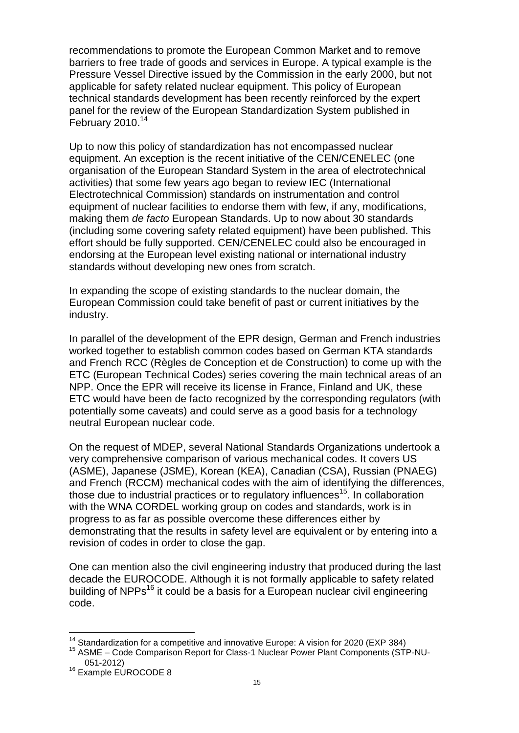recommendations to promote the European Common Market and to remove barriers to free trade of goods and services in Europe. A typical example is the Pressure Vessel Directive issued by the Commission in the early 2000, but not applicable for safety related nuclear equipment. This policy of European technical standards development has been recently reinforced by the expert panel for the review of the European Standardization System published in February 2010.[14]

Up to now this policy of standardization has not encompassed nuclear equipment. An exception is the recent initiative of the CEN/CENELEC (one organisation of the European Standard System in the area of electrotechnical activities) that some few years ago began to review IEC (International Electrotechnical Commission) standards on instrumentation and control equipment of nuclear facilities to endorse them with few, if any, modifications, making them *de facto* European Standards. Up to now about 30 standards (including some covering safety related equipment) have been published. This effort should be fully supported. CEN/CENELEC could also be encouraged in endorsing at the European level existing national or international industry standards without developing new ones from scratch.

In expanding the scope of existing standards to the nuclear domain, the European Commission could take benefit of past or current initiatives by the industry.

In parallel of the development of the EPR design, German and French industries worked together to establish common codes based on German KTA standards and French RCC (Règles de Conception et de Construction) to come up with the ETC (European Technical Codes) series covering the main technical areas of an NPP. Once the EPR will receive its license in France, Finland and UK, these ETC would have been de facto recognized by the corresponding regulators (with potentially some caveats) and could serve as a good basis for a technology neutral European nuclear code.

On the request of MDEP, several National Standards Organizations undertook a very comprehensive comparison of various mechanical codes. It covers US (ASME), Japanese (JSME), Korean (KEA), Canadian (CSA), Russian (PNAEG) and French (RCCM) mechanical codes with the aim of identifying the differences, those due to industrial practices or to regulatory influences[15]. In collaboration with the WNA CORDEL working group on codes and standards, work is in progress to as far as possible overcome these differences either by demonstrating that the results in safety level are equivalent or by entering into a revision of codes in order to close the gap.

One can mention also the civil engineering industry that produced during the last decade the EUROCODE. Although it is not formally applicable to safety related building of NPPs[16] it could be a basis for a European nuclear civil engineering code.

---

[14] Standardization for a competitive and innovative Europe: A vision for 2020 (EXP 384)

[15] ASME – Code Comparison Report for Class-1 Nuclear Power Plant Components (STP-NU-051-2012)

[16] Example EUROCODE 8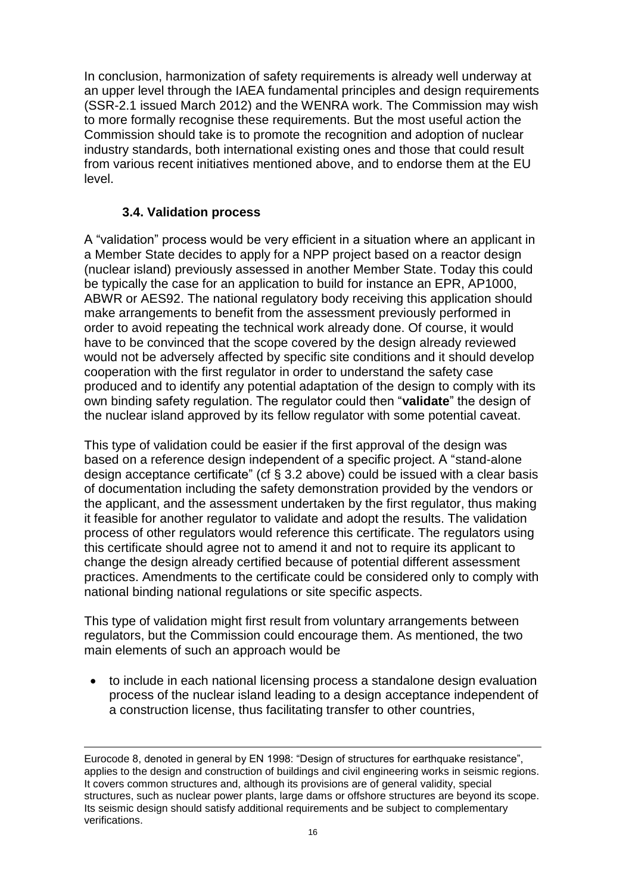In conclusion, harmonization of safety requirements is already well underway at an upper level through the IAEA fundamental principles and design requirements (SSR-2.1 issued March 2012) and the WENRA work. The Commission may wish to more formally recognise these requirements. But the most useful action the Commission should take is to promote the recognition and adoption of nuclear industry standards, both international existing ones and those that could result from various recent initiatives mentioned above, and to endorse them at the EU level.

### 3.4. Validation process

A "validation" process would be very efficient in a situation where an applicant in a Member State decides to apply for a NPP project based on a reactor design (nuclear island) previously assessed in another Member State. Today this could be typically the case for an application to build for instance an EPR, AP1000, ABWR or AES92. The national regulatory body receiving this application should make arrangements to benefit from the assessment previously performed in order to avoid repeating the technical work already done. Of course, it would have to be convinced that the scope covered by the design already reviewed would not be adversely affected by specific site conditions and it should develop cooperation with the first regulator in order to understand the safety case produced and to identify any potential adaptation of the design to comply with its own binding safety regulation. The regulator could then "**validate**" the design of the nuclear island approved by its fellow regulator with some potential caveat.

This type of validation could be easier if the first approval of the design was based on a reference design independent of a specific project. A "stand-alone design acceptance certificate" (cf § 3.2 above) could be issued with a clear basis of documentation including the safety demonstration provided by the vendors or the applicant, and the assessment undertaken by the first regulator, thus making it feasible for another regulator to validate and adopt the results. The validation process of other regulators would reference this certificate. The regulators using this certificate should agree not to amend it and not to require its applicant to change the design already certified because of potential different assessment practices. Amendments to the certificate could be considered only to comply with national binding national regulations or site specific aspects.

This type of validation might first result from voluntary arrangements between regulators, but the Commission could encourage them. As mentioned, the two main elements of such an approach would be

- to include in each national licensing process a standalone design evaluation process of the nuclear island leading to a design acceptance independent of a construction license, thus facilitating transfer to other countries,

---

Eurocode 8, denoted in general by EN 1998: "Design of structures for earthquake resistance", applies to the design and construction of buildings and civil engineering works in seismic regions. It covers common structures and, although its provisions are of general validity, special structures, such as nuclear power plants, large dams or offshore structures are beyond its scope. Its seismic design should satisfy additional requirements and be subject to complementary verifications.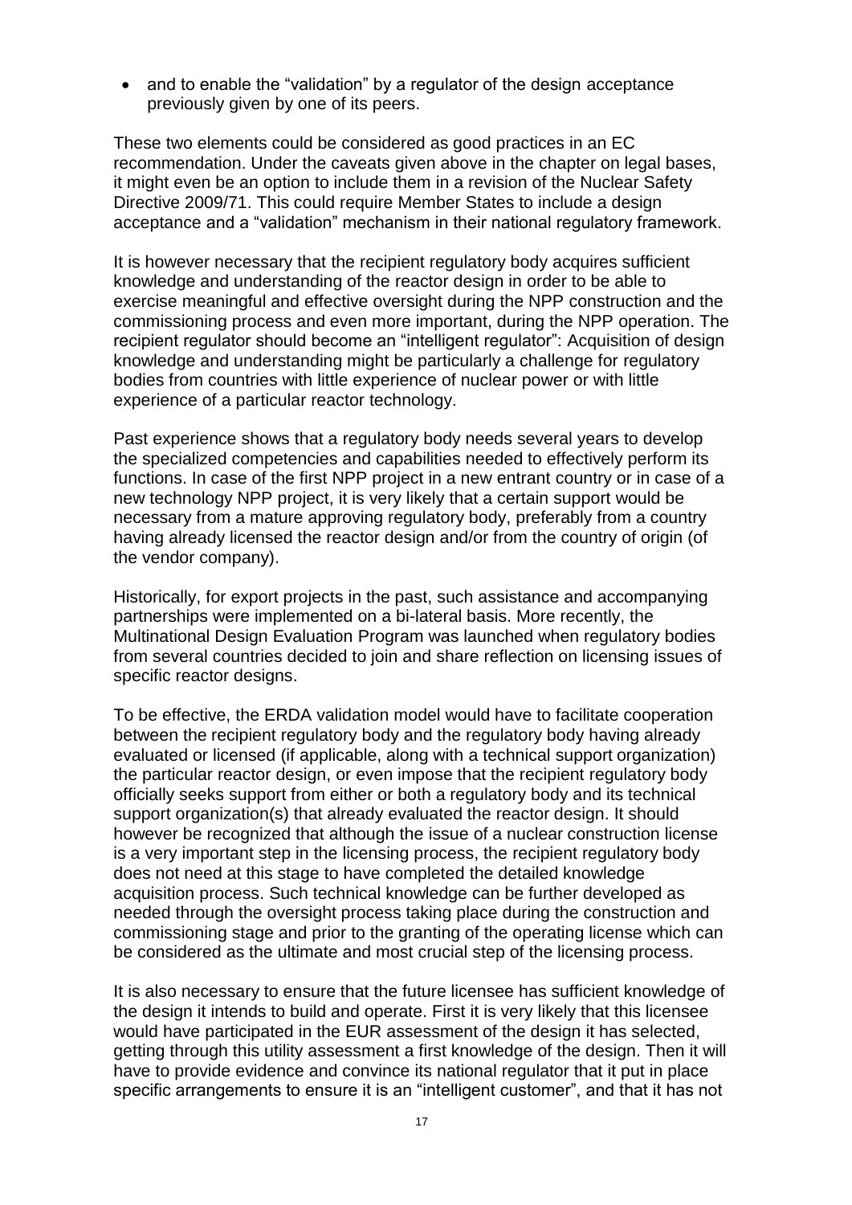- and to enable the "validation" by a regulator of the design acceptance previously given by one of its peers.

These two elements could be considered as good practices in an EC recommendation. Under the caveats given above in the chapter on legal bases, it might even be an option to include them in a revision of the Nuclear Safety Directive 2009/71. This could require Member States to include a design acceptance and a "validation" mechanism in their national regulatory framework.

It is however necessary that the recipient regulatory body acquires sufficient knowledge and understanding of the reactor design in order to be able to exercise meaningful and effective oversight during the NPP construction and the commissioning process and even more important, during the NPP operation. The recipient regulator should become an "intelligent regulator": Acquisition of design knowledge and understanding might be particularly a challenge for regulatory bodies from countries with little experience of nuclear power or with little experience of a particular reactor technology.

Past experience shows that a regulatory body needs several years to develop the specialized competencies and capabilities needed to effectively perform its functions. In case of the first NPP project in a new entrant country or in case of a new technology NPP project, it is very likely that a certain support would be necessary from a mature approving regulatory body, preferably from a country having already licensed the reactor design and/or from the country of origin (of the vendor company).

Historically, for export projects in the past, such assistance and accompanying partnerships were implemented on a bi-lateral basis. More recently, the Multinational Design Evaluation Program was launched when regulatory bodies from several countries decided to join and share reflection on licensing issues of specific reactor designs.

To be effective, the ERDA validation model would have to facilitate cooperation between the recipient regulatory body and the regulatory body having already evaluated or licensed (if applicable, along with a technical support organization) the particular reactor design, or even impose that the recipient regulatory body officially seeks support from either or both a regulatory body and its technical support organization(s) that already evaluated the reactor design. It should however be recognized that although the issue of a nuclear construction license is a very important step in the licensing process, the recipient regulatory body does not need at this stage to have completed the detailed knowledge acquisition process. Such technical knowledge can be further developed as needed through the oversight process taking place during the construction and commissioning stage and prior to the granting of the operating license which can be considered as the ultimate and most crucial step of the licensing process.

It is also necessary to ensure that the future licensee has sufficient knowledge of the design it intends to build and operate. First it is very likely that this licensee would have participated in the EUR assessment of the design it has selected, getting through this utility assessment a first knowledge of the design. Then it will have to provide evidence and convince its national regulator that it put in place specific arrangements to ensure it is an "intelligent customer", and that it has not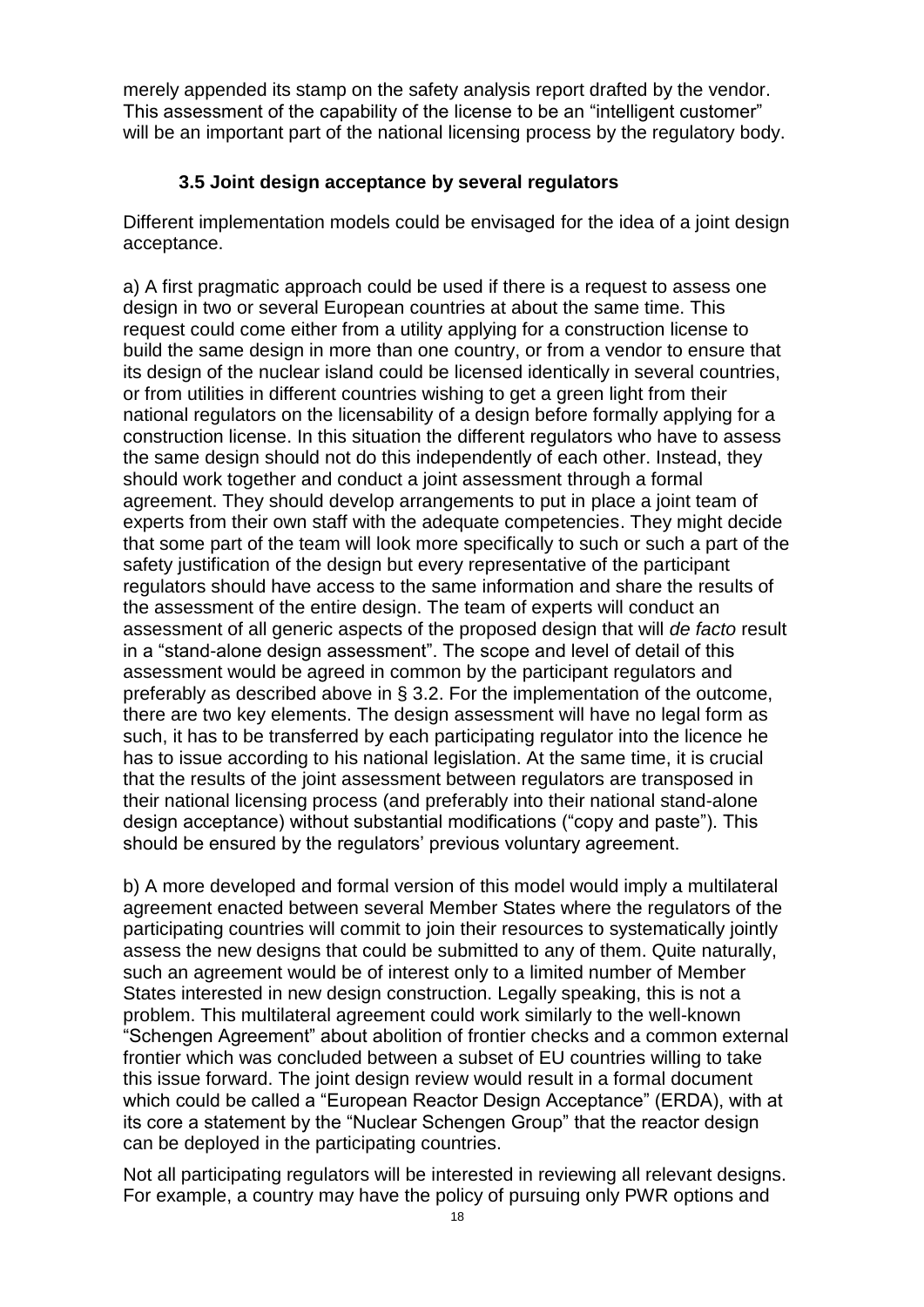merely appended its stamp on the safety analysis report drafted by the vendor. This assessment of the capability of the license to be an "intelligent customer" will be an important part of the national licensing process by the regulatory body.

### 3.5 Joint design acceptance by several regulators

Different implementation models could be envisaged for the idea of a joint design acceptance.

a) A first pragmatic approach could be used if there is a request to assess one design in two or several European countries at about the same time. This request could come either from a utility applying for a construction license to build the same design in more than one country, or from a vendor to ensure that its design of the nuclear island could be licensed identically in several countries, or from utilities in different countries wishing to get a green light from their national regulators on the licensability of a design before formally applying for a construction license. In this situation the different regulators who have to assess the same design should not do this independently of each other. Instead, they should work together and conduct a joint assessment through a formal agreement. They should develop arrangements to put in place a joint team of experts from their own staff with the adequate competencies. They might decide that some part of the team will look more specifically to such or such a part of the safety justification of the design but every representative of the participant regulators should have access to the same information and share the results of the assessment of the entire design. The team of experts will conduct an assessment of all generic aspects of the proposed design that will *de facto* result in a "stand-alone design assessment". The scope and level of detail of this assessment would be agreed in common by the participant regulators and preferably as described above in § 3.2. For the implementation of the outcome, there are two key elements. The design assessment will have no legal form as such, it has to be transferred by each participating regulator into the licence he has to issue according to his national legislation. At the same time, it is crucial that the results of the joint assessment between regulators are transposed in their national licensing process (and preferably into their national stand-alone design acceptance) without substantial modifications ("copy and paste"). This should be ensured by the regulators' previous voluntary agreement.

b) A more developed and formal version of this model would imply a multilateral agreement enacted between several Member States where the regulators of the participating countries will commit to join their resources to systematically jointly assess the new designs that could be submitted to any of them. Quite naturally, such an agreement would be of interest only to a limited number of Member States interested in new design construction. Legally speaking, this is not a problem. This multilateral agreement could work similarly to the well-known "Schengen Agreement" about abolition of frontier checks and a common external frontier which was concluded between a subset of EU countries willing to take this issue forward. The joint design review would result in a formal document which could be called a "European Reactor Design Acceptance" (ERDA), with at its core a statement by the "Nuclear Schengen Group" that the reactor design can be deployed in the participating countries.

Not all participating regulators will be interested in reviewing all relevant designs. For example, a country may have the policy of pursuing only PWR options and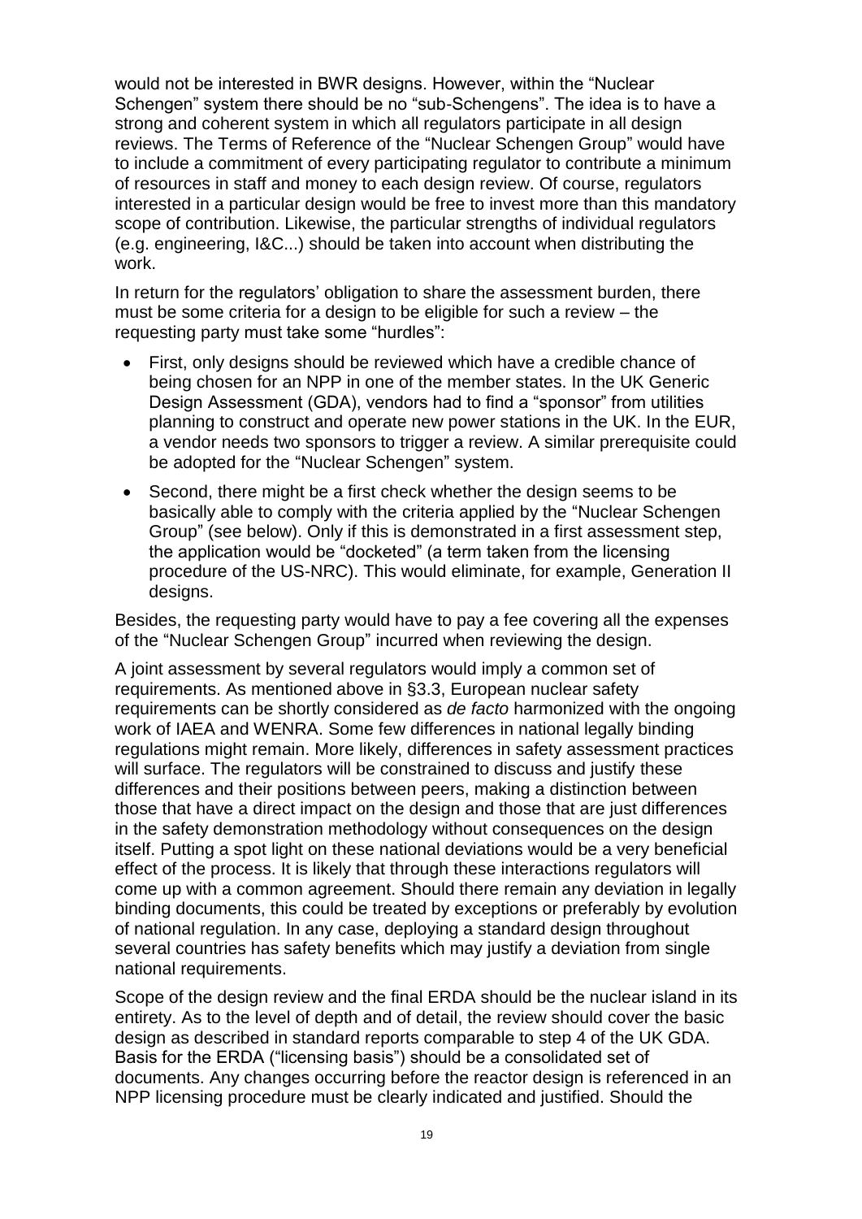would not be interested in BWR designs. However, within the “Nuclear Schengen” system there should be no “sub-Schengens”. The idea is to have a strong and coherent system in which all regulators participate in all design reviews. The Terms of Reference of the “Nuclear Schengen Group” would have to include a commitment of every participating regulator to contribute a minimum of resources in staff and money to each design review. Of course, regulators interested in a particular design would be free to invest more than this mandatory scope of contribution. Likewise, the particular strengths of individual regulators (e.g. engineering, I&C...) should be taken into account when distributing the work.

In return for the regulators’ obligation to share the assessment burden, there must be some criteria for a design to be eligible for such a review – the requesting party must take some “hurdles”:

- First, only designs should be reviewed which have a credible chance of being chosen for an NPP in one of the member states. In the UK Generic Design Assessment (GDA), vendors had to find a “sponsor” from utilities planning to construct and operate new power stations in the UK. In the EUR, a vendor needs two sponsors to trigger a review. A similar prerequisite could be adopted for the “Nuclear Schengen” system.
- Second, there might be a first check whether the design seems to be basically able to comply with the criteria applied by the “Nuclear Schengen Group” (see below). Only if this is demonstrated in a first assessment step, the application would be “docketed” (a term taken from the licensing procedure of the US-NRC). This would eliminate, for example, Generation II designs.

Besides, the requesting party would have to pay a fee covering all the expenses of the “Nuclear Schengen Group” incurred when reviewing the design.

A joint assessment by several regulators would imply a common set of requirements. As mentioned above in §3.3, European nuclear safety requirements can be shortly considered as *de facto* harmonized with the ongoing work of IAEA and WENRA. Some few differences in national legally binding regulations might remain. More likely, differences in safety assessment practices will surface. The regulators will be constrained to discuss and justify these differences and their positions between peers, making a distinction between those that have a direct impact on the design and those that are just differences in the safety demonstration methodology without consequences on the design itself. Putting a spot light on these national deviations would be a very beneficial effect of the process. It is likely that through these interactions regulators will come up with a common agreement. Should there remain any deviation in legally binding documents, this could be treated by exceptions or preferably by evolution of national regulation. In any case, deploying a standard design throughout several countries has safety benefits which may justify a deviation from single national requirements.

Scope of the design review and the final ERDA should be the nuclear island in its entirety. As to the level of depth and of detail, the review should cover the basic design as described in standard reports comparable to step 4 of the UK GDA. Basis for the ERDA (“licensing basis”) should be a consolidated set of documents. Any changes occurring before the reactor design is referenced in an NPP licensing procedure must be clearly indicated and justified. Should the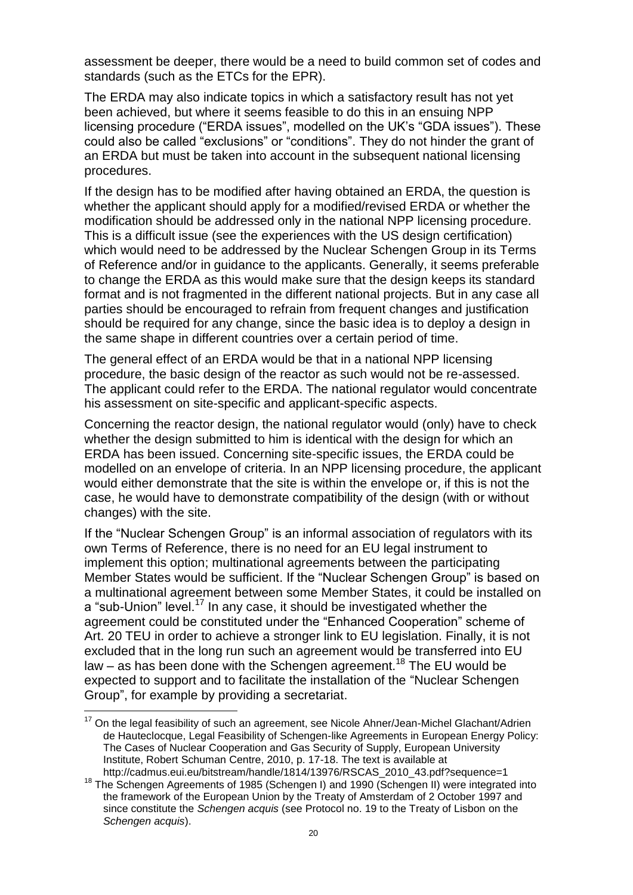assessment be deeper, there would be a need to build common set of codes and standards (such as the ETCs for the EPR).

The ERDA may also indicate topics in which a satisfactory result has not yet been achieved, but where it seems feasible to do this in an ensuing NPP licensing procedure ("ERDA issues", modelled on the UK's "GDA issues"). These could also be called "exclusions" or "conditions". They do not hinder the grant of an ERDA but must be taken into account in the subsequent national licensing procedures.

If the design has to be modified after having obtained an ERDA, the question is whether the applicant should apply for a modified/revised ERDA or whether the modification should be addressed only in the national NPP licensing procedure. This is a difficult issue (see the experiences with the US design certification) which would need to be addressed by the Nuclear Schengen Group in its Terms of Reference and/or in guidance to the applicants. Generally, it seems preferable to change the ERDA as this would make sure that the design keeps its standard format and is not fragmented in the different national projects. But in any case all parties should be encouraged to refrain from frequent changes and justification should be required for any change, since the basic idea is to deploy a design in the same shape in different countries over a certain period of time.

The general effect of an ERDA would be that in a national NPP licensing procedure, the basic design of the reactor as such would not be re-assessed. The applicant could refer to the ERDA. The national regulator would concentrate his assessment on site-specific and applicant-specific aspects.

Concerning the reactor design, the national regulator would (only) have to check whether the design submitted to him is identical with the design for which an ERDA has been issued. Concerning site-specific issues, the ERDA could be modelled on an envelope of criteria. In an NPP licensing procedure, the applicant would either demonstrate that the site is within the envelope or, if this is not the case, he would have to demonstrate compatibility of the design (with or without changes) with the site.

If the "Nuclear Schengen Group" is an informal association of regulators with its own Terms of Reference, there is no need for an EU legal instrument to implement this option; multinational agreements between the participating Member States would be sufficient. If the "Nuclear Schengen Group" is based on a multinational agreement between some Member States, it could be installed on a "sub-Union" level.[17] In any case, it should be investigated whether the agreement could be constituted under the "Enhanced Cooperation" scheme of Art. 20 TEU in order to achieve a stronger link to EU legislation. Finally, it is not excluded that in the long run such an agreement would be transferred into EU law – as has been done with the Schengen agreement.[18] The EU would be expected to support and to facilitate the installation of the "Nuclear Schengen Group", for example by providing a secretariat.

---

[17] On the legal feasibility of such an agreement, see Nicole Ahner/Jean-Michel Glachant/Adrien de Hauteclocque, Legal Feasibility of Schengen-like Agreements in European Energy Policy: The Cases of Nuclear Cooperation and Gas Security of Supply, European University Institute, Robert Schuman Centre, 2010, p. 17-18. The text is available at http://cadmus.eui.eu/bitstream/handle/1814/13976/RSCAS_2010_43.pdf?sequence=1

[18] The Schengen Agreements of 1985 (Schengen I) and 1990 (Schengen II) were integrated into the framework of the European Union by the Treaty of Amsterdam of 2 October 1997 and since constitute the *Schengen acquis* (see Protocol no. 19 to the Treaty of Lisbon on the *Schengen acquis*).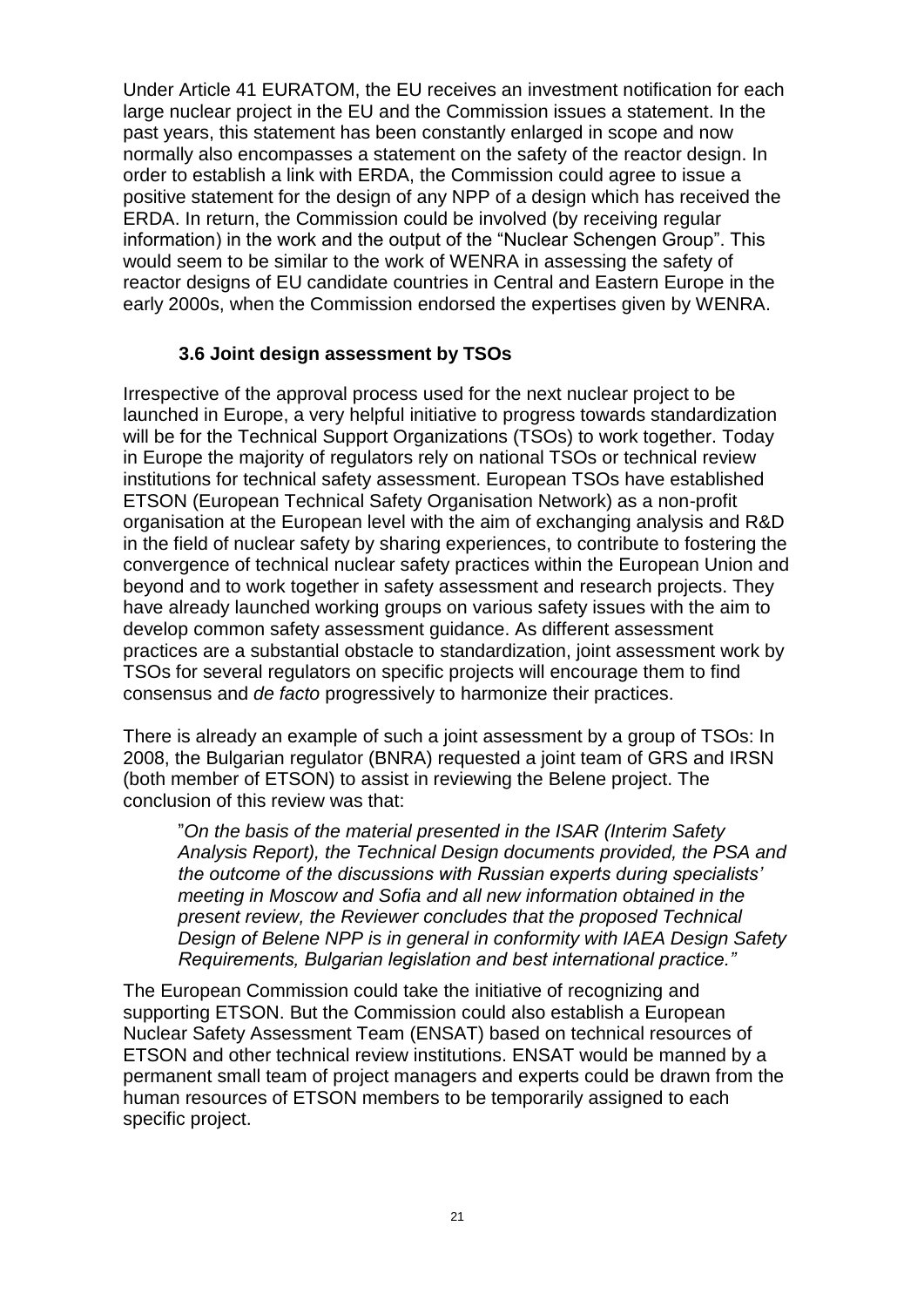Under Article 41 EURATOM, the EU receives an investment notification for each large nuclear project in the EU and the Commission issues a statement. In the past years, this statement has been constantly enlarged in scope and now normally also encompasses a statement on the safety of the reactor design. In order to establish a link with ERDA, the Commission could agree to issue a positive statement for the design of any NPP of a design which has received the ERDA. In return, the Commission could be involved (by receiving regular information) in the work and the output of the "Nuclear Schengen Group". This would seem to be similar to the work of WENRA in assessing the safety of reactor designs of EU candidate countries in Central and Eastern Europe in the early 2000s, when the Commission endorsed the expertises given by WENRA.

### 3.6 Joint design assessment by TSOs

Irrespective of the approval process used for the next nuclear project to be launched in Europe, a very helpful initiative to progress towards standardization will be for the Technical Support Organizations (TSOs) to work together. Today in Europe the majority of regulators rely on national TSOs or technical review institutions for technical safety assessment. European TSOs have established ETSON (European Technical Safety Organisation Network) as a non-profit organisation at the European level with the aim of exchanging analysis and R&D in the field of nuclear safety by sharing experiences, to contribute to fostering the convergence of technical nuclear safety practices within the European Union and beyond and to work together in safety assessment and research projects. They have already launched working groups on various safety issues with the aim to develop common safety assessment guidance. As different assessment practices are a substantial obstacle to standardization, joint assessment work by TSOs for several regulators on specific projects will encourage them to find consensus and *de facto* progressively to harmonize their practices.

There is already an example of such a joint assessment by a group of TSOs: In 2008, the Bulgarian regulator (BNRA) requested a joint team of GRS and IRSN (both member of ETSON) to assist in reviewing the Belene project. The conclusion of this review was that:

> "*On the basis of the material presented in the ISAR (Interim Safety Analysis Report), the Technical Design documents provided, the PSA and the outcome of the discussions with Russian experts during specialists' meeting in Moscow and Sofia and all new information obtained in the present review, the Reviewer concludes that the proposed Technical Design of Belene NPP is in general in conformity with IAEA Design Safety Requirements, Bulgarian legislation and best international practice."*

The European Commission could take the initiative of recognizing and supporting ETSON. But the Commission could also establish a European Nuclear Safety Assessment Team (ENSAT) based on technical resources of ETSON and other technical review institutions. ENSAT would be manned by a permanent small team of project managers and experts could be drawn from the human resources of ETSON members to be temporarily assigned to each specific project.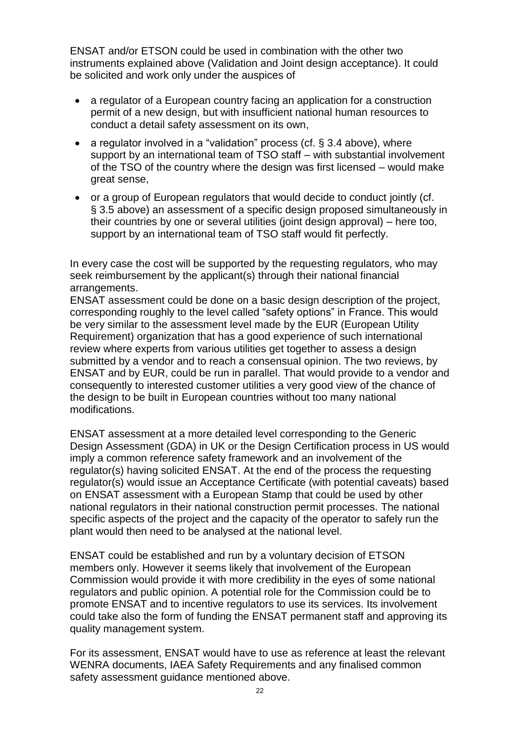ENSAT and/or ETSON could be used in combination with the other two instruments explained above (Validation and Joint design acceptance). It could be solicited and work only under the auspices of

- a regulator of a European country facing an application for a construction permit of a new design, but with insufficient national human resources to conduct a detail safety assessment on its own,
- a regulator involved in a "validation" process (cf. § 3.4 above), where support by an international team of TSO staff – with substantial involvement of the TSO of the country where the design was first licensed – would make great sense,
- or a group of European regulators that would decide to conduct jointly (cf. § 3.5 above) an assessment of a specific design proposed simultaneously in their countries by one or several utilities (joint design approval) – here too, support by an international team of TSO staff would fit perfectly.

In every case the cost will be supported by the requesting regulators, who may seek reimbursement by the applicant(s) through their national financial arrangements.

ENSAT assessment could be done on a basic design description of the project, corresponding roughly to the level called "safety options" in France. This would be very similar to the assessment level made by the EUR (European Utility Requirement) organization that has a good experience of such international review where experts from various utilities get together to assess a design submitted by a vendor and to reach a consensual opinion. The two reviews, by ENSAT and by EUR, could be run in parallel. That would provide to a vendor and consequently to interested customer utilities a very good view of the chance of the design to be built in European countries without too many national modifications.

ENSAT assessment at a more detailed level corresponding to the Generic Design Assessment (GDA) in UK or the Design Certification process in US would imply a common reference safety framework and an involvement of the regulator(s) having solicited ENSAT. At the end of the process the requesting regulator(s) would issue an Acceptance Certificate (with potential caveats) based on ENSAT assessment with a European Stamp that could be used by other national regulators in their national construction permit processes. The national specific aspects of the project and the capacity of the operator to safely run the plant would then need to be analysed at the national level.

ENSAT could be established and run by a voluntary decision of ETSON members only. However it seems likely that involvement of the European Commission would provide it with more credibility in the eyes of some national regulators and public opinion. A potential role for the Commission could be to promote ENSAT and to incentive regulators to use its services. Its involvement could take also the form of funding the ENSAT permanent staff and approving its quality management system.

For its assessment, ENSAT would have to use as reference at least the relevant WENRA documents, IAEA Safety Requirements and any finalised common safety assessment guidance mentioned above.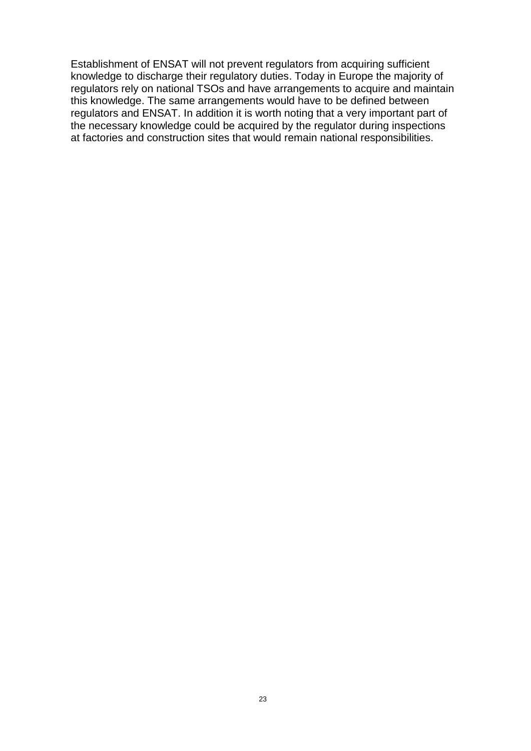Establishment of ENSAT will not prevent regulators from acquiring sufficient knowledge to discharge their regulatory duties. Today in Europe the majority of regulators rely on national TSOs and have arrangements to acquire and maintain this knowledge. The same arrangements would have to be defined between regulators and ENSAT. In addition it is worth noting that a very important part of the necessary knowledge could be acquired by the regulator during inspections at factories and construction sites that would remain national responsibilities.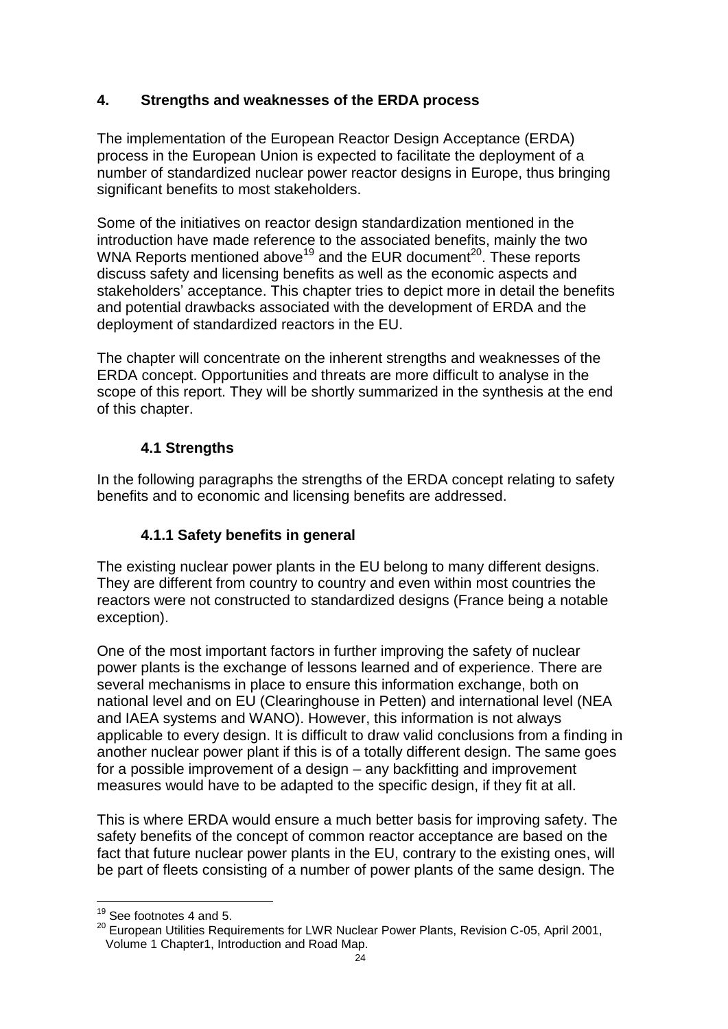## 4. Strengths and weaknesses of the ERDA process

The implementation of the European Reactor Design Acceptance (ERDA) process in the European Union is expected to facilitate the deployment of a number of standardized nuclear power reactor designs in Europe, thus bringing significant benefits to most stakeholders.

Some of the initiatives on reactor design standardization mentioned in the introduction have made reference to the associated benefits, mainly the two WNA Reports mentioned above[19] and the EUR document[20]. These reports discuss safety and licensing benefits as well as the economic aspects and stakeholders' acceptance. This chapter tries to depict more in detail the benefits and potential drawbacks associated with the development of ERDA and the deployment of standardized reactors in the EU.

The chapter will concentrate on the inherent strengths and weaknesses of the ERDA concept. Opportunities and threats are more difficult to analyse in the scope of this report. They will be shortly summarized in the synthesis at the end of this chapter.

### 4.1 Strengths

In the following paragraphs the strengths of the ERDA concept relating to safety benefits and to economic and licensing benefits are addressed.

#### 4.1.1 Safety benefits in general

The existing nuclear power plants in the EU belong to many different designs. They are different from country to country and even within most countries the reactors were not constructed to standardized designs (France being a notable exception).

One of the most important factors in further improving the safety of nuclear power plants is the exchange of lessons learned and of experience. There are several mechanisms in place to ensure this information exchange, both on national level and on EU (Clearinghouse in Petten) and international level (NEA and IAEA systems and WANO). However, this information is not always applicable to every design. It is difficult to draw valid conclusions from a finding in another nuclear power plant if this is of a totally different design. The same goes for a possible improvement of a design – any backfitting and improvement measures would have to be adapted to the specific design, if they fit at all.

This is where ERDA would ensure a much better basis for improving safety. The safety benefits of the concept of common reactor acceptance are based on the fact that future nuclear power plants in the EU, contrary to the existing ones, will be part of fleets consisting of a number of power plants of the same design. The

---

[19] See footnotes 4 and 5.

[20] European Utilities Requirements for LWR Nuclear Power Plants, Revision C-05, April 2001, Volume 1 Chapter1, Introduction and Road Map.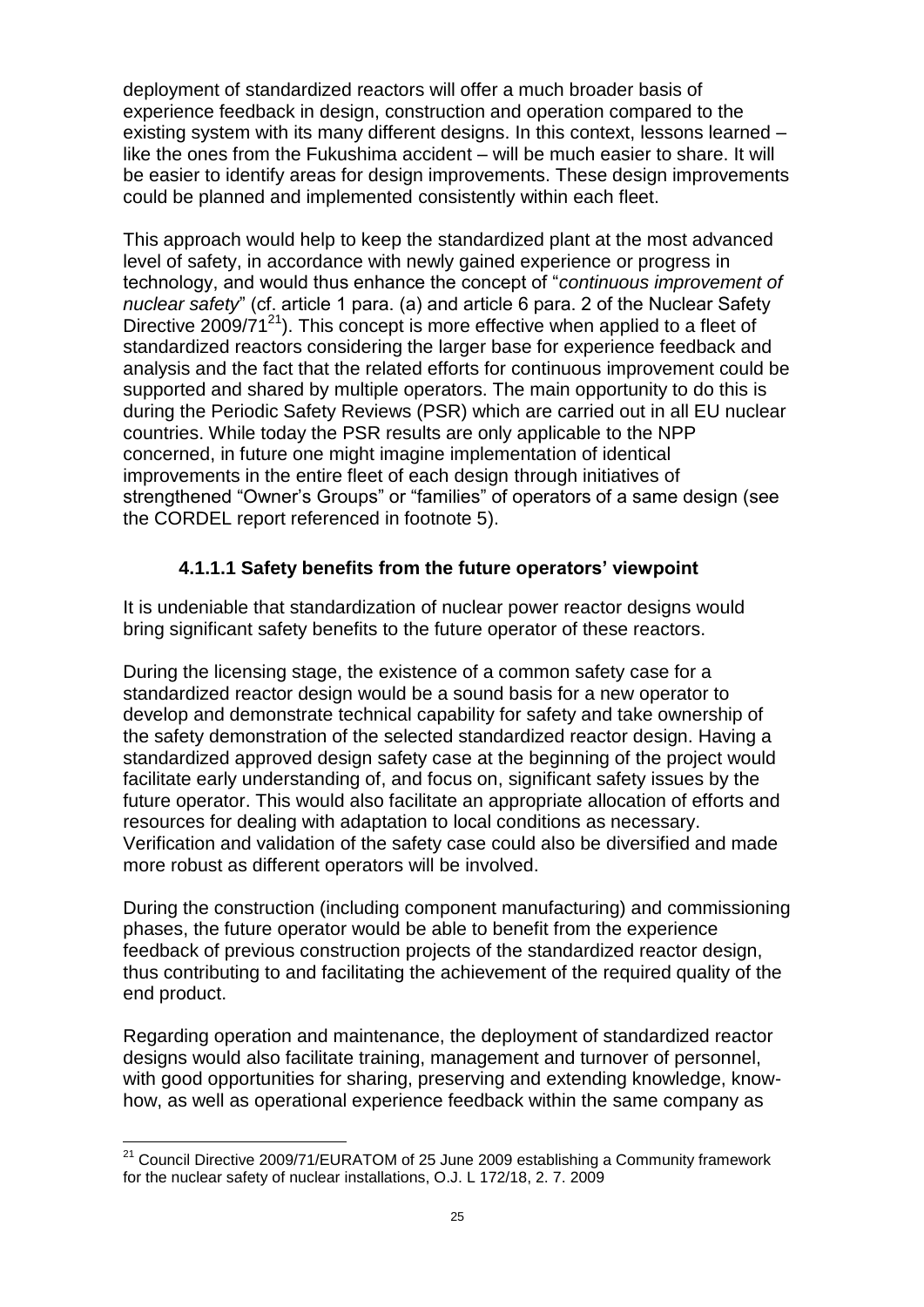deployment of standardized reactors will offer a much broader basis of experience feedback in design, construction and operation compared to the existing system with its many different designs. In this context, lessons learned – like the ones from the Fukushima accident – will be much easier to share. It will be easier to identify areas for design improvements. These design improvements could be planned and implemented consistently within each fleet.

This approach would help to keep the standardized plant at the most advanced level of safety, in accordance with newly gained experience or progress in technology, and would thus enhance the concept of "*continuous improvement of nuclear safety*" (cf. article 1 para. (a) and article 6 para. 2 of the Nuclear Safety Directive 2009/71[21]). This concept is more effective when applied to a fleet of standardized reactors considering the larger base for experience feedback and analysis and the fact that the related efforts for continuous improvement could be supported and shared by multiple operators. The main opportunity to do this is during the Periodic Safety Reviews (PSR) which are carried out in all EU nuclear countries. While today the PSR results are only applicable to the NPP concerned, in future one might imagine implementation of identical improvements in the entire fleet of each design through initiatives of strengthened "Owner's Groups" or "families" of operators of a same design (see the CORDEL report referenced in footnote 5).

#### 4.1.1.1 Safety benefits from the future operators' viewpoint

It is undeniable that standardization of nuclear power reactor designs would bring significant safety benefits to the future operator of these reactors.

During the licensing stage, the existence of a common safety case for a standardized reactor design would be a sound basis for a new operator to develop and demonstrate technical capability for safety and take ownership of the safety demonstration of the selected standardized reactor design. Having a standardized approved design safety case at the beginning of the project would facilitate early understanding of, and focus on, significant safety issues by the future operator. This would also facilitate an appropriate allocation of efforts and resources for dealing with adaptation to local conditions as necessary. Verification and validation of the safety case could also be diversified and made more robust as different operators will be involved.

During the construction (including component manufacturing) and commissioning phases, the future operator would be able to benefit from the experience feedback of previous construction projects of the standardized reactor design, thus contributing to and facilitating the achievement of the required quality of the end product.

Regarding operation and maintenance, the deployment of standardized reactor designs would also facilitate training, management and turnover of personnel, with good opportunities for sharing, preserving and extending knowledge, know-how, as well as operational experience feedback within the same company as

---

[21] Council Directive 2009/71/EURATOM of 25 June 2009 establishing a Community framework for the nuclear safety of nuclear installations, O.J. L 172/18, 2. 7. 2009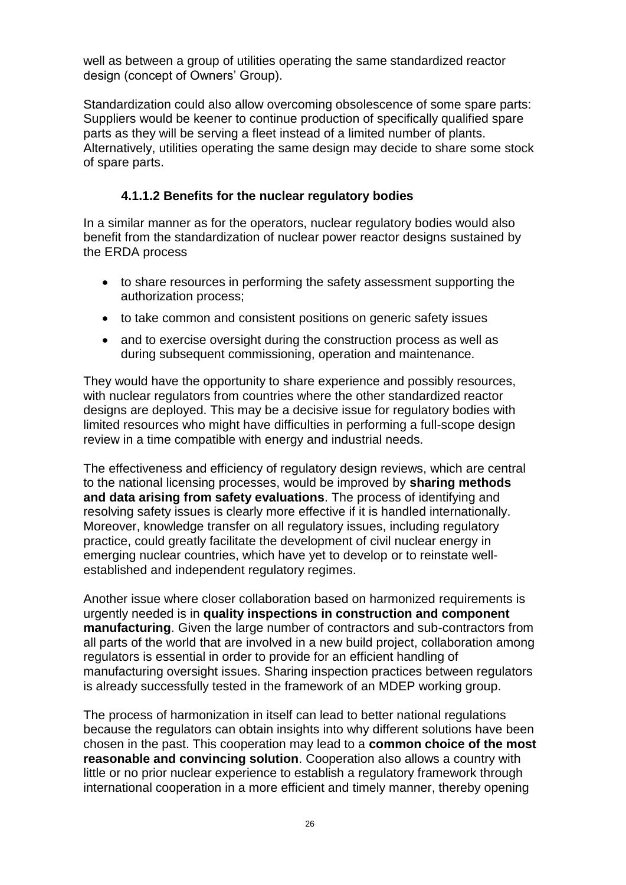well as between a group of utilities operating the same standardized reactor design (concept of Owners' Group).

Standardization could also allow overcoming obsolescence of some spare parts: Suppliers would be keener to continue production of specifically qualified spare parts as they will be serving a fleet instead of a limited number of plants. Alternatively, utilities operating the same design may decide to share some stock of spare parts.

#### 4.1.1.2 Benefits for the nuclear regulatory bodies

In a similar manner as for the operators, nuclear regulatory bodies would also benefit from the standardization of nuclear power reactor designs sustained by the ERDA process

- to share resources in performing the safety assessment supporting the authorization process;
- to take common and consistent positions on generic safety issues
- and to exercise oversight during the construction process as well as during subsequent commissioning, operation and maintenance.

They would have the opportunity to share experience and possibly resources, with nuclear regulators from countries where the other standardized reactor designs are deployed. This may be a decisive issue for regulatory bodies with limited resources who might have difficulties in performing a full-scope design review in a time compatible with energy and industrial needs.

The effectiveness and efficiency of regulatory design reviews, which are central to the national licensing processes, would be improved by **sharing methods and data arising from safety evaluations**. The process of identifying and resolving safety issues is clearly more effective if it is handled internationally. Moreover, knowledge transfer on all regulatory issues, including regulatory practice, could greatly facilitate the development of civil nuclear energy in emerging nuclear countries, which have yet to develop or to reinstate well-established and independent regulatory regimes.

Another issue where closer collaboration based on harmonized requirements is urgently needed is in **quality inspections in construction and component manufacturing**. Given the large number of contractors and sub-contractors from all parts of the world that are involved in a new build project, collaboration among regulators is essential in order to provide for an efficient handling of manufacturing oversight issues. Sharing inspection practices between regulators is already successfully tested in the framework of an MDEP working group.

The process of harmonization in itself can lead to better national regulations because the regulators can obtain insights into why different solutions have been chosen in the past. This cooperation may lead to a **common choice of the most reasonable and convincing solution**. Cooperation also allows a country with little or no prior nuclear experience to establish a regulatory framework through international cooperation in a more efficient and timely manner, thereby opening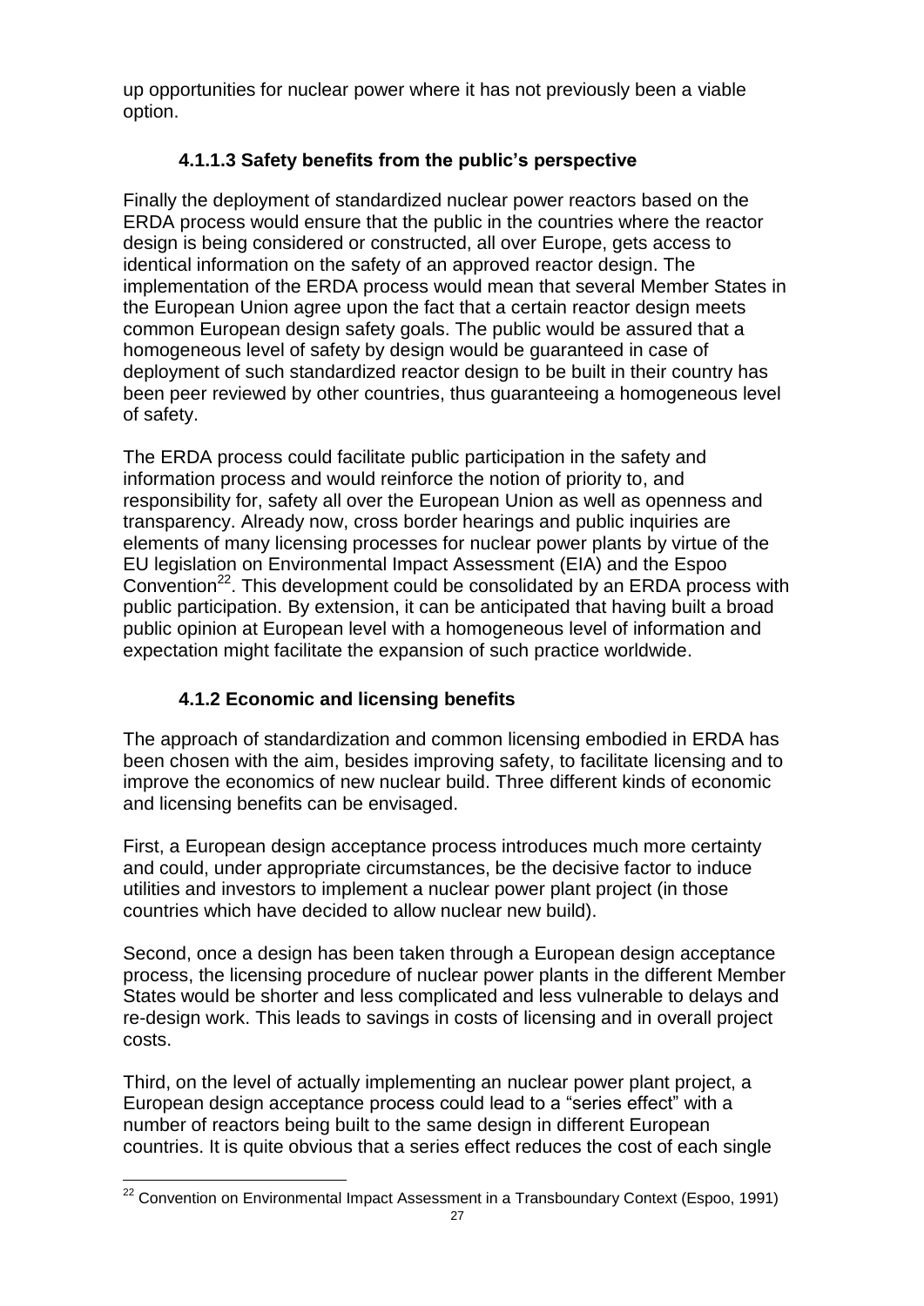up opportunities for nuclear power where it has not previously been a viable option.

#### 4.1.1.3 Safety benefits from the public's perspective

Finally the deployment of standardized nuclear power reactors based on the ERDA process would ensure that the public in the countries where the reactor design is being considered or constructed, all over Europe, gets access to identical information on the safety of an approved reactor design. The implementation of the ERDA process would mean that several Member States in the European Union agree upon the fact that a certain reactor design meets common European design safety goals. The public would be assured that a homogeneous level of safety by design would be guaranteed in case of deployment of such standardized reactor design to be built in their country has been peer reviewed by other countries, thus guaranteeing a homogeneous level of safety.

The ERDA process could facilitate public participation in the safety and information process and would reinforce the notion of priority to, and responsibility for, safety all over the European Union as well as openness and transparency. Already now, cross border hearings and public inquiries are elements of many licensing processes for nuclear power plants by virtue of the EU legislation on Environmental Impact Assessment (EIA) and the Espoo Convention[22]. This development could be consolidated by an ERDA process with public participation. By extension, it can be anticipated that having built a broad public opinion at European level with a homogeneous level of information and expectation might facilitate the expansion of such practice worldwide.

### 4.1.2 Economic and licensing benefits

The approach of standardization and common licensing embodied in ERDA has been chosen with the aim, besides improving safety, to facilitate licensing and to improve the economics of new nuclear build. Three different kinds of economic and licensing benefits can be envisaged.

First, a European design acceptance process introduces much more certainty and could, under appropriate circumstances, be the decisive factor to induce utilities and investors to implement a nuclear power plant project (in those countries which have decided to allow nuclear new build).

Second, once a design has been taken through a European design acceptance process, the licensing procedure of nuclear power plants in the different Member States would be shorter and less complicated and less vulnerable to delays and re-design work. This leads to savings in costs of licensing and in overall project costs.

Third, on the level of actually implementing an nuclear power plant project, a European design acceptance process could lead to a "series effect" with a number of reactors being built to the same design in different European countries. It is quite obvious that a series effect reduces the cost of each single

[22] Convention on Environmental Impact Assessment in a Transboundary Context (Espoo, 1991)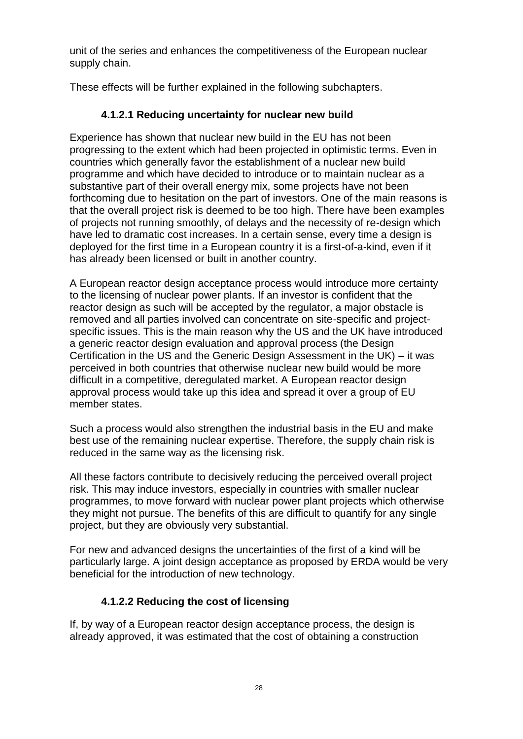unit of the series and enhances the competitiveness of the European nuclear supply chain.

These effects will be further explained in the following subchapters.

#### 4.1.2.1 Reducing uncertainty for nuclear new build

Experience has shown that nuclear new build in the EU has not been progressing to the extent which had been projected in optimistic terms. Even in countries which generally favor the establishment of a nuclear new build programme and which have decided to introduce or to maintain nuclear as a substantive part of their overall energy mix, some projects have not been forthcoming due to hesitation on the part of investors. One of the main reasons is that the overall project risk is deemed to be too high. There have been examples of projects not running smoothly, of delays and the necessity of re-design which have led to dramatic cost increases. In a certain sense, every time a design is deployed for the first time in a European country it is a first-of-a-kind, even if it has already been licensed or built in another country.

A European reactor design acceptance process would introduce more certainty to the licensing of nuclear power plants. If an investor is confident that the reactor design as such will be accepted by the regulator, a major obstacle is removed and all parties involved can concentrate on site-specific and project-specific issues. This is the main reason why the US and the UK have introduced a generic reactor design evaluation and approval process (the Design Certification in the US and the Generic Design Assessment in the UK) – it was perceived in both countries that otherwise nuclear new build would be more difficult in a competitive, deregulated market. A European reactor design approval process would take up this idea and spread it over a group of EU member states.

Such a process would also strengthen the industrial basis in the EU and make best use of the remaining nuclear expertise. Therefore, the supply chain risk is reduced in the same way as the licensing risk.

All these factors contribute to decisively reducing the perceived overall project risk. This may induce investors, especially in countries with smaller nuclear programmes, to move forward with nuclear power plant projects which otherwise they might not pursue. The benefits of this are difficult to quantify for any single project, but they are obviously very substantial.

For new and advanced designs the uncertainties of the first of a kind will be particularly large. A joint design acceptance as proposed by ERDA would be very beneficial for the introduction of new technology.

#### 4.1.2.2 Reducing the cost of licensing

If, by way of a European reactor design acceptance process, the design is already approved, it was estimated that the cost of obtaining a construction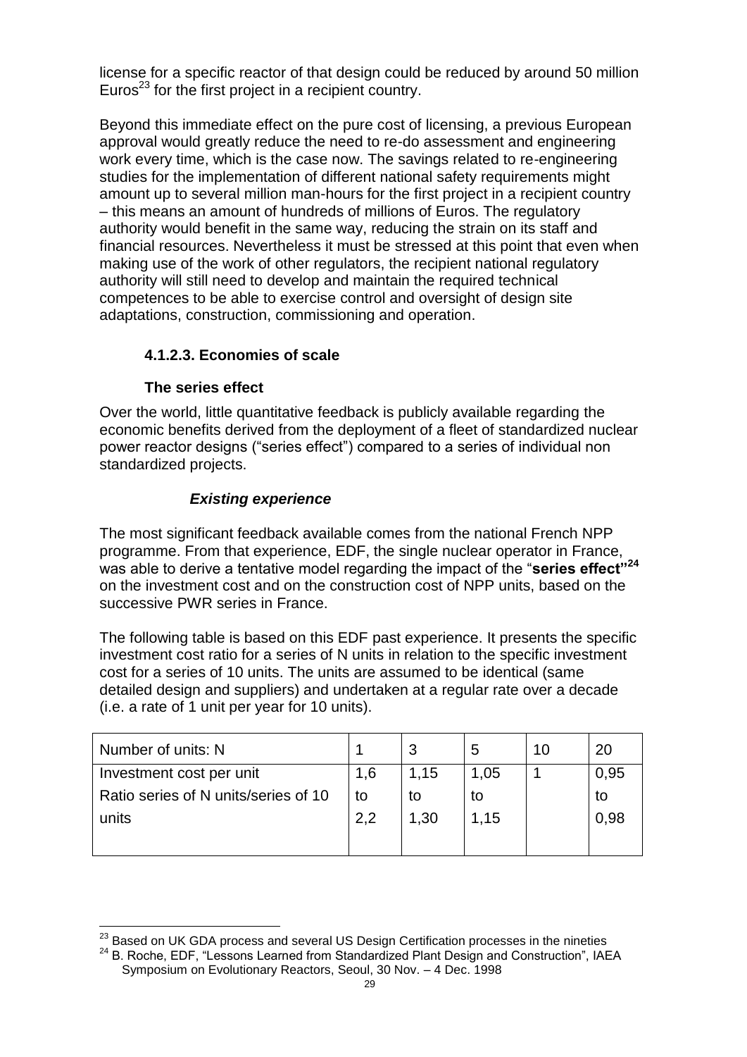license for a specific reactor of that design could be reduced by around 50 million Euros[23] for the first project in a recipient country.

Beyond this immediate effect on the pure cost of licensing, a previous European approval would greatly reduce the need to re-do assessment and engineering work every time, which is the case now. The savings related to re-engineering studies for the implementation of different national safety requirements might amount up to several million man-hours for the first project in a recipient country – this means an amount of hundreds of millions of Euros. The regulatory authority would benefit in the same way, reducing the strain on its staff and financial resources. Nevertheless it must be stressed at this point that even when making use of the work of other regulators, the recipient national regulatory authority will still need to develop and maintain the required technical competences to be able to exercise control and oversight of design site adaptations, construction, commissioning and operation.

### 4.1.2.3. Economies of scale

#### The series effect

Over the world, little quantitative feedback is publicly available regarding the economic benefits derived from the deployment of a fleet of standardized nuclear power reactor designs ("series effect") compared to a series of individual non standardized projects.

##### *Existing experience*

The most significant feedback available comes from the national French NPP programme. From that experience, EDF, the single nuclear operator in France, was able to derive a tentative model regarding the impact of the "**series effect**"[24] on the investment cost and on the construction cost of NPP units, based on the successive PWR series in France.

The following table is based on this EDF past experience. It presents the specific investment cost ratio for a series of N units in relation to the specific investment cost for a series of 10 units. The units are assumed to be identical (same detailed design and suppliers) and undertaken at a regular rate over a decade (i.e. a rate of 1 unit per year for 10 units).

| Number of units: N | 1 | 3 | 5 | 10 | 20 |
|---|---|---|---|---|---|
| Investment cost per unit Ratio series of N units/series of 10 units | 1,6 to 2,2 | 1,15 to 1,30 | 1,05 to 1,15 | 1 | 0,95 to 0,98 |

[23] Based on UK GDA process and several US Design Certification processes in the nineties

[24] B. Roche, EDF, "Lessons Learned from Standardized Plant Design and Construction", IAEA Symposium on Evolutionary Reactors, Seoul, 30 Nov. – 4 Dec. 1998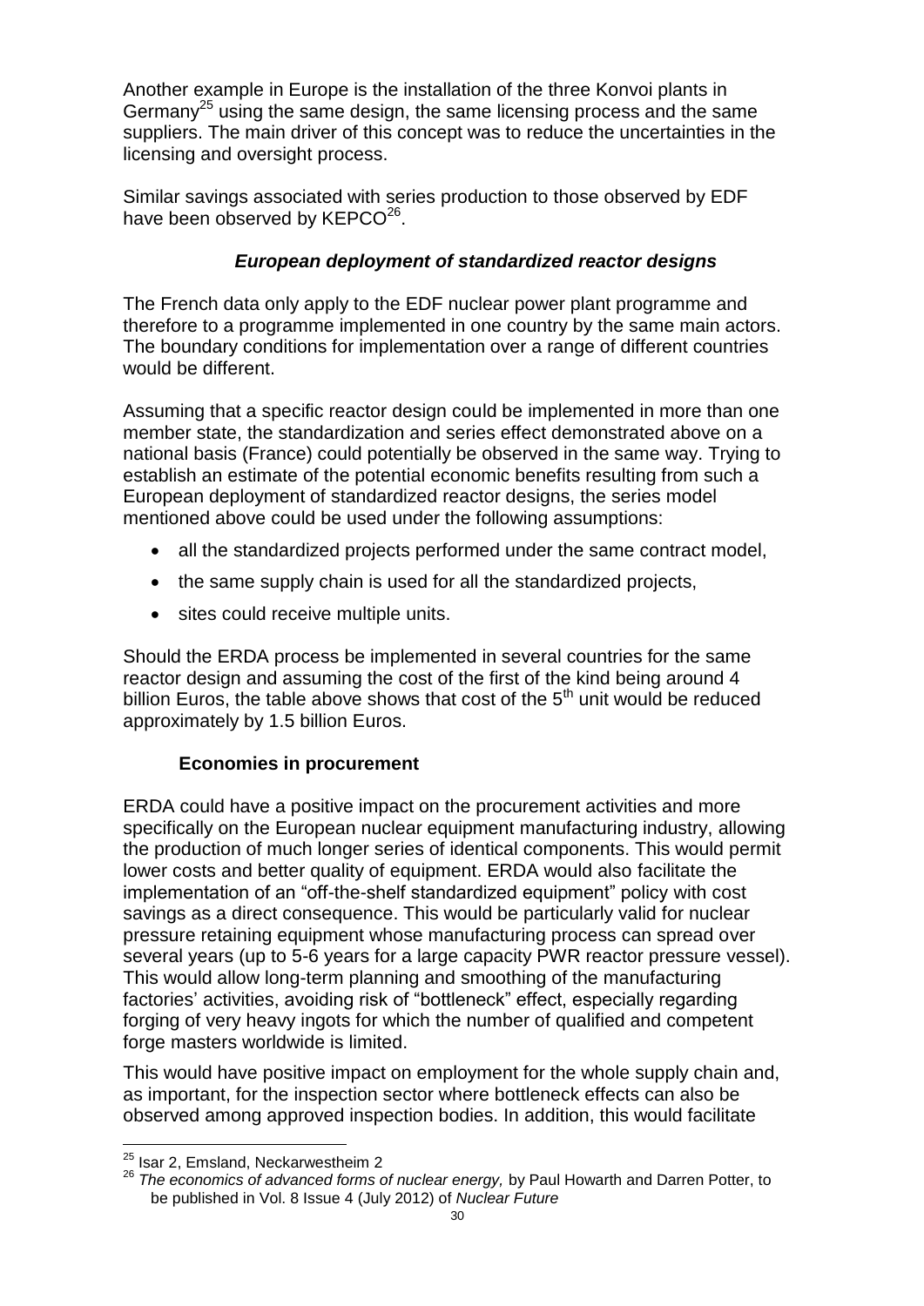Another example in Europe is the installation of the three Konvoi plants in Germany[25] using the same design, the same licensing process and the same suppliers. The main driver of this concept was to reduce the uncertainties in the licensing and oversight process.

Similar savings associated with series production to those observed by EDF have been observed by KEPCO[26].

### *European deployment of standardized reactor designs*

The French data only apply to the EDF nuclear power plant programme and therefore to a programme implemented in one country by the same main actors. The boundary conditions for implementation over a range of different countries would be different.

Assuming that a specific reactor design could be implemented in more than one member state, the standardization and series effect demonstrated above on a national basis (France) could potentially be observed in the same way. Trying to establish an estimate of the potential economic benefits resulting from such a European deployment of standardized reactor designs, the series model mentioned above could be used under the following assumptions:

- all the standardized projects performed under the same contract model,
- the same supply chain is used for all the standardized projects,
- sites could receive multiple units.

Should the ERDA process be implemented in several countries for the same reactor design and assuming the cost of the first of the kind being around 4 billion Euros, the table above shows that cost of the 5th unit would be reduced approximately by 1.5 billion Euros.

### Economies in procurement

ERDA could have a positive impact on the procurement activities and more specifically on the European nuclear equipment manufacturing industry, allowing the production of much longer series of identical components. This would permit lower costs and better quality of equipment. ERDA would also facilitate the implementation of an "off-the-shelf standardized equipment" policy with cost savings as a direct consequence. This would be particularly valid for nuclear pressure retaining equipment whose manufacturing process can spread over several years (up to 5-6 years for a large capacity PWR reactor pressure vessel). This would allow long-term planning and smoothing of the manufacturing factories' activities, avoiding risk of "bottleneck" effect, especially regarding forging of very heavy ingots for which the number of qualified and competent forge masters worldwide is limited.

This would have positive impact on employment for the whole supply chain and, as important, for the inspection sector where bottleneck effects can also be observed among approved inspection bodies. In addition, this would facilitate

---

[25] Isar 2, Emsland, Neckarwestheim 2

[26] *The economics of advanced forms of nuclear energy,* by Paul Howarth and Darren Potter, to be published in Vol. 8 Issue 4 (July 2012) of *Nuclear Future*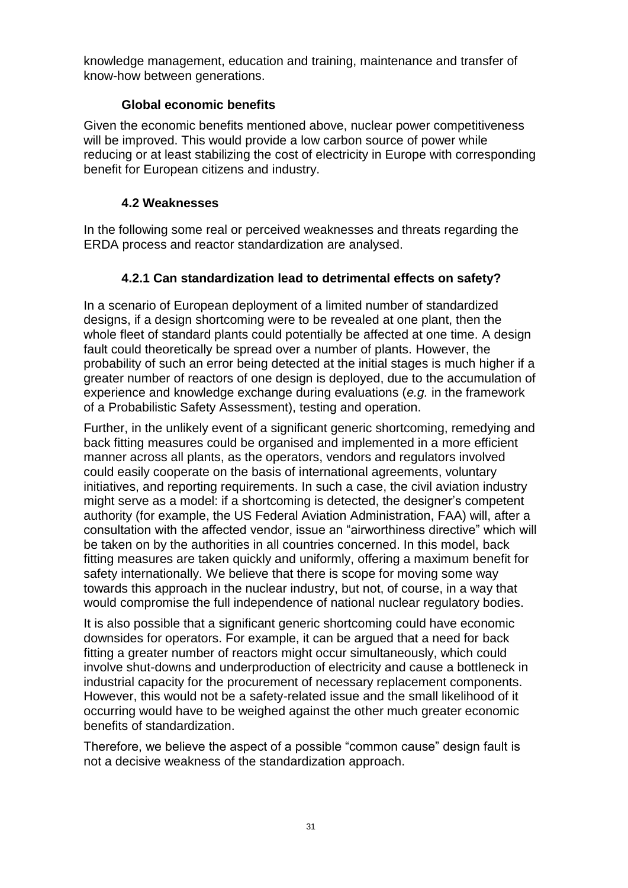knowledge management, education and training, maintenance and transfer of know-how between generations.

### Global economic benefits

Given the economic benefits mentioned above, nuclear power competitiveness will be improved. This would provide a low carbon source of power while reducing or at least stabilizing the cost of electricity in Europe with corresponding benefit for European citizens and industry.

## 4.2 Weaknesses

In the following some real or perceived weaknesses and threats regarding the ERDA process and reactor standardization are analysed.

### 4.2.1 Can standardization lead to detrimental effects on safety?

In a scenario of European deployment of a limited number of standardized designs, if a design shortcoming were to be revealed at one plant, then the whole fleet of standard plants could potentially be affected at one time. A design fault could theoretically be spread over a number of plants. However, the probability of such an error being detected at the initial stages is much higher if a greater number of reactors of one design is deployed, due to the accumulation of experience and knowledge exchange during evaluations (*e.g.* in the framework of a Probabilistic Safety Assessment), testing and operation.

Further, in the unlikely event of a significant generic shortcoming, remedying and back fitting measures could be organised and implemented in a more efficient manner across all plants, as the operators, vendors and regulators involved could easily cooperate on the basis of international agreements, voluntary initiatives, and reporting requirements. In such a case, the civil aviation industry might serve as a model: if a shortcoming is detected, the designer's competent authority (for example, the US Federal Aviation Administration, FAA) will, after a consultation with the affected vendor, issue an "airworthiness directive" which will be taken on by the authorities in all countries concerned. In this model, back fitting measures are taken quickly and uniformly, offering a maximum benefit for safety internationally. We believe that there is scope for moving some way towards this approach in the nuclear industry, but not, of course, in a way that would compromise the full independence of national nuclear regulatory bodies.

It is also possible that a significant generic shortcoming could have economic downsides for operators. For example, it can be argued that a need for back fitting a greater number of reactors might occur simultaneously, which could involve shut-downs and underproduction of electricity and cause a bottleneck in industrial capacity for the procurement of necessary replacement components. However, this would not be a safety-related issue and the small likelihood of it occurring would have to be weighed against the other much greater economic benefits of standardization.

Therefore, we believe the aspect of a possible "common cause" design fault is not a decisive weakness of the standardization approach.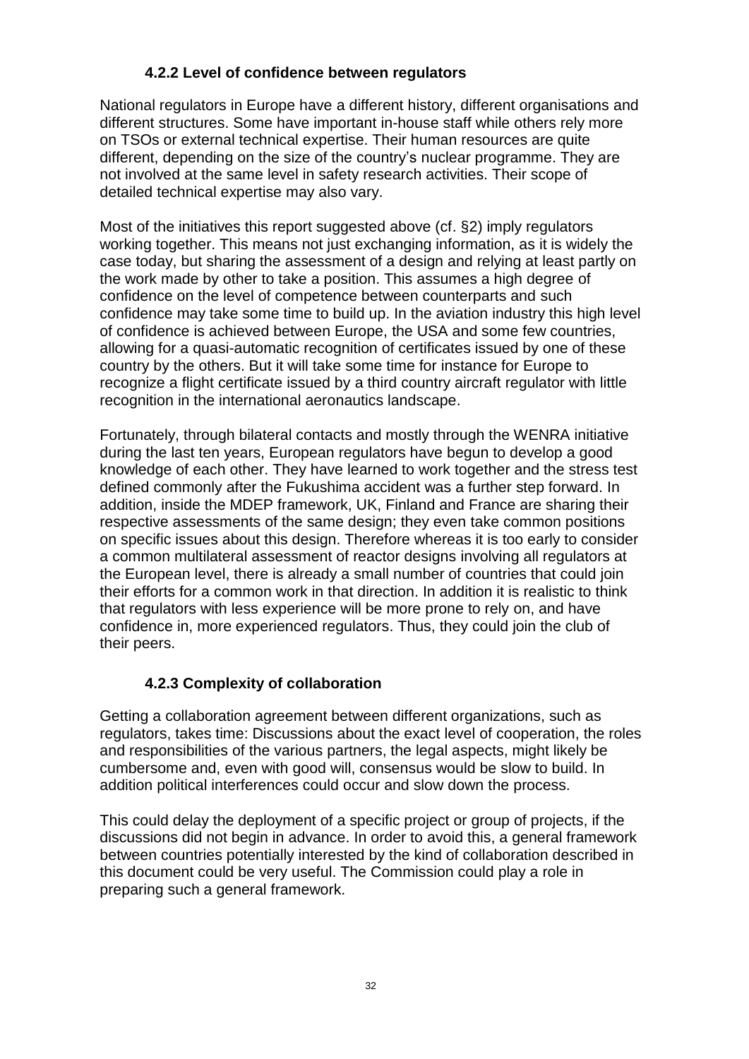### 4.2.2 Level of confidence between regulators

National regulators in Europe have a different history, different organisations and different structures. Some have important in-house staff while others rely more on TSOs or external technical expertise. Their human resources are quite different, depending on the size of the country's nuclear programme. They are not involved at the same level in safety research activities. Their scope of detailed technical expertise may also vary.

Most of the initiatives this report suggested above (cf. §2) imply regulators working together. This means not just exchanging information, as it is widely the case today, but sharing the assessment of a design and relying at least partly on the work made by other to take a position. This assumes a high degree of confidence on the level of competence between counterparts and such confidence may take some time to build up. In the aviation industry this high level of confidence is achieved between Europe, the USA and some few countries, allowing for a quasi-automatic recognition of certificates issued by one of these country by the others. But it will take some time for instance for Europe to recognize a flight certificate issued by a third country aircraft regulator with little recognition in the international aeronautics landscape.

Fortunately, through bilateral contacts and mostly through the WENRA initiative during the last ten years, European regulators have begun to develop a good knowledge of each other. They have learned to work together and the stress test defined commonly after the Fukushima accident was a further step forward. In addition, inside the MDEP framework, UK, Finland and France are sharing their respective assessments of the same design; they even take common positions on specific issues about this design. Therefore whereas it is too early to consider a common multilateral assessment of reactor designs involving all regulators at the European level, there is already a small number of countries that could join their efforts for a common work in that direction. In addition it is realistic to think that regulators with less experience will be more prone to rely on, and have confidence in, more experienced regulators. Thus, they could join the club of their peers.

### 4.2.3 Complexity of collaboration

Getting a collaboration agreement between different organizations, such as regulators, takes time: Discussions about the exact level of cooperation, the roles and responsibilities of the various partners, the legal aspects, might likely be cumbersome and, even with good will, consensus would be slow to build. In addition political interferences could occur and slow down the process.

This could delay the deployment of a specific project or group of projects, if the discussions did not begin in advance. In order to avoid this, a general framework between countries potentially interested by the kind of collaboration described in this document could be very useful. The Commission could play a role in preparing such a general framework.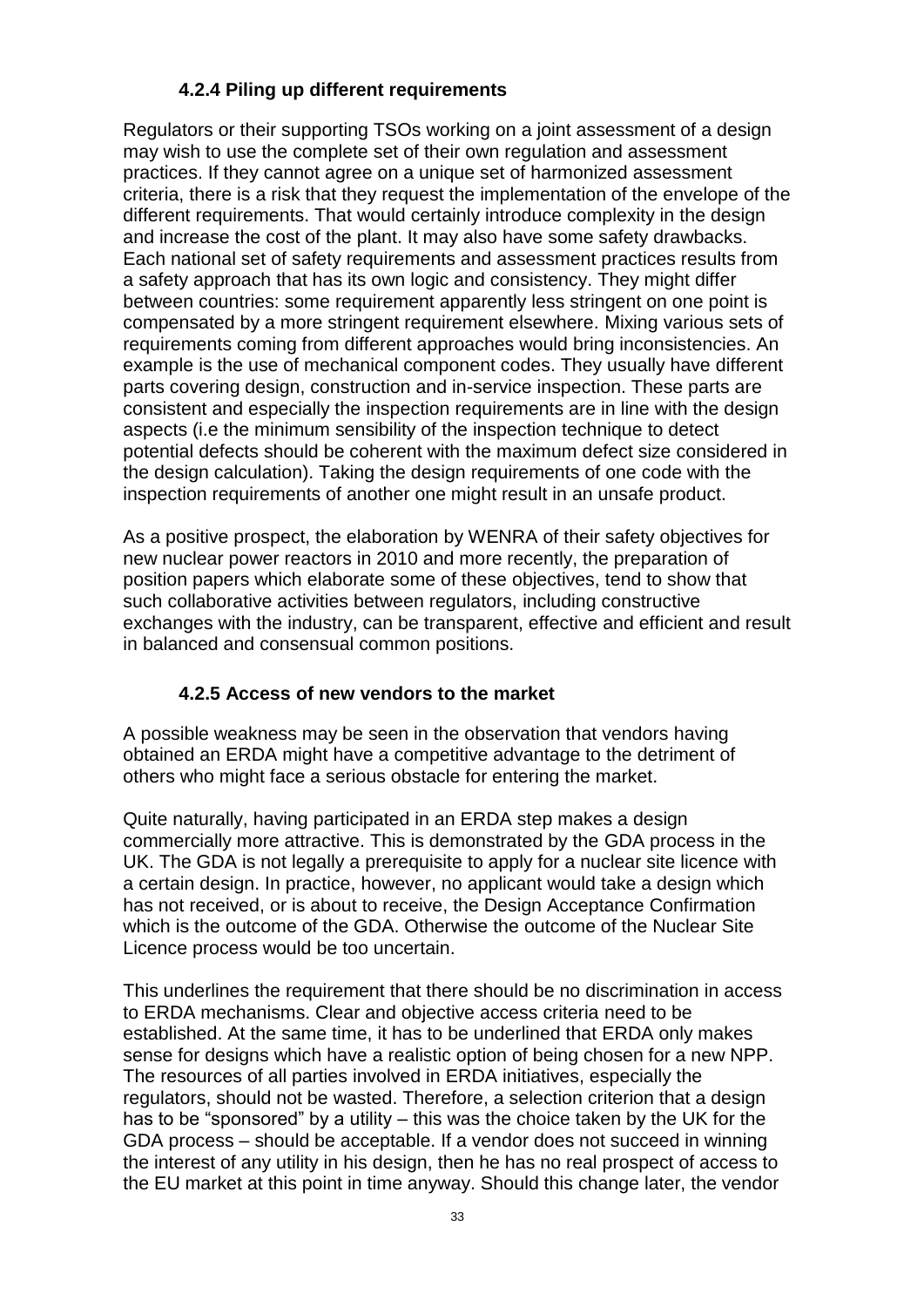#### 4.2.4 Piling up different requirements

Regulators or their supporting TSOs working on a joint assessment of a design may wish to use the complete set of their own regulation and assessment practices. If they cannot agree on a unique set of harmonized assessment criteria, there is a risk that they request the implementation of the envelope of the different requirements. That would certainly introduce complexity in the design and increase the cost of the plant. It may also have some safety drawbacks. Each national set of safety requirements and assessment practices results from a safety approach that has its own logic and consistency. They might differ between countries: some requirement apparently less stringent on one point is compensated by a more stringent requirement elsewhere. Mixing various sets of requirements coming from different approaches would bring inconsistencies. An example is the use of mechanical component codes. They usually have different parts covering design, construction and in-service inspection. These parts are consistent and especially the inspection requirements are in line with the design aspects (i.e the minimum sensibility of the inspection technique to detect potential defects should be coherent with the maximum defect size considered in the design calculation). Taking the design requirements of one code with the inspection requirements of another one might result in an unsafe product.

As a positive prospect, the elaboration by WENRA of their safety objectives for new nuclear power reactors in 2010 and more recently, the preparation of position papers which elaborate some of these objectives, tend to show that such collaborative activities between regulators, including constructive exchanges with the industry, can be transparent, effective and efficient and result in balanced and consensual common positions.

#### 4.2.5 Access of new vendors to the market

A possible weakness may be seen in the observation that vendors having obtained an ERDA might have a competitive advantage to the detriment of others who might face a serious obstacle for entering the market.

Quite naturally, having participated in an ERDA step makes a design commercially more attractive. This is demonstrated by the GDA process in the UK. The GDA is not legally a prerequisite to apply for a nuclear site licence with a certain design. In practice, however, no applicant would take a design which has not received, or is about to receive, the Design Acceptance Confirmation which is the outcome of the GDA. Otherwise the outcome of the Nuclear Site Licence process would be too uncertain.

This underlines the requirement that there should be no discrimination in access to ERDA mechanisms. Clear and objective access criteria need to be established. At the same time, it has to be underlined that ERDA only makes sense for designs which have a realistic option of being chosen for a new NPP. The resources of all parties involved in ERDA initiatives, especially the regulators, should not be wasted. Therefore, a selection criterion that a design has to be "sponsored" by a utility – this was the choice taken by the UK for the GDA process – should be acceptable. If a vendor does not succeed in winning the interest of any utility in his design, then he has no real prospect of access to the EU market at this point in time anyway. Should this change later, the vendor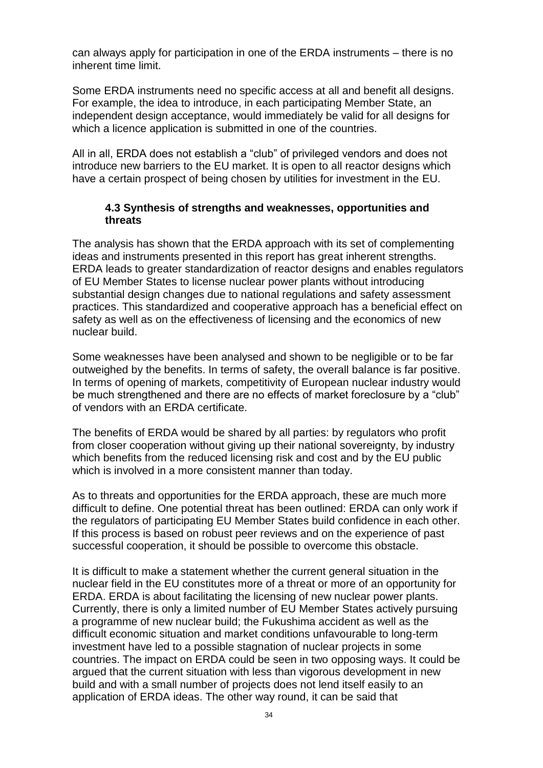can always apply for participation in one of the ERDA instruments – there is no inherent time limit.

Some ERDA instruments need no specific access at all and benefit all designs. For example, the idea to introduce, in each participating Member State, an independent design acceptance, would immediately be valid for all designs for which a licence application is submitted in one of the countries.

All in all, ERDA does not establish a "club" of privileged vendors and does not introduce new barriers to the EU market. It is open to all reactor designs which have a certain prospect of being chosen by utilities for investment in the EU.

### 4.3 Synthesis of strengths and weaknesses, opportunities and threats

The analysis has shown that the ERDA approach with its set of complementing ideas and instruments presented in this report has great inherent strengths. ERDA leads to greater standardization of reactor designs and enables regulators of EU Member States to license nuclear power plants without introducing substantial design changes due to national regulations and safety assessment practices. This standardized and cooperative approach has a beneficial effect on safety as well as on the effectiveness of licensing and the economics of new nuclear build.

Some weaknesses have been analysed and shown to be negligible or to be far outweighed by the benefits. In terms of safety, the overall balance is far positive. In terms of opening of markets, competitivity of European nuclear industry would be much strengthened and there are no effects of market foreclosure by a "club" of vendors with an ERDA certificate.

The benefits of ERDA would be shared by all parties: by regulators who profit from closer cooperation without giving up their national sovereignty, by industry which benefits from the reduced licensing risk and cost and by the EU public which is involved in a more consistent manner than today.

As to threats and opportunities for the ERDA approach, these are much more difficult to define. One potential threat has been outlined: ERDA can only work if the regulators of participating EU Member States build confidence in each other. If this process is based on robust peer reviews and on the experience of past successful cooperation, it should be possible to overcome this obstacle.

It is difficult to make a statement whether the current general situation in the nuclear field in the EU constitutes more of a threat or more of an opportunity for ERDA. ERDA is about facilitating the licensing of new nuclear power plants. Currently, there is only a limited number of EU Member States actively pursuing a programme of new nuclear build; the Fukushima accident as well as the difficult economic situation and market conditions unfavourable to long-term investment have led to a possible stagnation of nuclear projects in some countries. The impact on ERDA could be seen in two opposing ways. It could be argued that the current situation with less than vigorous development in new build and with a small number of projects does not lend itself easily to an application of ERDA ideas. The other way round, it can be said that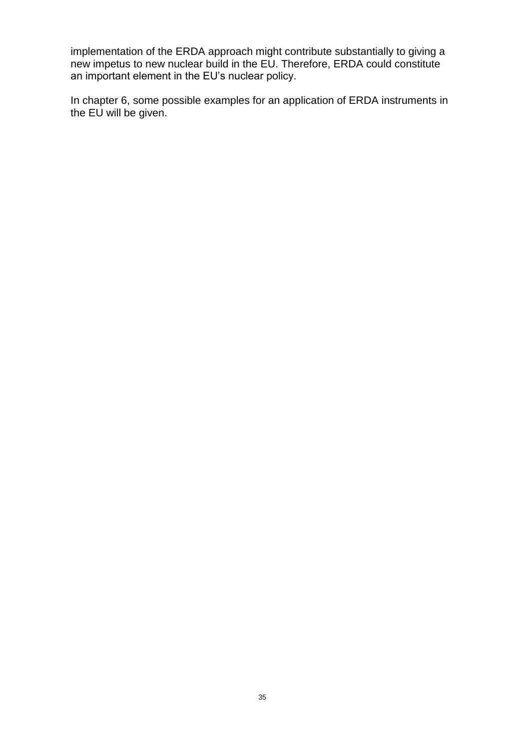implementation of the ERDA approach might contribute substantially to giving a new impetus to new nuclear build in the EU. Therefore, ERDA could constitute an important element in the EU's nuclear policy.

In chapter 6, some possible examples for an application of ERDA instruments in the EU will be given.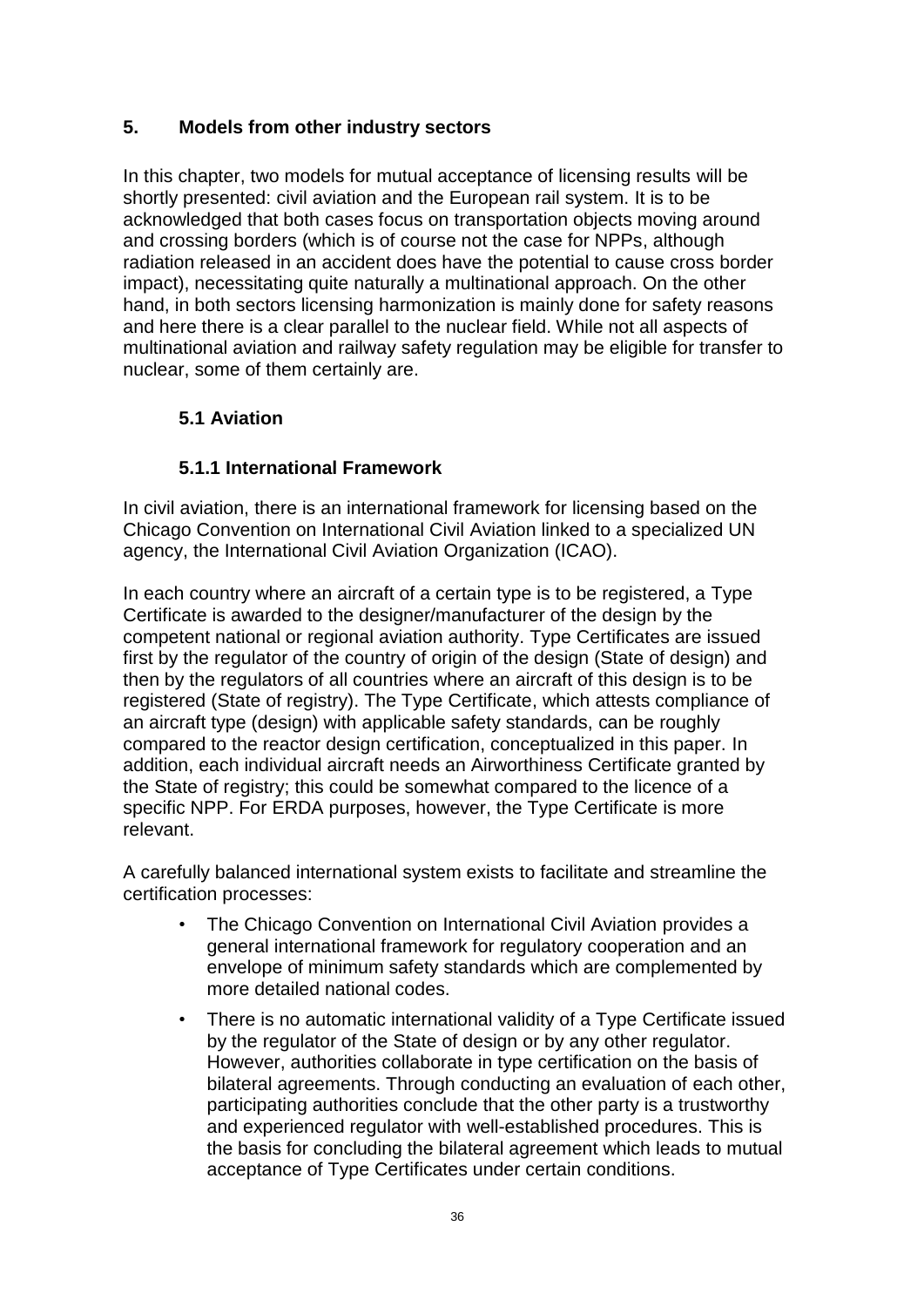# 5. Models from other industry sectors

In this chapter, two models for mutual acceptance of licensing results will be shortly presented: civil aviation and the European rail system. It is to be acknowledged that both cases focus on transportation objects moving around and crossing borders (which is of course not the case for NPPs, although radiation released in an accident does have the potential to cause cross border impact), necessitating quite naturally a multinational approach. On the other hand, in both sectors licensing harmonization is mainly done for safety reasons and here there is a clear parallel to the nuclear field. While not all aspects of multinational aviation and railway safety regulation may be eligible for transfer to nuclear, some of them certainly are.

## 5.1 Aviation

### 5.1.1 International Framework

In civil aviation, there is an international framework for licensing based on the Chicago Convention on International Civil Aviation linked to a specialized UN agency, the International Civil Aviation Organization (ICAO).

In each country where an aircraft of a certain type is to be registered, a Type Certificate is awarded to the designer/manufacturer of the design by the competent national or regional aviation authority. Type Certificates are issued first by the regulator of the country of origin of the design (State of design) and then by the regulators of all countries where an aircraft of this design is to be registered (State of registry). The Type Certificate, which attests compliance of an aircraft type (design) with applicable safety standards, can be roughly compared to the reactor design certification, conceptualized in this paper. In addition, each individual aircraft needs an Airworthiness Certificate granted by the State of registry; this could be somewhat compared to the licence of a specific NPP. For ERDA purposes, however, the Type Certificate is more relevant.

A carefully balanced international system exists to facilitate and streamline the certification processes:

- The Chicago Convention on International Civil Aviation provides a general international framework for regulatory cooperation and an envelope of minimum safety standards which are complemented by more detailed national codes.
- There is no automatic international validity of a Type Certificate issued by the regulator of the State of design or by any other regulator. However, authorities collaborate in type certification on the basis of bilateral agreements. Through conducting an evaluation of each other, participating authorities conclude that the other party is a trustworthy and experienced regulator with well-established procedures. This is the basis for concluding the bilateral agreement which leads to mutual acceptance of Type Certificates under certain conditions.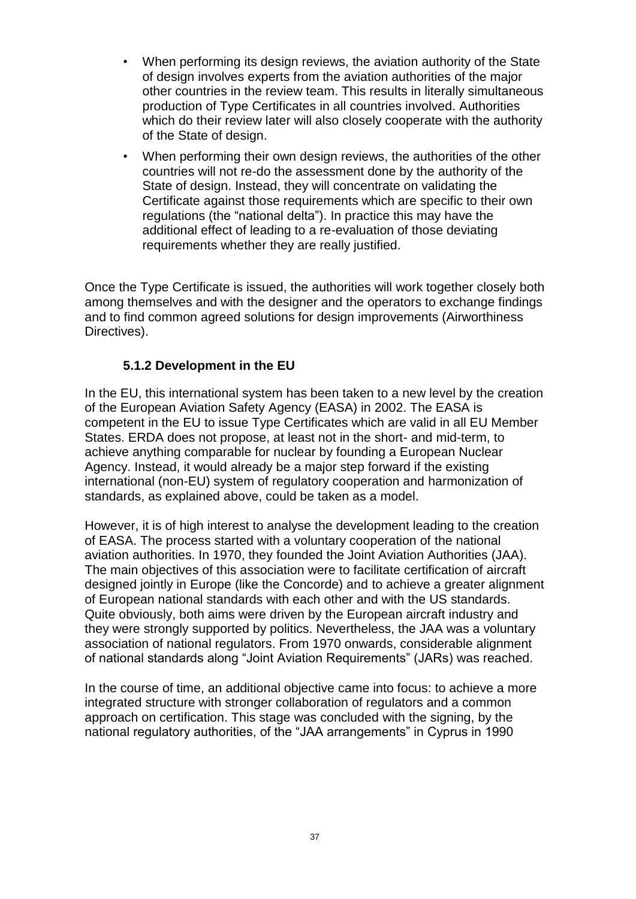- When performing its design reviews, the aviation authority of the State of design involves experts from the aviation authorities of the major other countries in the review team. This results in literally simultaneous production of Type Certificates in all countries involved. Authorities which do their review later will also closely cooperate with the authority of the State of design.
- When performing their own design reviews, the authorities of the other countries will not re-do the assessment done by the authority of the State of design. Instead, they will concentrate on validating the Certificate against those requirements which are specific to their own regulations (the "national delta"). In practice this may have the additional effect of leading to a re-evaluation of those deviating requirements whether they are really justified.

Once the Type Certificate is issued, the authorities will work together closely both among themselves and with the designer and the operators to exchange findings and to find common agreed solutions for design improvements (Airworthiness Directives).

### 5.1.2 Development in the EU

In the EU, this international system has been taken to a new level by the creation of the European Aviation Safety Agency (EASA) in 2002. The EASA is competent in the EU to issue Type Certificates which are valid in all EU Member States. ERDA does not propose, at least not in the short- and mid-term, to achieve anything comparable for nuclear by founding a European Nuclear Agency. Instead, it would already be a major step forward if the existing international (non-EU) system of regulatory cooperation and harmonization of standards, as explained above, could be taken as a model.

However, it is of high interest to analyse the development leading to the creation of EASA. The process started with a voluntary cooperation of the national aviation authorities. In 1970, they founded the Joint Aviation Authorities (JAA). The main objectives of this association were to facilitate certification of aircraft designed jointly in Europe (like the Concorde) and to achieve a greater alignment of European national standards with each other and with the US standards. Quite obviously, both aims were driven by the European aircraft industry and they were strongly supported by politics. Nevertheless, the JAA was a voluntary association of national regulators. From 1970 onwards, considerable alignment of national standards along "Joint Aviation Requirements" (JARs) was reached.

In the course of time, an additional objective came into focus: to achieve a more integrated structure with stronger collaboration of regulators and a common approach on certification. This stage was concluded with the signing, by the national regulatory authorities, of the "JAA arrangements" in Cyprus in 1990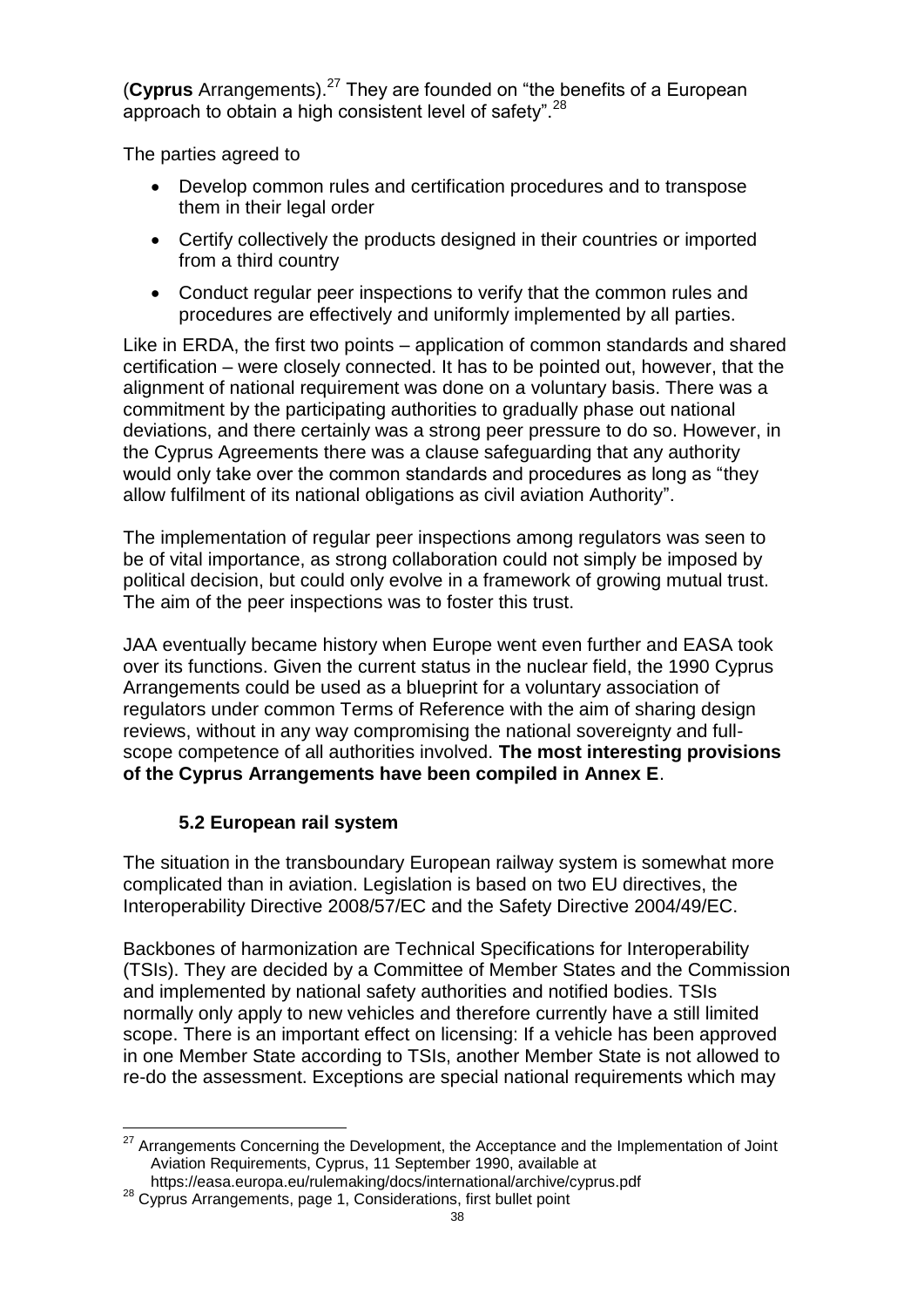(**Cyprus** Arrangements).[27] They are founded on "the benefits of a European approach to obtain a high consistent level of safety".[28]

The parties agreed to

- Develop common rules and certification procedures and to transpose them in their legal order
- Certify collectively the products designed in their countries or imported from a third country
- Conduct regular peer inspections to verify that the common rules and procedures are effectively and uniformly implemented by all parties.

Like in ERDA, the first two points – application of common standards and shared certification – were closely connected. It has to be pointed out, however, that the alignment of national requirement was done on a voluntary basis. There was a commitment by the participating authorities to gradually phase out national deviations, and there certainly was a strong peer pressure to do so. However, in the Cyprus Agreements there was a clause safeguarding that any authority would only take over the common standards and procedures as long as "they allow fulfilment of its national obligations as civil aviation Authority".

The implementation of regular peer inspections among regulators was seen to be of vital importance, as strong collaboration could not simply be imposed by political decision, but could only evolve in a framework of growing mutual trust. The aim of the peer inspections was to foster this trust.

JAA eventually became history when Europe went even further and EASA took over its functions. Given the current status in the nuclear field, the 1990 Cyprus Arrangements could be used as a blueprint for a voluntary association of regulators under common Terms of Reference with the aim of sharing design reviews, without in any way compromising the national sovereignty and full-scope competence of all authorities involved. **The most interesting provisions of the Cyprus Arrangements have been compiled in Annex E**.

### 5.2 European rail system

The situation in the transboundary European railway system is somewhat more complicated than in aviation. Legislation is based on two EU directives, the Interoperability Directive 2008/57/EC and the Safety Directive 2004/49/EC.

Backbones of harmonization are Technical Specifications for Interoperability (TSIs). They are decided by a Committee of Member States and the Commission and implemented by national safety authorities and notified bodies. TSIs normally only apply to new vehicles and therefore currently have a still limited scope. There is an important effect on licensing: If a vehicle has been approved in one Member State according to TSIs, another Member State is not allowed to re-do the assessment. Exceptions are special national requirements which may

---

[27] Arrangements Concerning the Development, the Acceptance and the Implementation of Joint Aviation Requirements, Cyprus, 11 September 1990, available at https://easa.europa.eu/rulemaking/docs/international/archive/cyprus.pdf

[28] Cyprus Arrangements, page 1, Considerations, first bullet point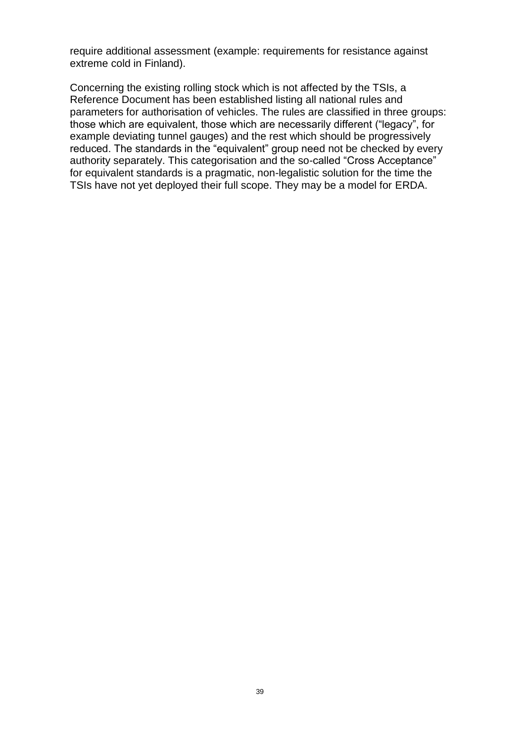require additional assessment (example: requirements for resistance against extreme cold in Finland).

Concerning the existing rolling stock which is not affected by the TSIs, a Reference Document has been established listing all national rules and parameters for authorisation of vehicles. The rules are classified in three groups: those which are equivalent, those which are necessarily different ("legacy", for example deviating tunnel gauges) and the rest which should be progressively reduced. The standards in the "equivalent" group need not be checked by every authority separately. This categorisation and the so-called "Cross Acceptance" for equivalent standards is a pragmatic, non-legalistic solution for the time the TSIs have not yet deployed their full scope. They may be a model for ERDA.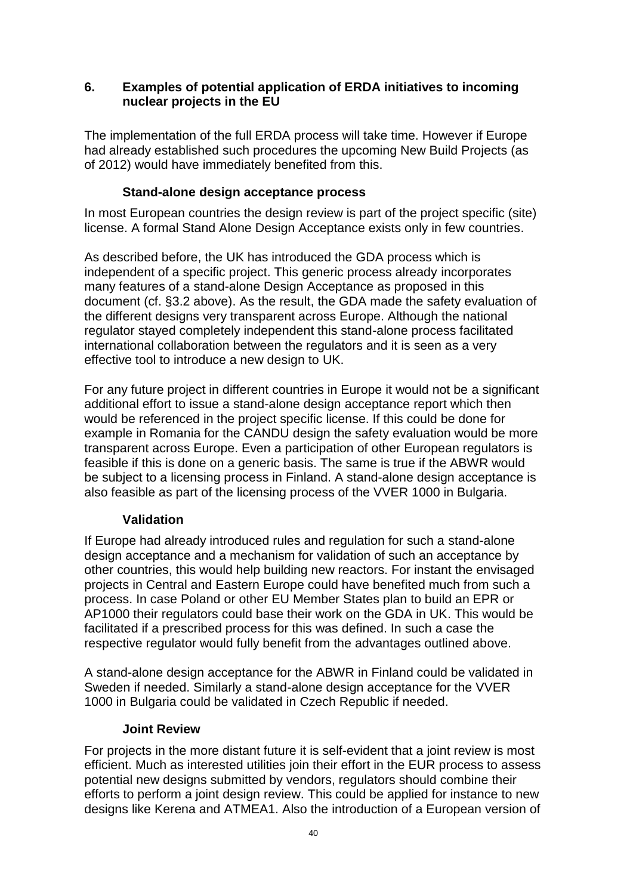## 6. Examples of potential application of ERDA initiatives to incoming nuclear projects in the EU

The implementation of the full ERDA process will take time. However if Europe had already established such procedures the upcoming New Build Projects (as of 2012) would have immediately benefited from this.

### Stand-alone design acceptance process

In most European countries the design review is part of the project specific (site) license. A formal Stand Alone Design Acceptance exists only in few countries.

As described before, the UK has introduced the GDA process which is independent of a specific project. This generic process already incorporates many features of a stand-alone Design Acceptance as proposed in this document (cf. §3.2 above). As the result, the GDA made the safety evaluation of the different designs very transparent across Europe. Although the national regulator stayed completely independent this stand-alone process facilitated international collaboration between the regulators and it is seen as a very effective tool to introduce a new design to UK.

For any future project in different countries in Europe it would not be a significant additional effort to issue a stand-alone design acceptance report which then would be referenced in the project specific license. If this could be done for example in Romania for the CANDU design the safety evaluation would be more transparent across Europe. Even a participation of other European regulators is feasible if this is done on a generic basis. The same is true if the ABWR would be subject to a licensing process in Finland. A stand-alone design acceptance is also feasible as part of the licensing process of the VVER 1000 in Bulgaria.

### Validation

If Europe had already introduced rules and regulation for such a stand-alone design acceptance and a mechanism for validation of such an acceptance by other countries, this would help building new reactors. For instant the envisaged projects in Central and Eastern Europe could have benefited much from such a process. In case Poland or other EU Member States plan to build an EPR or AP1000 their regulators could base their work on the GDA in UK. This would be facilitated if a prescribed process for this was defined. In such a case the respective regulator would fully benefit from the advantages outlined above.

A stand-alone design acceptance for the ABWR in Finland could be validated in Sweden if needed. Similarly a stand-alone design acceptance for the VVER 1000 in Bulgaria could be validated in Czech Republic if needed.

### Joint Review

For projects in the more distant future it is self-evident that a joint review is most efficient. Much as interested utilities join their effort in the EUR process to assess potential new designs submitted by vendors, regulators should combine their efforts to perform a joint design review. This could be applied for instance to new designs like Kerena and ATMEA1. Also the introduction of a European version of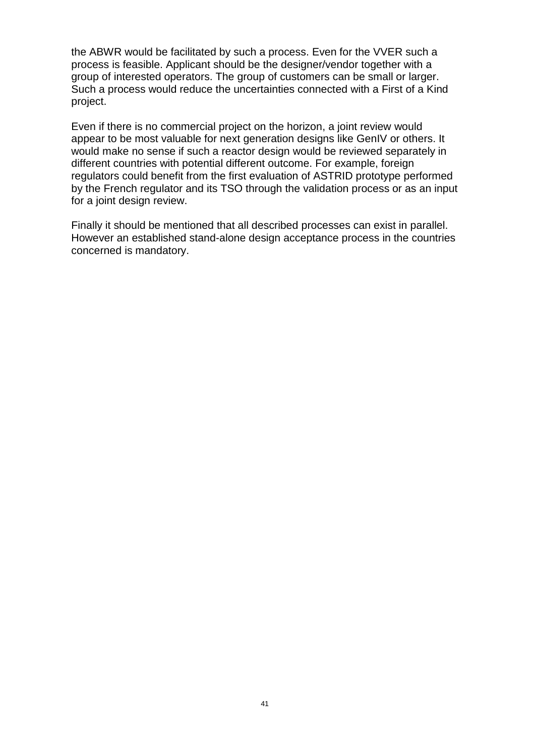the ABWR would be facilitated by such a process. Even for the VVER such a process is feasible. Applicant should be the designer/vendor together with a group of interested operators. The group of customers can be small or larger. Such a process would reduce the uncertainties connected with a First of a Kind project.

Even if there is no commercial project on the horizon, a joint review would appear to be most valuable for next generation designs like GenIV or others. It would make no sense if such a reactor design would be reviewed separately in different countries with potential different outcome. For example, foreign regulators could benefit from the first evaluation of ASTRID prototype performed by the French regulator and its TSO through the validation process or as an input for a joint design review.

Finally it should be mentioned that all described processes can exist in parallel. However an established stand-alone design acceptance process in the countries concerned is mandatory.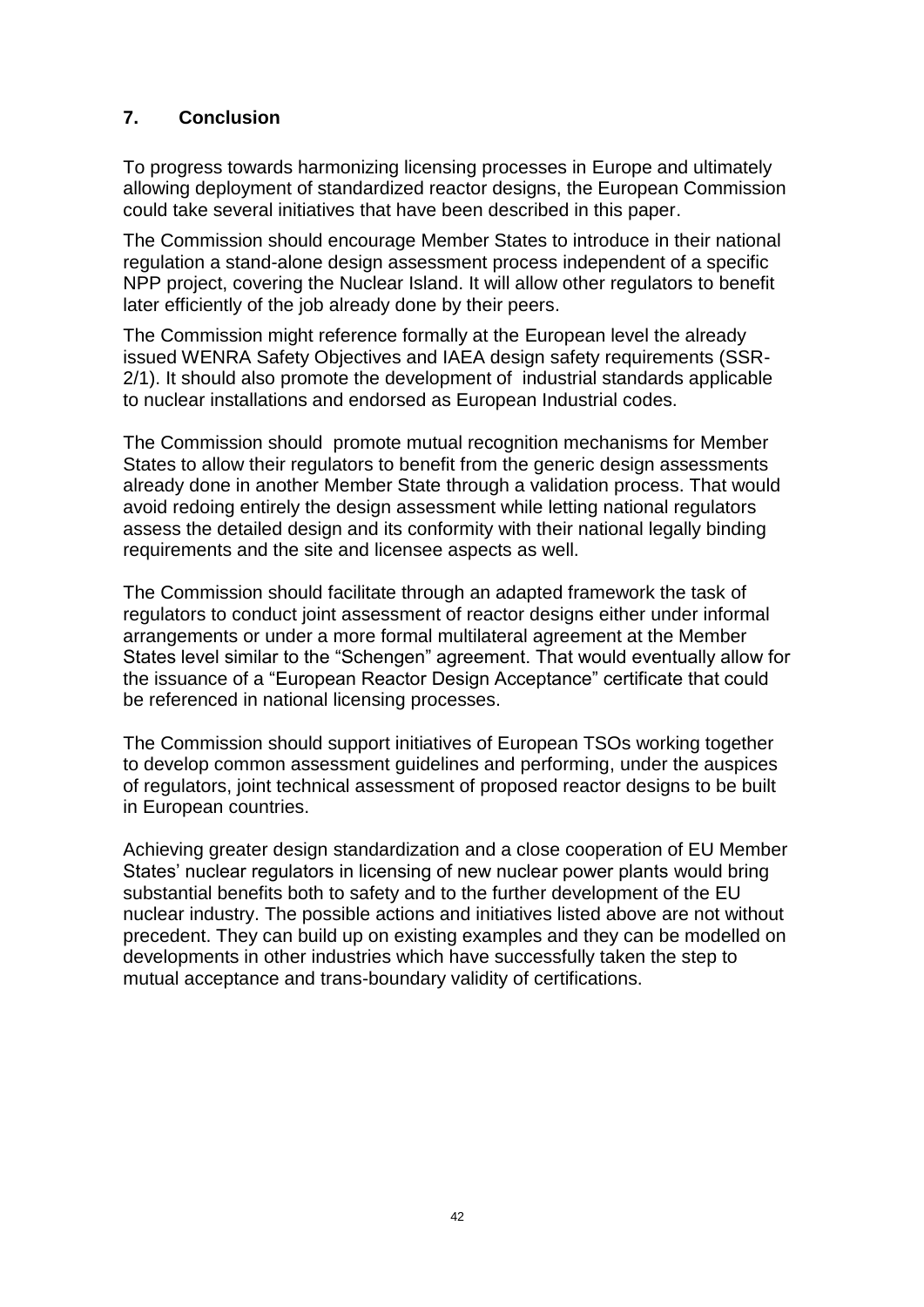## 7. Conclusion

To progress towards harmonizing licensing processes in Europe and ultimately allowing deployment of standardized reactor designs, the European Commission could take several initiatives that have been described in this paper.

The Commission should encourage Member States to introduce in their national regulation a stand-alone design assessment process independent of a specific NPP project, covering the Nuclear Island. It will allow other regulators to benefit later efficiently of the job already done by their peers.

The Commission might reference formally at the European level the already issued WENRA Safety Objectives and IAEA design safety requirements (SSR-2/1). It should also promote the development of industrial standards applicable to nuclear installations and endorsed as European Industrial codes.

The Commission should promote mutual recognition mechanisms for Member States to allow their regulators to benefit from the generic design assessments already done in another Member State through a validation process. That would avoid redoing entirely the design assessment while letting national regulators assess the detailed design and its conformity with their national legally binding requirements and the site and licensee aspects as well.

The Commission should facilitate through an adapted framework the task of regulators to conduct joint assessment of reactor designs either under informal arrangements or under a more formal multilateral agreement at the Member States level similar to the "Schengen" agreement. That would eventually allow for the issuance of a "European Reactor Design Acceptance" certificate that could be referenced in national licensing processes.

The Commission should support initiatives of European TSOs working together to develop common assessment guidelines and performing, under the auspices of regulators, joint technical assessment of proposed reactor designs to be built in European countries.

Achieving greater design standardization and a close cooperation of EU Member States' nuclear regulators in licensing of new nuclear power plants would bring substantial benefits both to safety and to the further development of the EU nuclear industry. The possible actions and initiatives listed above are not without precedent. They can build up on existing examples and they can be modelled on developments in other industries which have successfully taken the step to mutual acceptance and trans-boundary validity of certifications.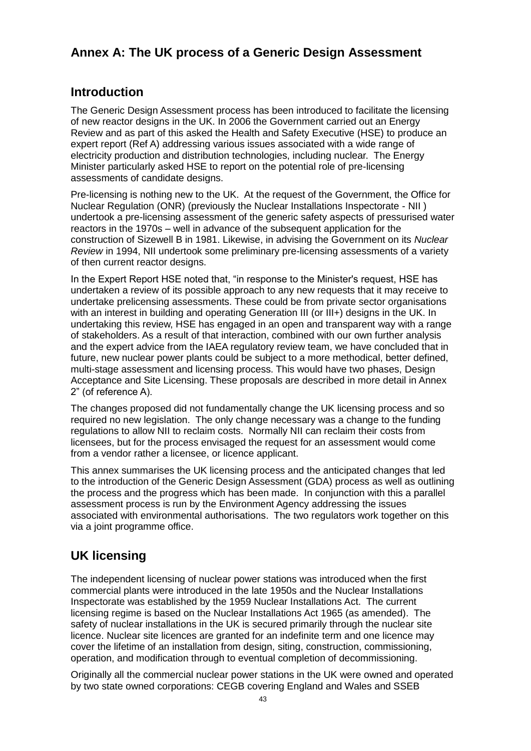## Annex A: The UK process of a Generic Design Assessment

### Introduction

The Generic Design Assessment process has been introduced to facilitate the licensing of new reactor designs in the UK. In 2006 the Government carried out an Energy Review and as part of this asked the Health and Safety Executive (HSE) to produce an expert report (Ref A) addressing various issues associated with a wide range of electricity production and distribution technologies, including nuclear. The Energy Minister particularly asked HSE to report on the potential role of pre-licensing assessments of candidate designs.

Pre-licensing is nothing new to the UK. At the request of the Government, the Office for Nuclear Regulation (ONR) (previously the Nuclear Installations Inspectorate - NII ) undertook a pre-licensing assessment of the generic safety aspects of pressurised water reactors in the 1970s – well in advance of the subsequent application for the construction of Sizewell B in 1981. Likewise, in advising the Government on its *Nuclear Review* in 1994, NII undertook some preliminary pre-licensing assessments of a variety of then current reactor designs.

In the Expert Report HSE noted that, "in response to the Minister's request, HSE has undertaken a review of its possible approach to any new requests that it may receive to undertake prelicensing assessments. These could be from private sector organisations with an interest in building and operating Generation III (or III+) designs in the UK. In undertaking this review, HSE has engaged in an open and transparent way with a range of stakeholders. As a result of that interaction, combined with our own further analysis and the expert advice from the IAEA regulatory review team, we have concluded that in future, new nuclear power plants could be subject to a more methodical, better defined, multi-stage assessment and licensing process. This would have two phases, Design Acceptance and Site Licensing. These proposals are described in more detail in Annex 2" (of reference A).

The changes proposed did not fundamentally change the UK licensing process and so required no new legislation. The only change necessary was a change to the funding regulations to allow NII to reclaim costs. Normally NII can reclaim their costs from licensees, but for the process envisaged the request for an assessment would come from a vendor rather a licensee, or licence applicant.

This annex summarises the UK licensing process and the anticipated changes that led to the introduction of the Generic Design Assessment (GDA) process as well as outlining the process and the progress which has been made. In conjunction with this a parallel assessment process is run by the Environment Agency addressing the issues associated with environmental authorisations. The two regulators work together on this via a joint programme office.

### UK licensing

The independent licensing of nuclear power stations was introduced when the first commercial plants were introduced in the late 1950s and the Nuclear Installations Inspectorate was established by the 1959 Nuclear Installations Act. The current licensing regime is based on the Nuclear Installations Act 1965 (as amended). The safety of nuclear installations in the UK is secured primarily through the nuclear site licence. Nuclear site licences are granted for an indefinite term and one licence may cover the lifetime of an installation from design, siting, construction, commissioning, operation, and modification through to eventual completion of decommissioning.

Originally all the commercial nuclear power stations in the UK were owned and operated by two state owned corporations: CEGB covering England and Wales and SSEB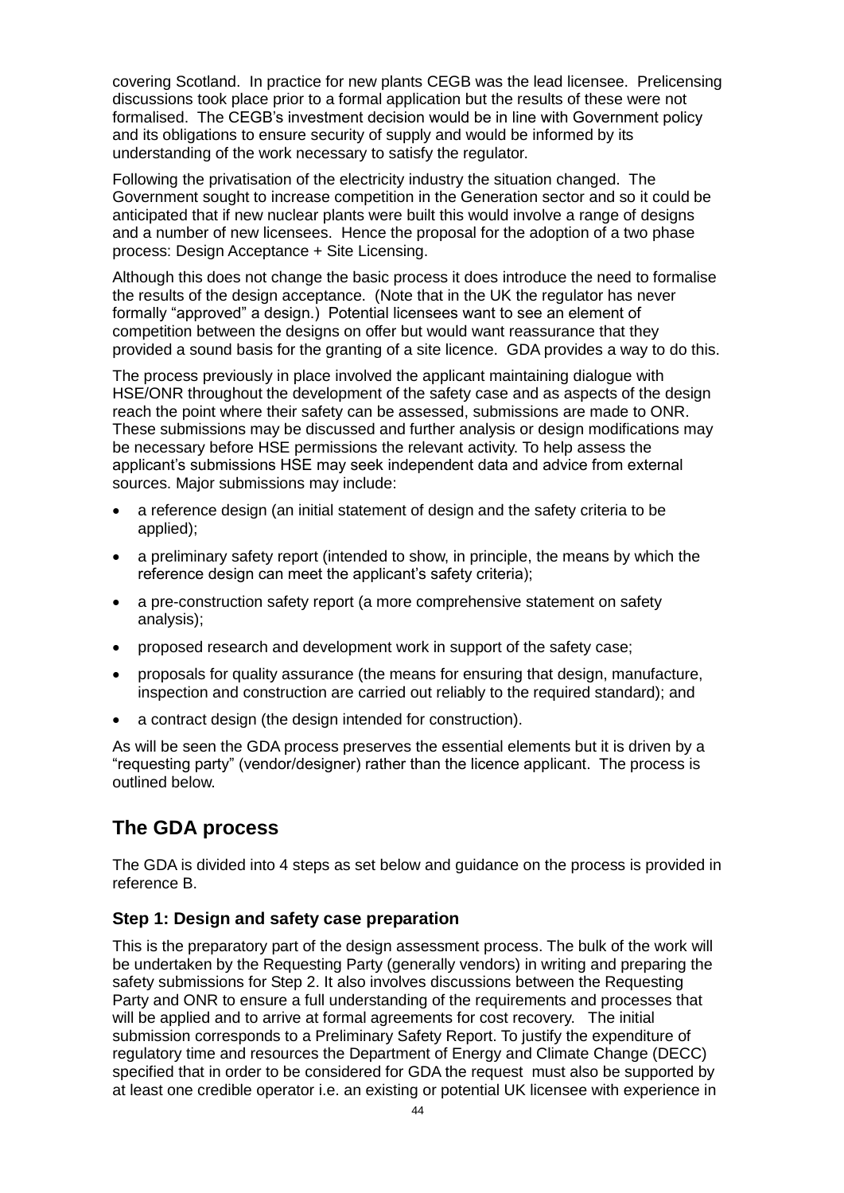covering Scotland. In practice for new plants CEGB was the lead licensee. Prelicensing discussions took place prior to a formal application but the results of these were not formalised. The CEGB's investment decision would be in line with Government policy and its obligations to ensure security of supply and would be informed by its understanding of the work necessary to satisfy the regulator.

Following the privatisation of the electricity industry the situation changed. The Government sought to increase competition in the Generation sector and so it could be anticipated that if new nuclear plants were built this would involve a range of designs and a number of new licensees. Hence the proposal for the adoption of a two phase process: Design Acceptance + Site Licensing.

Although this does not change the basic process it does introduce the need to formalise the results of the design acceptance. (Note that in the UK the regulator has never formally "approved" a design.) Potential licensees want to see an element of competition between the designs on offer but would want reassurance that they provided a sound basis for the granting of a site licence. GDA provides a way to do this.

The process previously in place involved the applicant maintaining dialogue with HSE/ONR throughout the development of the safety case and as aspects of the design reach the point where their safety can be assessed, submissions are made to ONR. These submissions may be discussed and further analysis or design modifications may be necessary before HSE permissions the relevant activity. To help assess the applicant's submissions HSE may seek independent data and advice from external sources. Major submissions may include:

- a reference design (an initial statement of design and the safety criteria to be applied);
- a preliminary safety report (intended to show, in principle, the means by which the reference design can meet the applicant's safety criteria);
- a pre-construction safety report (a more comprehensive statement on safety analysis);
- proposed research and development work in support of the safety case;
- proposals for quality assurance (the means for ensuring that design, manufacture, inspection and construction are carried out reliably to the required standard); and
- a contract design (the design intended for construction).

As will be seen the GDA process preserves the essential elements but it is driven by a "requesting party" (vendor/designer) rather than the licence applicant. The process is outlined below.

## The GDA process

The GDA is divided into 4 steps as set below and guidance on the process is provided in reference B.

### Step 1: Design and safety case preparation

This is the preparatory part of the design assessment process. The bulk of the work will be undertaken by the Requesting Party (generally vendors) in writing and preparing the safety submissions for Step 2. It also involves discussions between the Requesting Party and ONR to ensure a full understanding of the requirements and processes that will be applied and to arrive at formal agreements for cost recovery. The initial submission corresponds to a Preliminary Safety Report. To justify the expenditure of regulatory time and resources the Department of Energy and Climate Change (DECC) specified that in order to be considered for GDA the request must also be supported by at least one credible operator i.e. an existing or potential UK licensee with experience in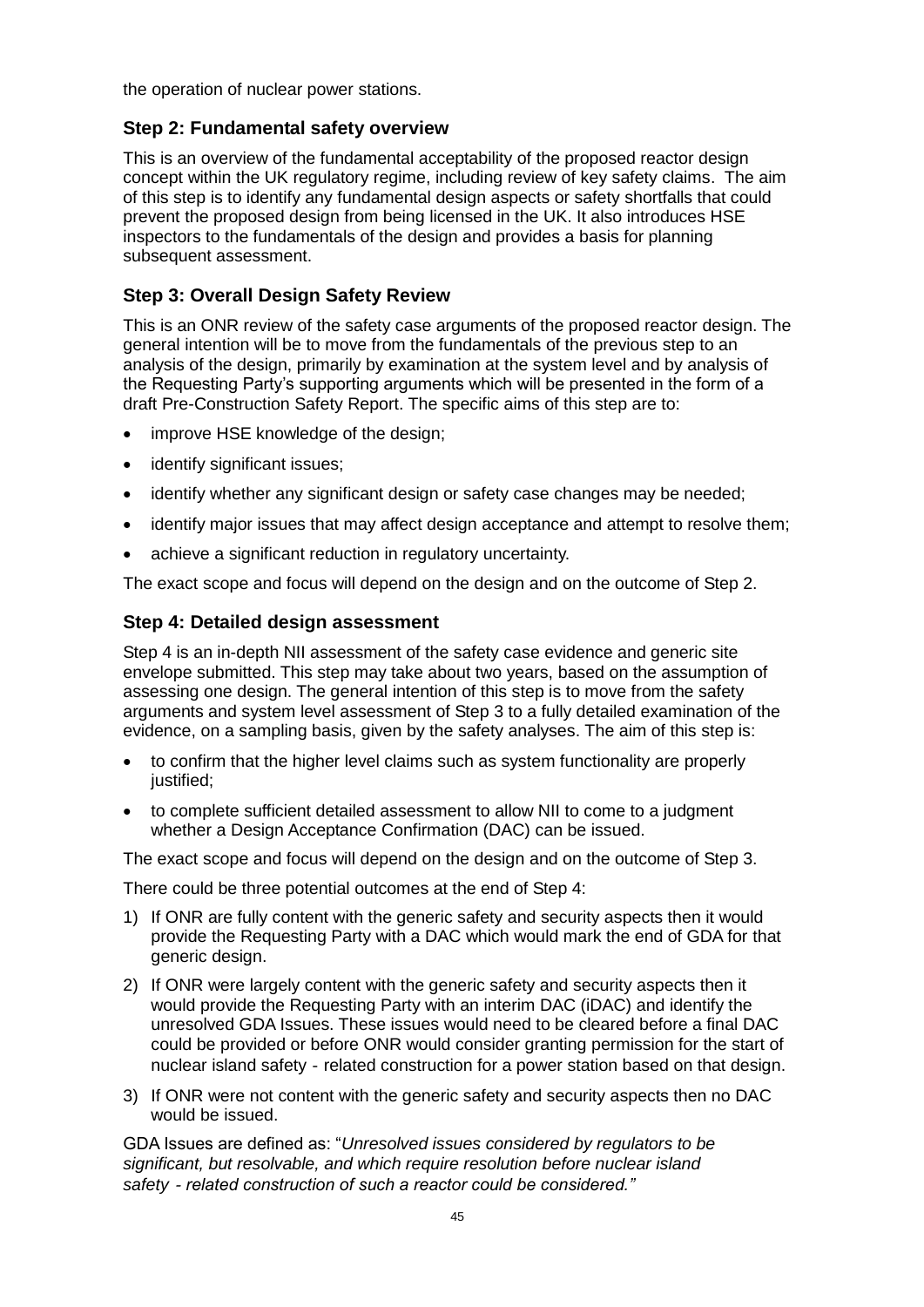the operation of nuclear power stations.

### Step 2: Fundamental safety overview

This is an overview of the fundamental acceptability of the proposed reactor design concept within the UK regulatory regime, including review of key safety claims. The aim of this step is to identify any fundamental design aspects or safety shortfalls that could prevent the proposed design from being licensed in the UK. It also introduces HSE inspectors to the fundamentals of the design and provides a basis for planning subsequent assessment.

### Step 3: Overall Design Safety Review

This is an ONR review of the safety case arguments of the proposed reactor design. The general intention will be to move from the fundamentals of the previous step to an analysis of the design, primarily by examination at the system level and by analysis of the Requesting Party's supporting arguments which will be presented in the form of a draft Pre-Construction Safety Report. The specific aims of this step are to:

- improve HSE knowledge of the design;
- identify significant issues;
- identify whether any significant design or safety case changes may be needed;
- identify major issues that may affect design acceptance and attempt to resolve them;
- achieve a significant reduction in regulatory uncertainty.

The exact scope and focus will depend on the design and on the outcome of Step 2.

### Step 4: Detailed design assessment

Step 4 is an in-depth NII assessment of the safety case evidence and generic site envelope submitted. This step may take about two years, based on the assumption of assessing one design. The general intention of this step is to move from the safety arguments and system level assessment of Step 3 to a fully detailed examination of the evidence, on a sampling basis, given by the safety analyses. The aim of this step is:

- to confirm that the higher level claims such as system functionality are properly justified;
- to complete sufficient detailed assessment to allow NII to come to a judgment whether a Design Acceptance Confirmation (DAC) can be issued.

The exact scope and focus will depend on the design and on the outcome of Step 3.

There could be three potential outcomes at the end of Step 4:

1) If ONR are fully content with the generic safety and security aspects then it would provide the Requesting Party with a DAC which would mark the end of GDA for that generic design.
2) If ONR were largely content with the generic safety and security aspects then it would provide the Requesting Party with an interim DAC (iDAC) and identify the unresolved GDA Issues. These issues would need to be cleared before a final DAC could be provided or before ONR would consider granting permission for the start of nuclear island safety - related construction for a power station based on that design.
3) If ONR were not content with the generic safety and security aspects then no DAC would be issued.

GDA Issues are defined as: "*Unresolved issues considered by regulators to be significant, but resolvable, and which require resolution before nuclear island safety - related construction of such a reactor could be considered.*"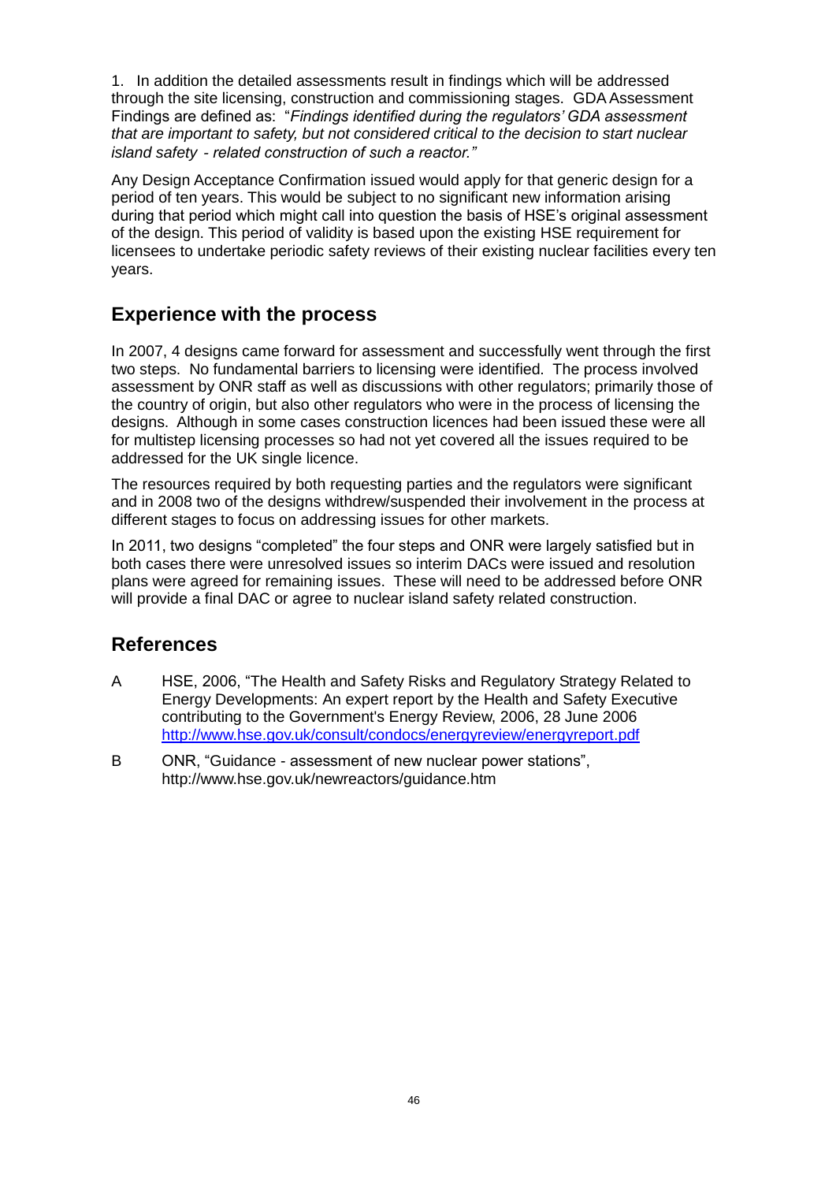1. In addition the detailed assessments result in findings which will be addressed through the site licensing, construction and commissioning stages. GDA Assessment Findings are defined as: "*Findings identified during the regulators' GDA assessment that are important to safety, but not considered critical to the decision to start nuclear island safety - related construction of such a reactor.*"

Any Design Acceptance Confirmation issued would apply for that generic design for a period of ten years. This would be subject to no significant new information arising during that period which might call into question the basis of HSE's original assessment of the design. This period of validity is based upon the existing HSE requirement for licensees to undertake periodic safety reviews of their existing nuclear facilities every ten years.

## Experience with the process

In 2007, 4 designs came forward for assessment and successfully went through the first two steps. No fundamental barriers to licensing were identified. The process involved assessment by ONR staff as well as discussions with other regulators; primarily those of the country of origin, but also other regulators who were in the process of licensing the designs. Although in some cases construction licences had been issued these were all for multistep licensing processes so had not yet covered all the issues required to be addressed for the UK single licence.

The resources required by both requesting parties and the regulators were significant and in 2008 two of the designs withdrew/suspended their involvement in the process at different stages to focus on addressing issues for other markets.

In 2011, two designs "completed" the four steps and ONR were largely satisfied but in both cases there were unresolved issues so interim DACs were issued and resolution plans were agreed for remaining issues. These will need to be addressed before ONR will provide a final DAC or agree to nuclear island safety related construction.

## References

A HSE, 2006, "The Health and Safety Risks and Regulatory Strategy Related to Energy Developments: An expert report by the Health and Safety Executive contributing to the Government's Energy Review, 2006, 28 June 2006 http://www.hse.gov.uk/consult/condocs/energyreview/energyreport.pdf

B ONR, "Guidance - assessment of new nuclear power stations", http://www.hse.gov.uk/newreactors/guidance.htm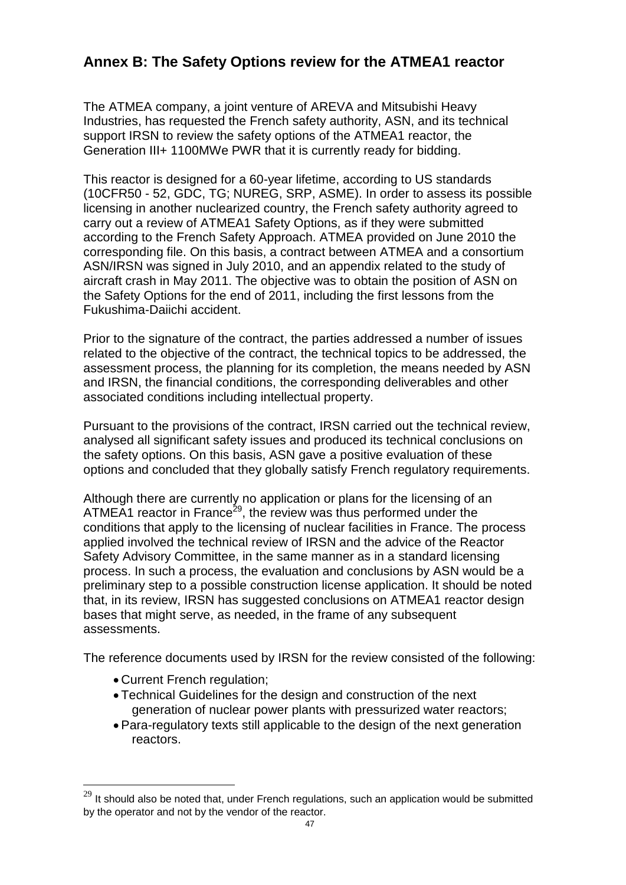## Annex B: The Safety Options review for the ATMEA1 reactor

The ATMEA company, a joint venture of AREVA and Mitsubishi Heavy Industries, has requested the French safety authority, ASN, and its technical support IRSN to review the safety options of the ATMEA1 reactor, the Generation III+ 1100MWe PWR that it is currently ready for bidding.

This reactor is designed for a 60-year lifetime, according to US standards (10CFR50 - 52, GDC, TG; NUREG, SRP, ASME). In order to assess its possible licensing in another nuclearized country, the French safety authority agreed to carry out a review of ATMEA1 Safety Options, as if they were submitted according to the French Safety Approach. ATMEA provided on June 2010 the corresponding file. On this basis, a contract between ATMEA and a consortium ASN/IRSN was signed in July 2010, and an appendix related to the study of aircraft crash in May 2011. The objective was to obtain the position of ASN on the Safety Options for the end of 2011, including the first lessons from the Fukushima-Daiichi accident.

Prior to the signature of the contract, the parties addressed a number of issues related to the objective of the contract, the technical topics to be addressed, the assessment process, the planning for its completion, the means needed by ASN and IRSN, the financial conditions, the corresponding deliverables and other associated conditions including intellectual property.

Pursuant to the provisions of the contract, IRSN carried out the technical review, analysed all significant safety issues and produced its technical conclusions on the safety options. On this basis, ASN gave a positive evaluation of these options and concluded that they globally satisfy French regulatory requirements.

Although there are currently no application or plans for the licensing of an ATMEA1 reactor in France[29], the review was thus performed under the conditions that apply to the licensing of nuclear facilities in France. The process applied involved the technical review of IRSN and the advice of the Reactor Safety Advisory Committee, in the same manner as in a standard licensing process. In such a process, the evaluation and conclusions by ASN would be a preliminary step to a possible construction license application. It should be noted that, in its review, IRSN has suggested conclusions on ATMEA1 reactor design bases that might serve, as needed, in the frame of any subsequent assessments.

The reference documents used by IRSN for the review consisted of the following:

- Current French regulation;
- Technical Guidelines for the design and construction of the next generation of nuclear power plants with pressurized water reactors;
- Para-regulatory texts still applicable to the design of the next generation reactors.

[29] It should also be noted that, under French regulations, such an application would be submitted by the operator and not by the vendor of the reactor.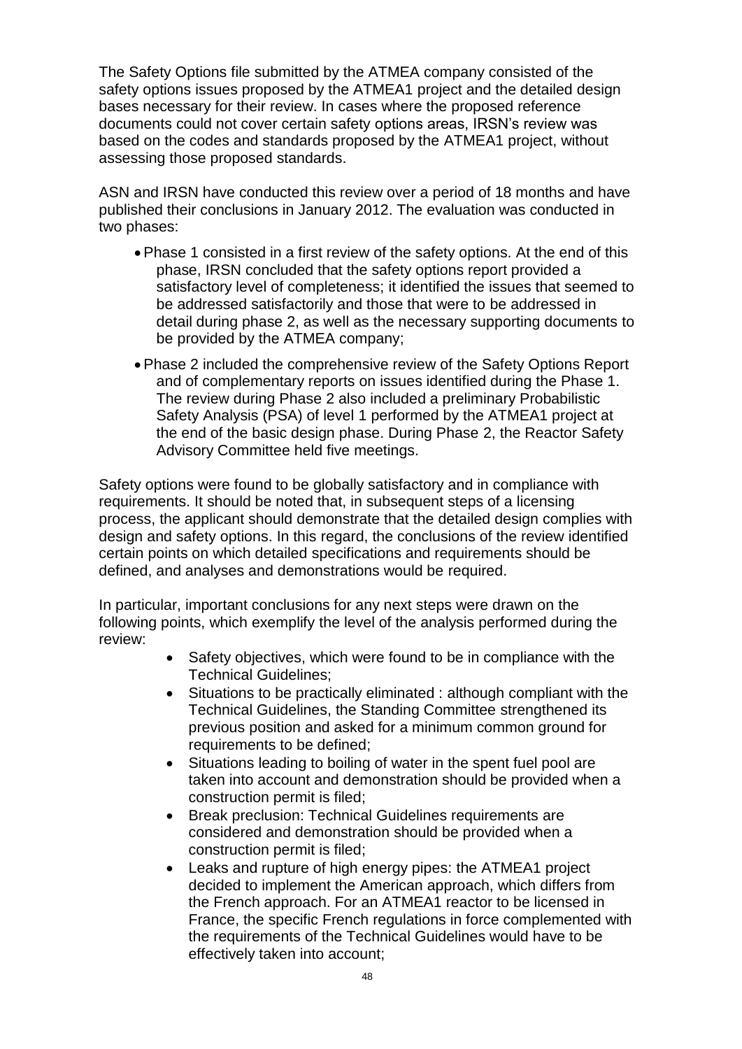The Safety Options file submitted by the ATMEA company consisted of the safety options issues proposed by the ATMEA1 project and the detailed design bases necessary for their review. In cases where the proposed reference documents could not cover certain safety options areas, IRSN's review was based on the codes and standards proposed by the ATMEA1 project, without assessing those proposed standards.

ASN and IRSN have conducted this review over a period of 18 months and have published their conclusions in January 2012. The evaluation was conducted in two phases:

- Phase 1 consisted in a first review of the safety options. At the end of this phase, IRSN concluded that the safety options report provided a satisfactory level of completeness; it identified the issues that seemed to be addressed satisfactorily and those that were to be addressed in detail during phase 2, as well as the necessary supporting documents to be provided by the ATMEA company;
- Phase 2 included the comprehensive review of the Safety Options Report and of complementary reports on issues identified during the Phase 1. The review during Phase 2 also included a preliminary Probabilistic Safety Analysis (PSA) of level 1 performed by the ATMEA1 project at the end of the basic design phase. During Phase 2, the Reactor Safety Advisory Committee held five meetings.

Safety options were found to be globally satisfactory and in compliance with requirements. It should be noted that, in subsequent steps of a licensing process, the applicant should demonstrate that the detailed design complies with design and safety options. In this regard, the conclusions of the review identified certain points on which detailed specifications and requirements should be defined, and analyses and demonstrations would be required.

In particular, important conclusions for any next steps were drawn on the following points, which exemplify the level of the analysis performed during the review:

- Safety objectives, which were found to be in compliance with the Technical Guidelines;
- Situations to be practically eliminated : although compliant with the Technical Guidelines, the Standing Committee strengthened its previous position and asked for a minimum common ground for requirements to be defined;
- Situations leading to boiling of water in the spent fuel pool are taken into account and demonstration should be provided when a construction permit is filed;
- Break preclusion: Technical Guidelines requirements are considered and demonstration should be provided when a construction permit is filed;
- Leaks and rupture of high energy pipes: the ATMEA1 project decided to implement the American approach, which differs from the French approach. For an ATMEA1 reactor to be licensed in France, the specific French regulations in force complemented with the requirements of the Technical Guidelines would have to be effectively taken into account;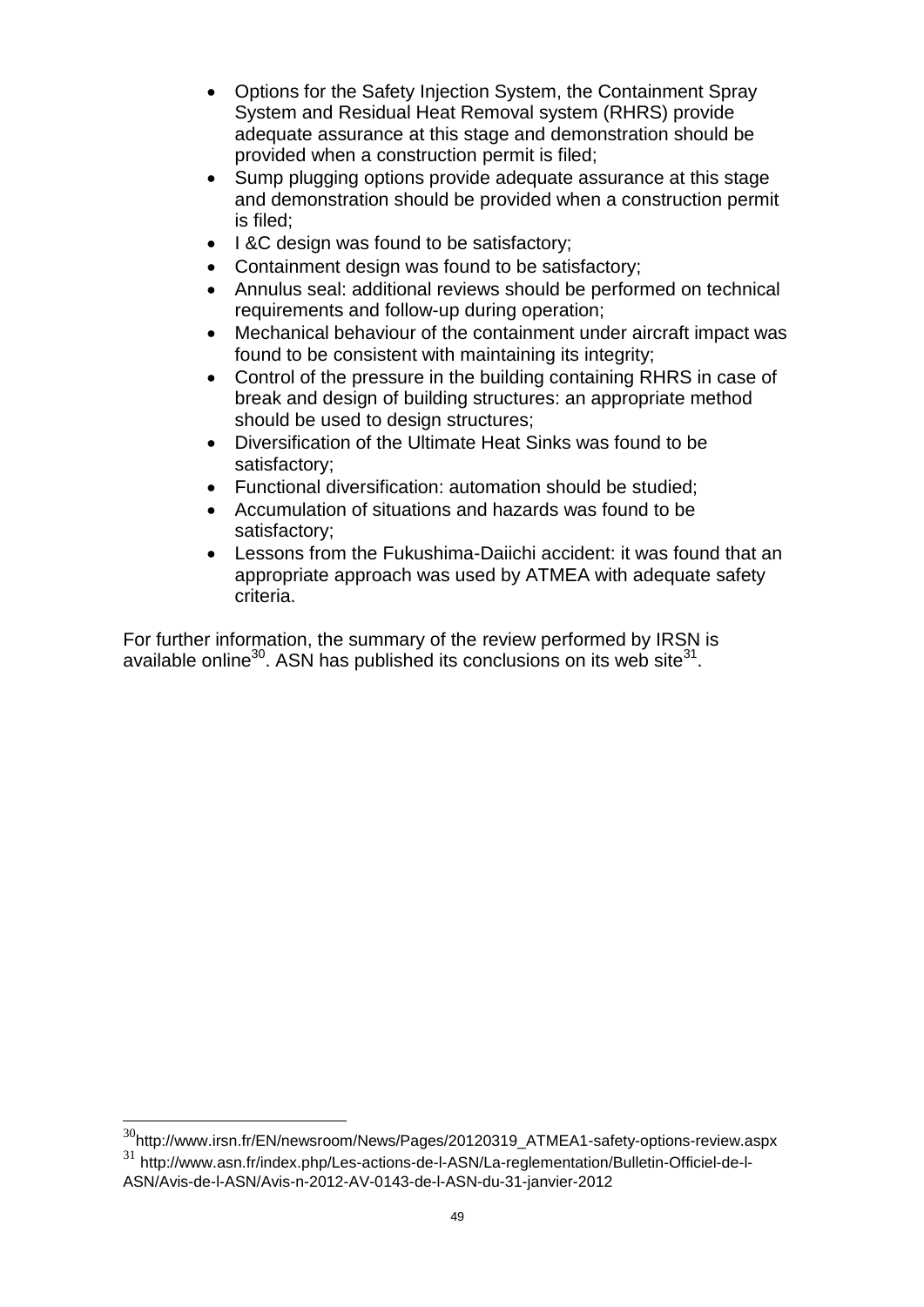- Options for the Safety Injection System, the Containment Spray System and Residual Heat Removal system (RHRS) provide adequate assurance at this stage and demonstration should be provided when a construction permit is filed;
- Sump plugging options provide adequate assurance at this stage and demonstration should be provided when a construction permit is filed;
- I &C design was found to be satisfactory;
- Containment design was found to be satisfactory;
- Annulus seal: additional reviews should be performed on technical requirements and follow-up during operation;
- Mechanical behaviour of the containment under aircraft impact was found to be consistent with maintaining its integrity;
- Control of the pressure in the building containing RHRS in case of break and design of building structures: an appropriate method should be used to design structures;
- Diversification of the Ultimate Heat Sinks was found to be satisfactory;
- Functional diversification: automation should be studied;
- Accumulation of situations and hazards was found to be satisfactory;
- Lessons from the Fukushima-Daiichi accident: it was found that an appropriate approach was used by ATMEA with adequate safety criteria.

For further information, the summary of the review performed by IRSN is available online[30]. ASN has published its conclusions on its web site[31].

[30] http://www.irsn.fr/EN/newsroom/News/Pages/20120319_ATMEA1-safety-options-review.aspx

[31] http://www.asn.fr/index.php/Les-actions-de-l-ASN/La-reglementation/Bulletin-Officiel-de-l-ASN/Avis-de-l-ASN/Avis-n-2012-AV-0143-de-l-ASN-du-31-janvier-2012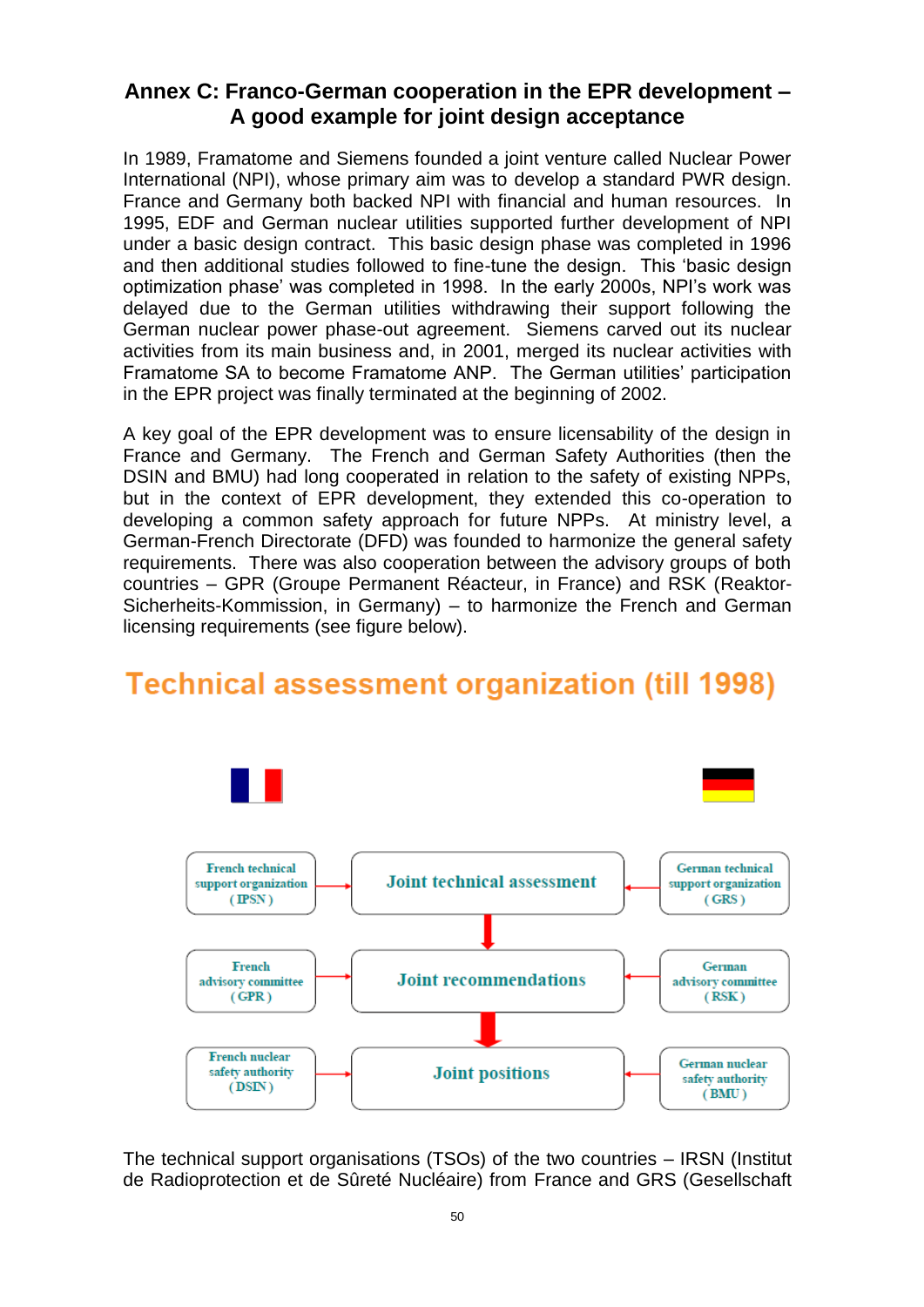## Annex C: Franco-German cooperation in the EPR development – A good example for joint design acceptance

In 1989, Framatome and Siemens founded a joint venture called Nuclear Power International (NPI), whose primary aim was to develop a standard PWR design. France and Germany both backed NPI with financial and human resources. In 1995, EDF and German nuclear utilities supported further development of NPI under a basic design contract. This basic design phase was completed in 1996 and then additional studies followed to fine-tune the design. This 'basic design optimization phase' was completed in 1998. In the early 2000s, NPI's work was delayed due to the German utilities withdrawing their support following the German nuclear power phase-out agreement. Siemens carved out its nuclear activities from its main business and, in 2001, merged its nuclear activities with Framatome SA to become Framatome ANP. The German utilities' participation in the EPR project was finally terminated at the beginning of 2002.

A key goal of the EPR development was to ensure licensability of the design in France and Germany. The French and German Safety Authorities (then the DSIN and BMU) had long cooperated in relation to the safety of existing NPPs, but in the context of EPR development, they extended this co-operation to developing a common safety approach for future NPPs. At ministry level, a German-French Directorate (DFD) was founded to harmonize the general safety requirements. There was also cooperation between the advisory groups of both countries – GPR (Groupe Permanent Réacteur, in France) and RSK (Reaktor-Sicherheits-Kommission, in Germany) – to harmonize the French and German licensing requirements (see figure below).

### Technical assessment organization (till 1998)

| France | | Germany |
|---|---|---|
| French technical support organization (IPSN) → | Joint technical assessment | ← German technical support organization (GRS) |
| French advisory committee (GPR) → | Joint recommendations | ← German advisory committee (RSK) |
| French nuclear safety authority (DSIN) → | Joint positions | ← German nuclear safety authority (BMU) |

The technical support organisations (TSOs) of the two countries – IRSN (Institut de Radioprotection et de Sûreté Nucléaire) from France and GRS (Gesellschaft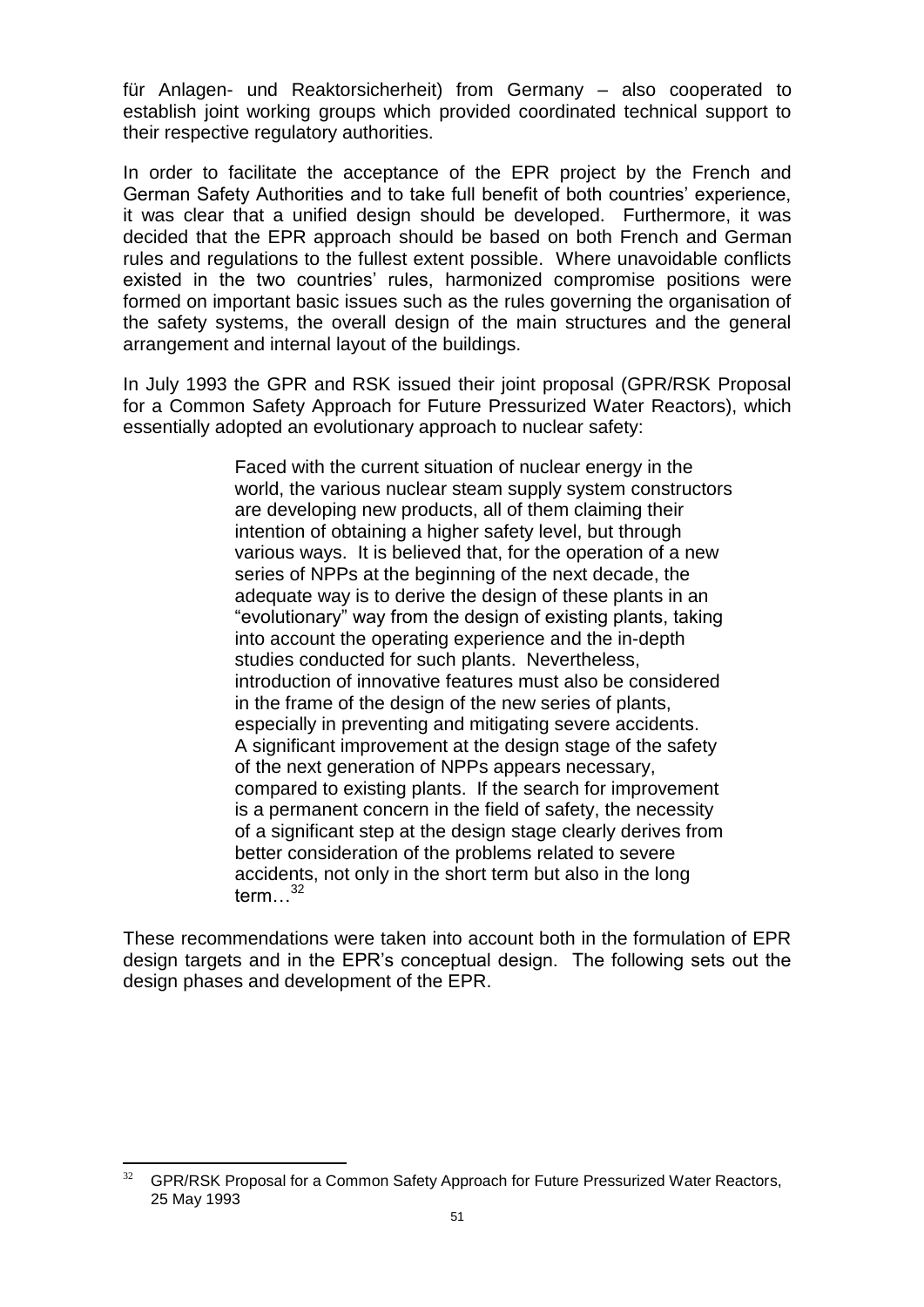für Anlagen- und Reaktorsicherheit) from Germany – also cooperated to establish joint working groups which provided coordinated technical support to their respective regulatory authorities.

In order to facilitate the acceptance of the EPR project by the French and German Safety Authorities and to take full benefit of both countries' experience, it was clear that a unified design should be developed. Furthermore, it was decided that the EPR approach should be based on both French and German rules and regulations to the fullest extent possible. Where unavoidable conflicts existed in the two countries' rules, harmonized compromise positions were formed on important basic issues such as the rules governing the organisation of the safety systems, the overall design of the main structures and the general arrangement and internal layout of the buildings.

In July 1993 the GPR and RSK issued their joint proposal (GPR/RSK Proposal for a Common Safety Approach for Future Pressurized Water Reactors), which essentially adopted an evolutionary approach to nuclear safety:

> Faced with the current situation of nuclear energy in the world, the various nuclear steam supply system constructors are developing new products, all of them claiming their intention of obtaining a higher safety level, but through various ways. It is believed that, for the operation of a new series of NPPs at the beginning of the next decade, the adequate way is to derive the design of these plants in an "evolutionary" way from the design of existing plants, taking into account the operating experience and the in-depth studies conducted for such plants. Nevertheless, introduction of innovative features must also be considered in the frame of the design of the new series of plants, especially in preventing and mitigating severe accidents. A significant improvement at the design stage of the safety of the next generation of NPPs appears necessary, compared to existing plants. If the search for improvement is a permanent concern in the field of safety, the necessity of a significant step at the design stage clearly derives from better consideration of the problems related to severe accidents, not only in the short term but also in the long term…[32]

These recommendations were taken into account both in the formulation of EPR design targets and in the EPR's conceptual design. The following sets out the design phases and development of the EPR.

---

[32] GPR/RSK Proposal for a Common Safety Approach for Future Pressurized Water Reactors, 25 May 1993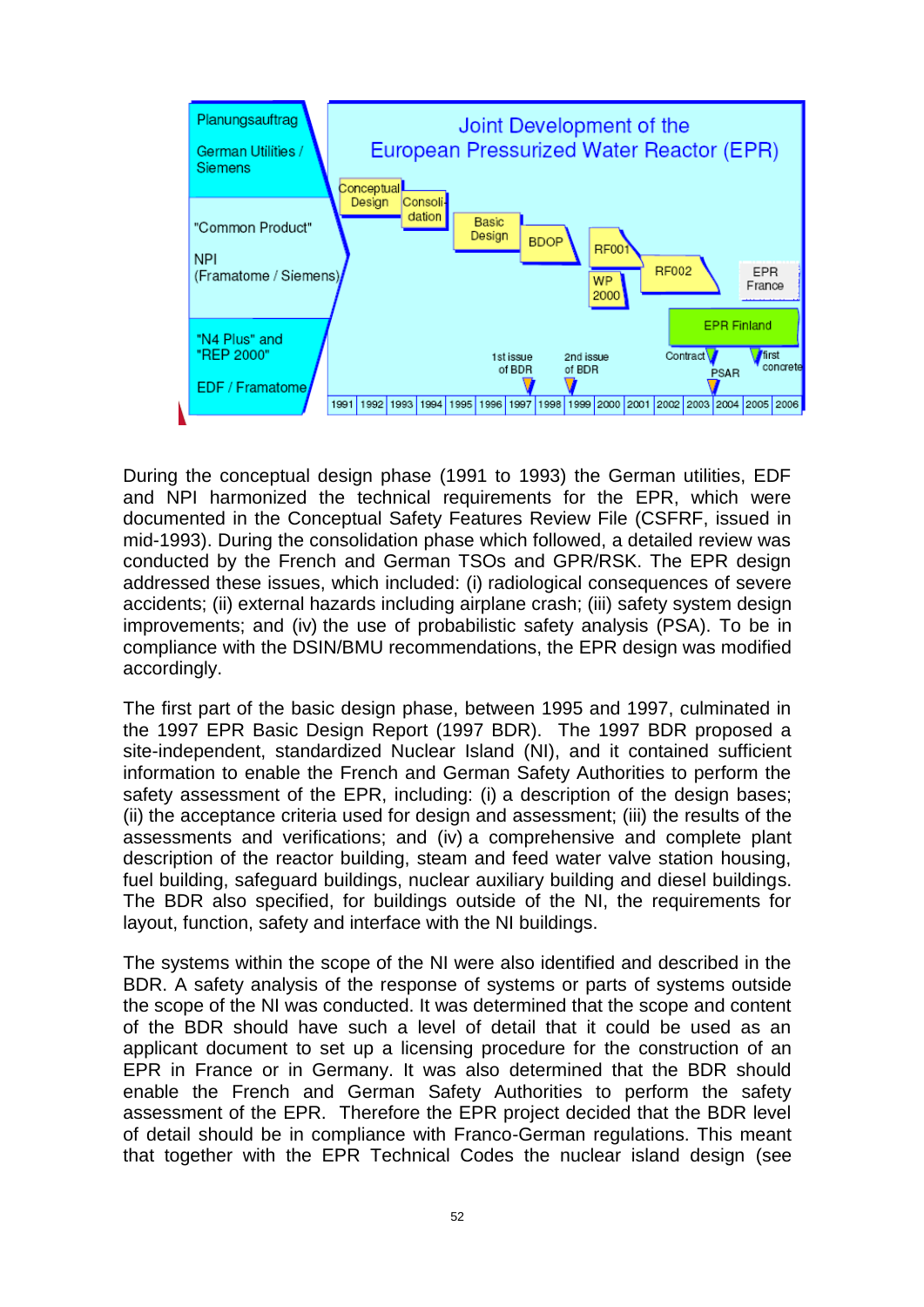During the conceptual design phase (1991 to 1993) the German utilities, EDF and NPI harmonized the technical requirements for the EPR, which were documented in the Conceptual Safety Features Review File (CSFRF, issued in mid-1993). During the consolidation phase which followed, a detailed review was conducted by the French and German TSOs and GPR/RSK. The EPR design addressed these issues, which included: (i) radiological consequences of severe accidents; (ii) external hazards including airplane crash; (iii) safety system design improvements; and (iv) the use of probabilistic safety analysis (PSA). To be in compliance with the DSIN/BMU recommendations, the EPR design was modified accordingly.

The first part of the basic design phase, between 1995 and 1997, culminated in the 1997 EPR Basic Design Report (1997 BDR). The 1997 BDR proposed a site-independent, standardized Nuclear Island (NI), and it contained sufficient information to enable the French and German Safety Authorities to perform the safety assessment of the EPR, including: (i) a description of the design bases; (ii) the acceptance criteria used for design and assessment; (iii) the results of the assessments and verifications; and (iv) a comprehensive and complete plant description of the reactor building, steam and feed water valve station housing, fuel building, safeguard buildings, nuclear auxiliary building and diesel buildings. The BDR also specified, for buildings outside of the NI, the requirements for layout, function, safety and interface with the NI buildings.

The systems within the scope of the NI were also identified and described in the BDR. A safety analysis of the response of systems or parts of systems outside the scope of the NI was conducted. It was determined that the scope and content of the BDR should have such a level of detail that it could be used as an applicant document to set up a licensing procedure for the construction of an EPR in France or in Germany. It was also determined that the BDR should enable the French and German Safety Authorities to perform the safety assessment of the EPR. Therefore the EPR project decided that the BDR level of detail should be in compliance with Franco-German regulations. This meant that together with the EPR Technical Codes the nuclear island design (see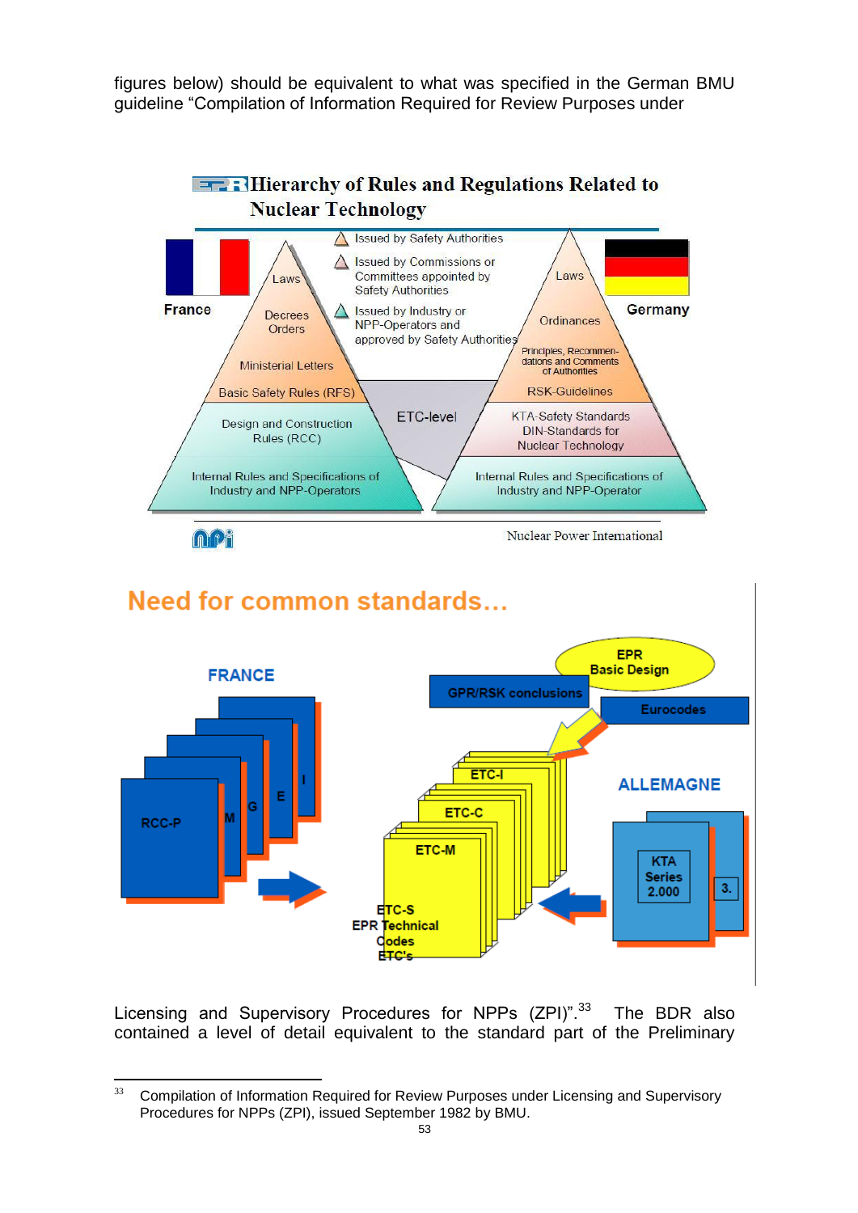figures below) should be equivalent to what was specified in the German BMU guideline "Compilation of Information Required for Review Purposes under

Licensing and Supervisory Procedures for NPPs (ZPI)".[33] The BDR also contained a level of detail equivalent to the standard part of the Preliminary

---

[33] Compilation of Information Required for Review Purposes under Licensing and Supervisory Procedures for NPPs (ZPI), issued September 1982 by BMU.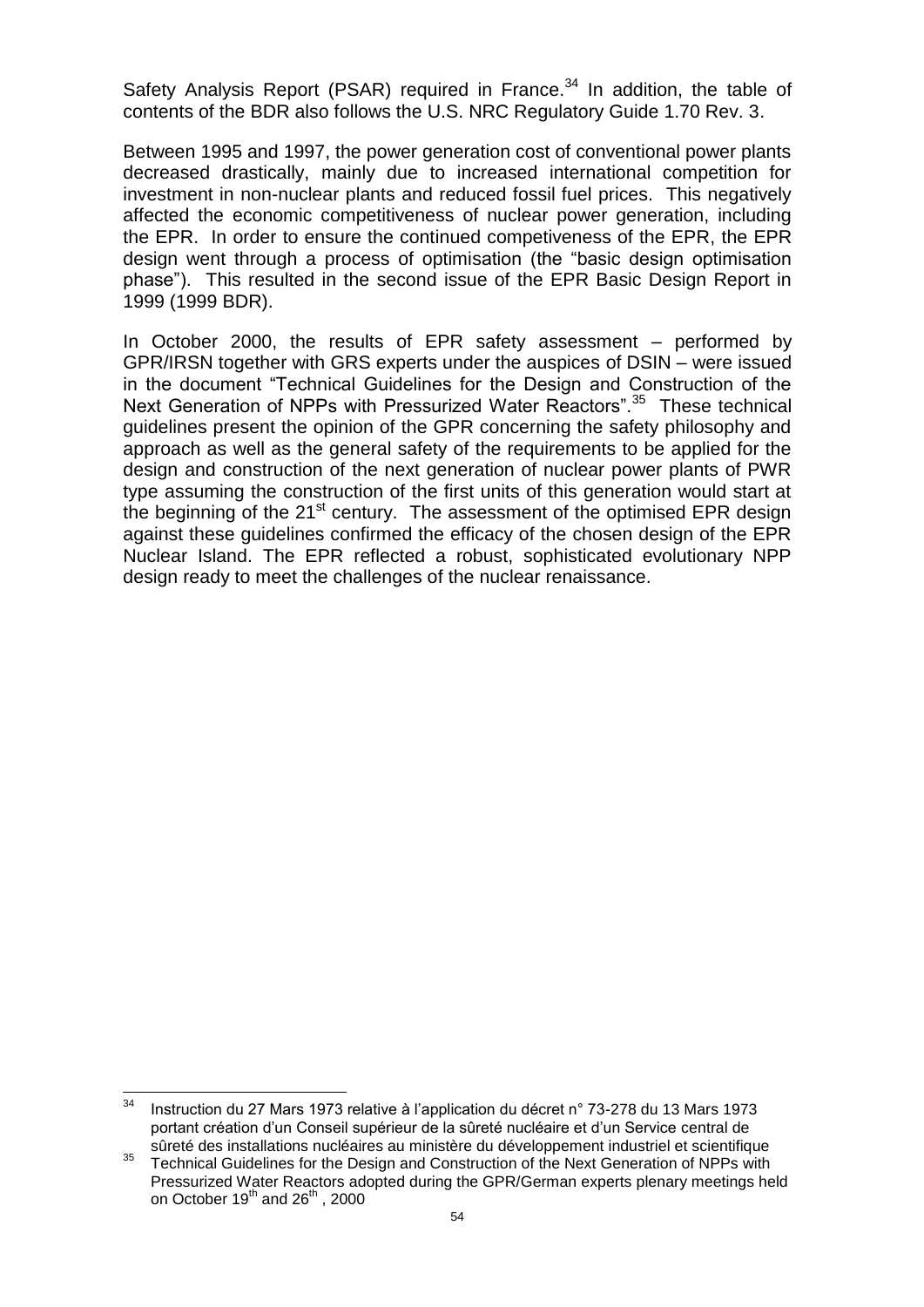Safety Analysis Report (PSAR) required in France.[34] In addition, the table of contents of the BDR also follows the U.S. NRC Regulatory Guide 1.70 Rev. 3.

Between 1995 and 1997, the power generation cost of conventional power plants decreased drastically, mainly due to increased international competition for investment in non-nuclear plants and reduced fossil fuel prices. This negatively affected the economic competitiveness of nuclear power generation, including the EPR. In order to ensure the continued competiveness of the EPR, the EPR design went through a process of optimisation (the "basic design optimisation phase"). This resulted in the second issue of the EPR Basic Design Report in 1999 (1999 BDR).

In October 2000, the results of EPR safety assessment – performed by GPR/IRSN together with GRS experts under the auspices of DSIN – were issued in the document "Technical Guidelines for the Design and Construction of the Next Generation of NPPs with Pressurized Water Reactors".[35] These technical guidelines present the opinion of the GPR concerning the safety philosophy and approach as well as the general safety of the requirements to be applied for the design and construction of the next generation of nuclear power plants of PWR type assuming the construction of the first units of this generation would start at the beginning of the 21st century. The assessment of the optimised EPR design against these guidelines confirmed the efficacy of the chosen design of the EPR Nuclear Island. The EPR reflected a robust, sophisticated evolutionary NPP design ready to meet the challenges of the nuclear renaissance.

---

[34] Instruction du 27 Mars 1973 relative à l'application du décret n° 73-278 du 13 Mars 1973 portant création d'un Conseil supérieur de la sûreté nucléaire et d'un Service central de sûreté des installations nucléaires au ministère du développement industriel et scientifique

[35] Technical Guidelines for the Design and Construction of the Next Generation of NPPs with Pressurized Water Reactors adopted during the GPR/German experts plenary meetings held on October 19th and 26th , 2000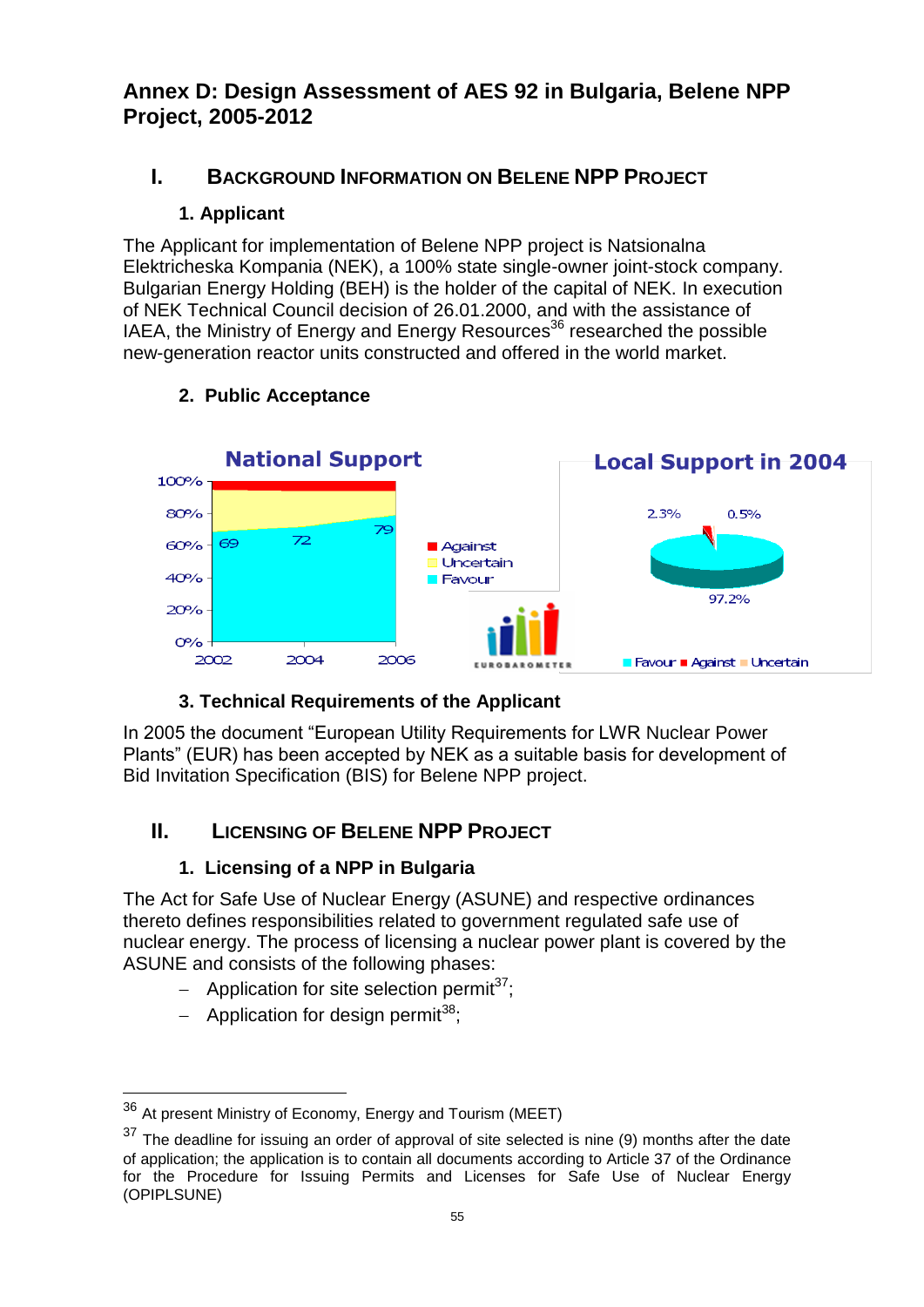## Annex D: Design Assessment of AES 92 in Bulgaria, Belene NPP Project, 2005-2012

### I. Background Information on Belene NPP Project

#### 1. Applicant

The Applicant for implementation of Belene NPP project is Natsionalna Elektricheska Kompania (NEK), a 100% state single-owner joint-stock company. Bulgarian Energy Holding (BEH) is the holder of the capital of NEK. In execution of NEK Technical Council decision of 26.01.2000, and with the assistance of IAEA, the Ministry of Energy and Energy Resources[36] researched the possible new-generation reactor units constructed and offered in the world market.

#### 2. Public Acceptance

National Support

| | 2002 | 2004 | 2006 |
|---|---|---|---|
| Favour (%) | 69 | 72 | 79 |

Legend: Against, Uncertain, Favour

EUROBAROMETER

Local Support in 2004

Favour 97.2%, Against 2.3%, Uncertain 0.5%

#### 3. Technical Requirements of the Applicant

In 2005 the document "European Utility Requirements for LWR Nuclear Power Plants" (EUR) has been accepted by NEK as a suitable basis for development of Bid Invitation Specification (BIS) for Belene NPP project.

### II. Licensing of Belene NPP Project

#### 1. Licensing of a NPP in Bulgaria

The Act for Safe Use of Nuclear Energy (ASUNE) and respective ordinances thereto defines responsibilities related to government regulated safe use of nuclear energy. The process of licensing a nuclear power plant is covered by the ASUNE and consists of the following phases:

- Application for site selection permit[37];
- Application for design permit[38];

---

[36] At present Ministry of Economy, Energy and Tourism (MEET)

[37] The deadline for issuing an order of approval of site selected is nine (9) months after the date of application; the application is to contain all documents according to Article 37 of the Ordinance for the Procedure for Issuing Permits and Licenses for Safe Use of Nuclear Energy (OPIPLSUNE)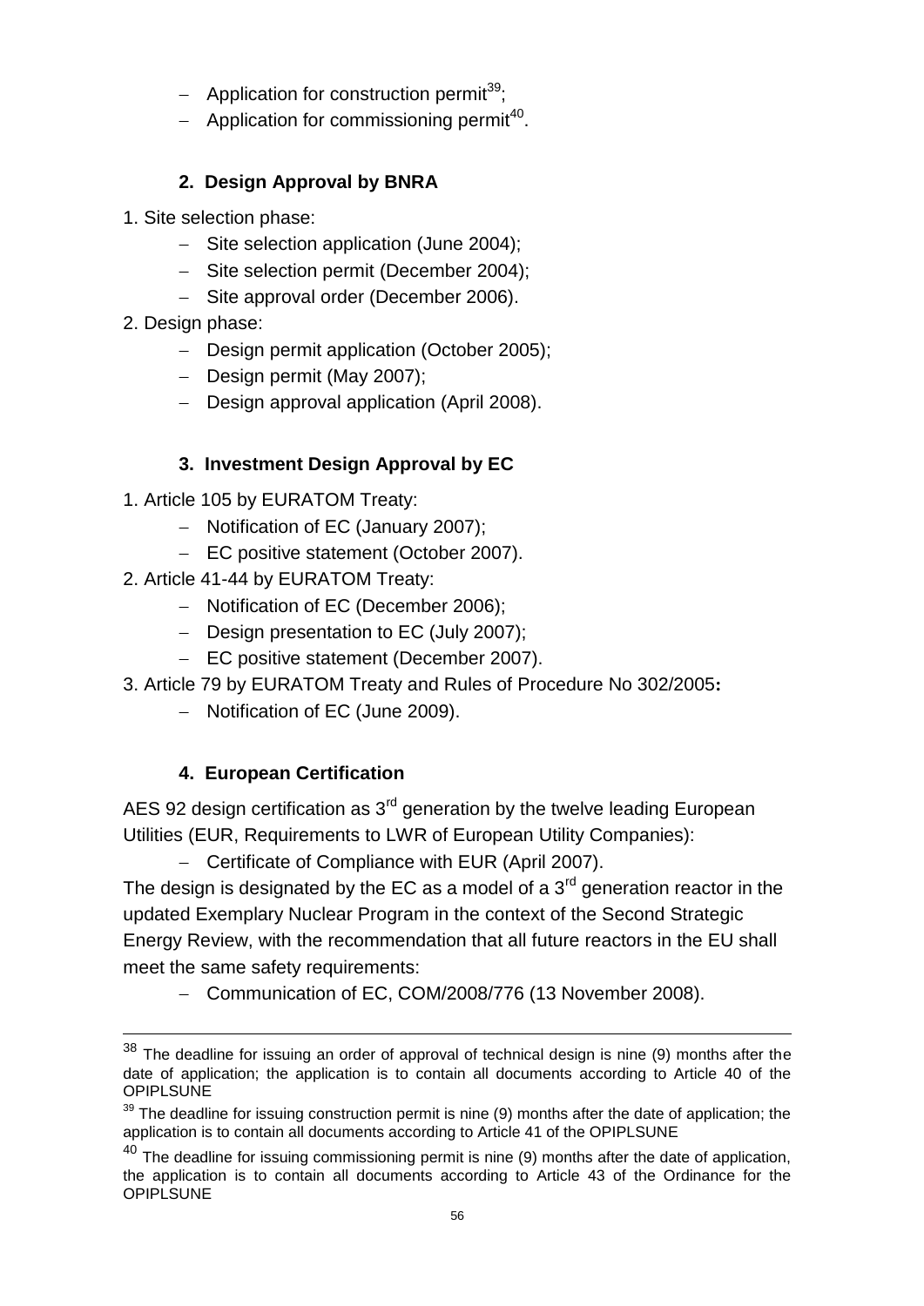- Application for construction permit[39];
- Application for commissioning permit[40].

## 2. Design Approval by BNRA

1. Site selection phase:
    - Site selection application (June 2004);
    - Site selection permit (December 2004);
    - Site approval order (December 2006).
2. Design phase:
    - Design permit application (October 2005);
    - Design permit (May 2007);
    - Design approval application (April 2008).

## 3. Investment Design Approval by EC

1. Article 105 by EURATOM Treaty:
    - Notification of EC (January 2007);
    - EC positive statement (October 2007).
2. Article 41-44 by EURATOM Treaty:
    - Notification of EC (December 2006);
    - Design presentation to EC (July 2007);
    - EC positive statement (December 2007).
3. Article 79 by EURATOM Treaty and Rules of Procedure No 302/2005**:**
    - Notification of EC (June 2009).

## 4. European Certification

AES 92 design certification as 3rd generation by the twelve leading European Utilities (EUR, Requirements to LWR of European Utility Companies):

- Certificate of Compliance with EUR (April 2007).

The design is designated by the EC as a model of a 3rd generation reactor in the updated Exemplary Nuclear Program in the context of the Second Strategic Energy Review, with the recommendation that all future reactors in the EU shall meet the same safety requirements:

- Communication of EC, COM/2008/776 (13 November 2008).

---

[38] The deadline for issuing an order of approval of technical design is nine (9) months after the date of application; the application is to contain all documents according to Article 40 of the OPIPLSUNE

[39] The deadline for issuing construction permit is nine (9) months after the date of application; the application is to contain all documents according to Article 41 of the OPIPLSUNE

[40] The deadline for issuing commissioning permit is nine (9) months after the date of application, the application is to contain all documents according to Article 43 of the Ordinance for the OPIPLSUNE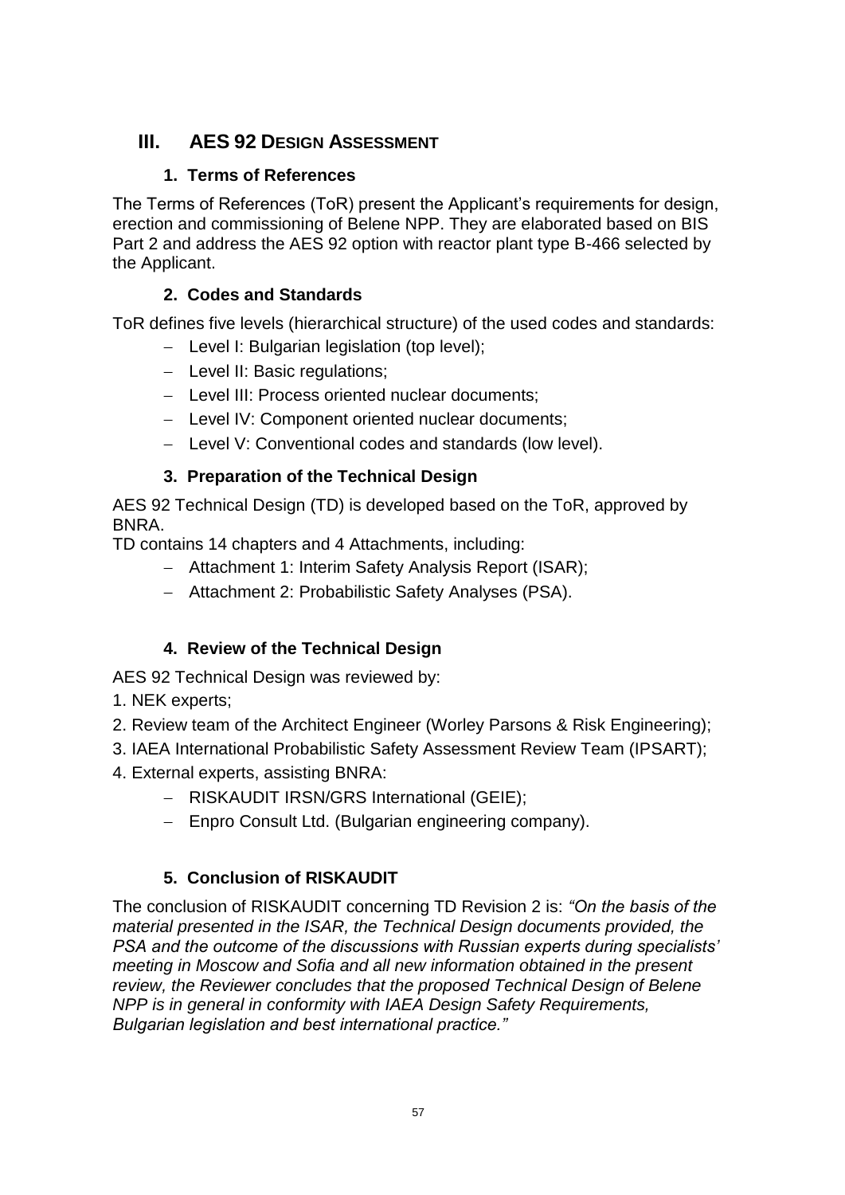# III. AES 92 DESIGN ASSESSMENT

## 1. Terms of References

The Terms of References (ToR) present the Applicant's requirements for design, erection and commissioning of Belene NPP. They are elaborated based on BIS Part 2 and address the AES 92 option with reactor plant type B-466 selected by the Applicant.

## 2. Codes and Standards

ToR defines five levels (hierarchical structure) of the used codes and standards:

- Level I: Bulgarian legislation (top level);
- Level II: Basic regulations;
- Level III: Process oriented nuclear documents;
- Level IV: Component oriented nuclear documents;
- Level V: Conventional codes and standards (low level).

## 3. Preparation of the Technical Design

AES 92 Technical Design (TD) is developed based on the ToR, approved by BNRA.

TD contains 14 chapters and 4 Attachments, including:

- Attachment 1: Interim Safety Analysis Report (ISAR);
- Attachment 2: Probabilistic Safety Analyses (PSA).

## 4. Review of the Technical Design

AES 92 Technical Design was reviewed by:

1. NEK experts;
2. Review team of the Architect Engineer (Worley Parsons & Risk Engineering);
3. IAEA International Probabilistic Safety Assessment Review Team (IPSART);
4. External experts, assisting BNRA:
   - RISKAUDIT IRSN/GRS International (GEIE);
   - Enpro Consult Ltd. (Bulgarian engineering company).

## 5. Conclusion of RISKAUDIT

The conclusion of RISKAUDIT concerning TD Revision 2 is: *"On the basis of the material presented in the ISAR, the Technical Design documents provided, the PSA and the outcome of the discussions with Russian experts during specialists' meeting in Moscow and Sofia and all new information obtained in the present review, the Reviewer concludes that the proposed Technical Design of Belene NPP is in general in conformity with IAEA Design Safety Requirements, Bulgarian legislation and best international practice."*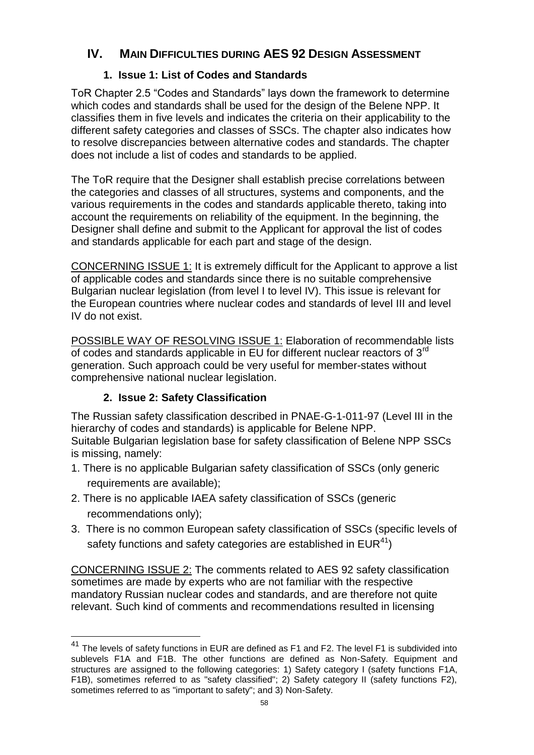# IV. Main Difficulties during AES 92 Design Assessment

## 1. Issue 1: List of Codes and Standards

ToR Chapter 2.5 "Codes and Standards" lays down the framework to determine which codes and standards shall be used for the design of the Belene NPP. It classifies them in five levels and indicates the criteria on their applicability to the different safety categories and classes of SSCs. The chapter also indicates how to resolve discrepancies between alternative codes and standards. The chapter does not include a list of codes and standards to be applied.

The ToR require that the Designer shall establish precise correlations between the categories and classes of all structures, systems and components, and the various requirements in the codes and standards applicable thereto, taking into account the requirements on reliability of the equipment. In the beginning, the Designer shall define and submit to the Applicant for approval the list of codes and standards applicable for each part and stage of the design.

CONCERNING ISSUE 1: It is extremely difficult for the Applicant to approve a list of applicable codes and standards since there is no suitable comprehensive Bulgarian nuclear legislation (from level I to level IV). This issue is relevant for the European countries where nuclear codes and standards of level III and level IV do not exist.

POSSIBLE WAY OF RESOLVING ISSUE 1: Elaboration of recommendable lists of codes and standards applicable in EU for different nuclear reactors of 3rd generation. Such approach could be very useful for member-states without comprehensive national nuclear legislation.

## 2. Issue 2: Safety Classification

The Russian safety classification described in PNAE-G-1-011-97 (Level III in the hierarchy of codes and standards) is applicable for Belene NPP.
Suitable Bulgarian legislation base for safety classification of Belene NPP SSCs is missing, namely:

1. There is no applicable Bulgarian safety classification of SSCs (only generic requirements are available);
2. There is no applicable IAEA safety classification of SSCs (generic recommendations only);
3. There is no common European safety classification of SSCs (specific levels of safety functions and safety categories are established in EUR[41])

CONCERNING ISSUE 2: The comments related to AES 92 safety classification sometimes are made by experts who are not familiar with the respective mandatory Russian nuclear codes and standards, and are therefore not quite relevant. Such kind of comments and recommendations resulted in licensing

---

[41] The levels of safety functions in EUR are defined as F1 and F2. The level F1 is subdivided into sublevels F1A and F1B. The other functions are defined as Non-Safety. Equipment and structures are assigned to the following categories: 1) Safety category I (safety functions F1A, F1B), sometimes referred to as "safety classified"; 2) Safety category II (safety functions F2), sometimes referred to as "important to safety"; and 3) Non-Safety.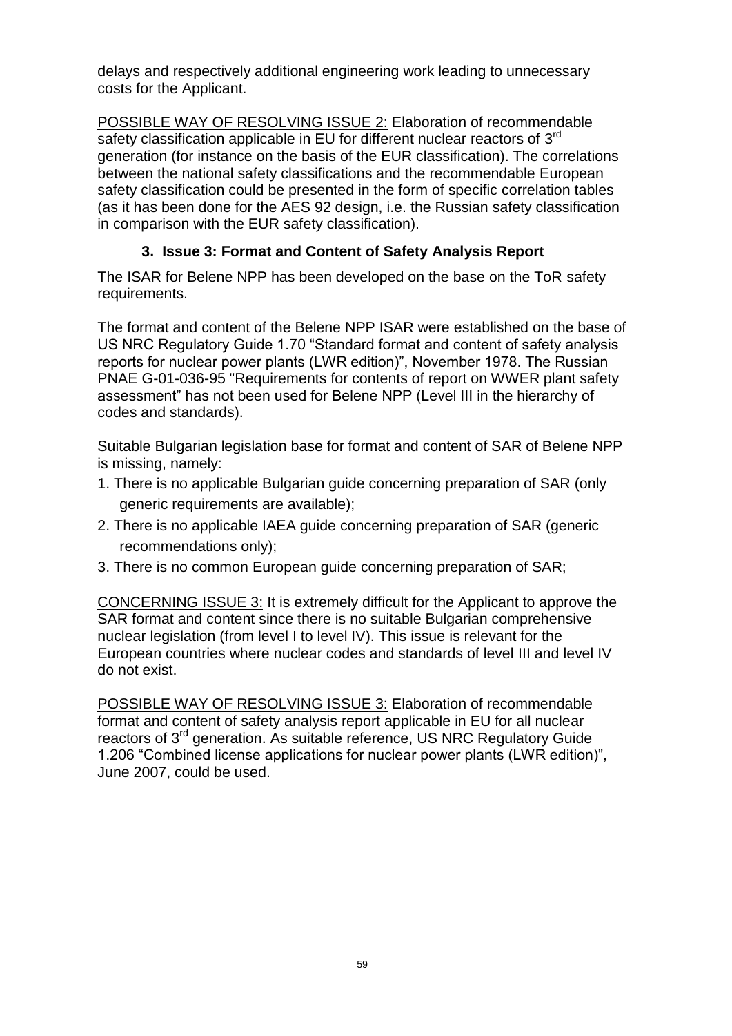delays and respectively additional engineering work leading to unnecessary costs for the Applicant.

<u>POSSIBLE WAY OF RESOLVING ISSUE 2:</u> Elaboration of recommendable safety classification applicable in EU for different nuclear reactors of 3rd generation (for instance on the basis of the EUR classification). The correlations between the national safety classifications and the recommendable European safety classification could be presented in the form of specific correlation tables (as it has been done for the AES 92 design, i.e. the Russian safety classification in comparison with the EUR safety classification).

### 3. Issue 3: Format and Content of Safety Analysis Report

The ISAR for Belene NPP has been developed on the base on the ToR safety requirements.

The format and content of the Belene NPP ISAR were established on the base of US NRC Regulatory Guide 1.70 "Standard format and content of safety analysis reports for nuclear power plants (LWR edition)", November 1978. The Russian PNAE G-01-036-95 "Requirements for contents of report on WWER plant safety assessment" has not been used for Belene NPP (Level III in the hierarchy of codes and standards).

Suitable Bulgarian legislation base for format and content of SAR of Belene NPP is missing, namely:

1. There is no applicable Bulgarian guide concerning preparation of SAR (only generic requirements are available);
2. There is no applicable IAEA guide concerning preparation of SAR (generic recommendations only);
3. There is no common European guide concerning preparation of SAR;

<u>CONCERNING ISSUE 3:</u> It is extremely difficult for the Applicant to approve the SAR format and content since there is no suitable Bulgarian comprehensive nuclear legislation (from level I to level IV). This issue is relevant for the European countries where nuclear codes and standards of level III and level IV do not exist.

<u>POSSIBLE WAY OF RESOLVING ISSUE 3:</u> Elaboration of recommendable format and content of safety analysis report applicable in EU for all nuclear reactors of 3rd generation. As suitable reference, US NRC Regulatory Guide 1.206 "Combined license applications for nuclear power plants (LWR edition)", June 2007, could be used.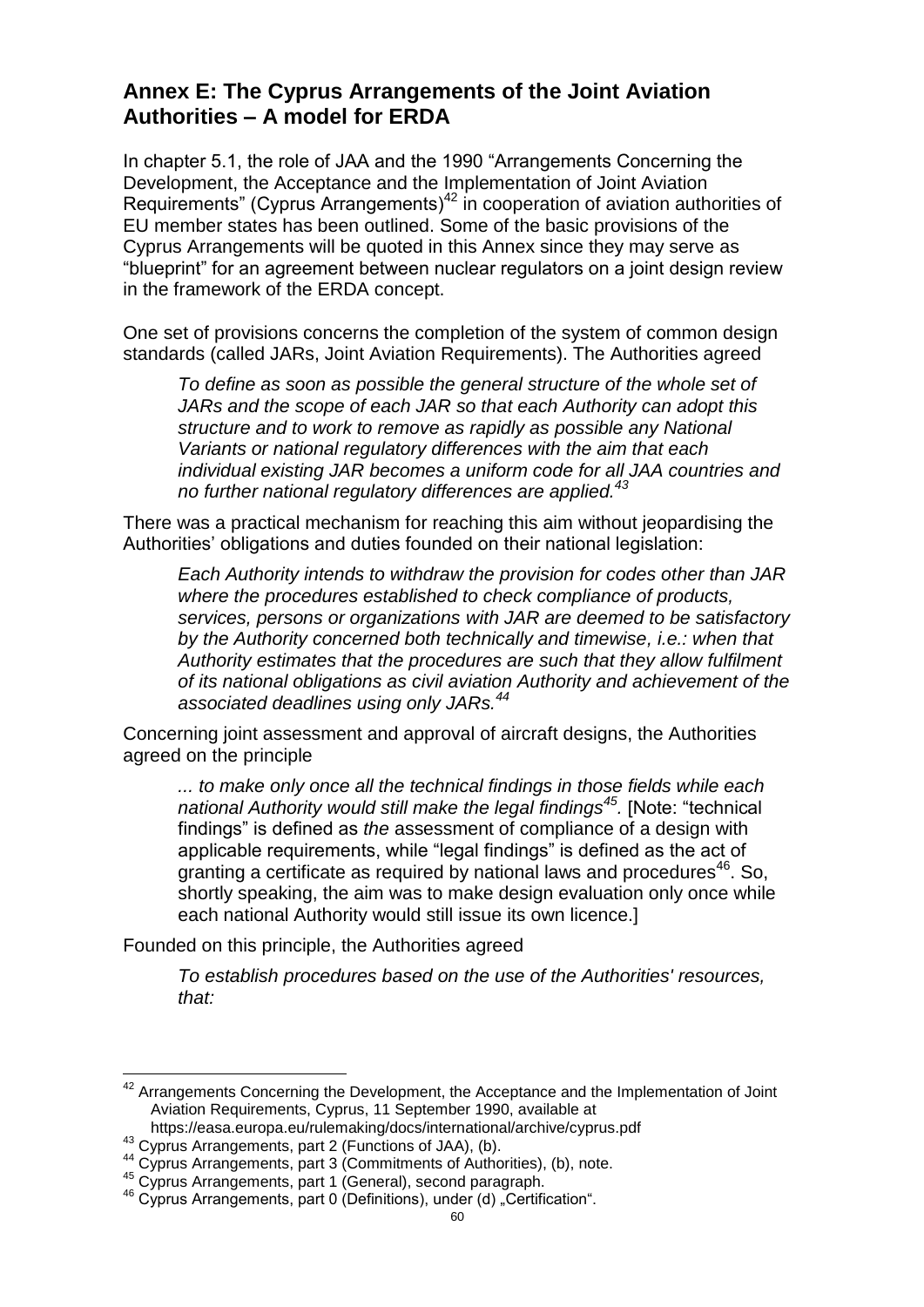## Annex E: The Cyprus Arrangements of the Joint Aviation Authorities – A model for ERDA

In chapter 5.1, the role of JAA and the 1990 "Arrangements Concerning the Development, the Acceptance and the Implementation of Joint Aviation Requirements" (Cyprus Arrangements)[42] in cooperation of aviation authorities of EU member states has been outlined. Some of the basic provisions of the Cyprus Arrangements will be quoted in this Annex since they may serve as "blueprint" for an agreement between nuclear regulators on a joint design review in the framework of the ERDA concept.

One set of provisions concerns the completion of the system of common design standards (called JARs, Joint Aviation Requirements). The Authorities agreed

> *To define as soon as possible the general structure of the whole set of JARs and the scope of each JAR so that each Authority can adopt this structure and to work to remove as rapidly as possible any National Variants or national regulatory differences with the aim that each individual existing JAR becomes a uniform code for all JAA countries and no further national regulatory differences are applied.[43]*

There was a practical mechanism for reaching this aim without jeopardising the Authorities' obligations and duties founded on their national legislation:

> *Each Authority intends to withdraw the provision for codes other than JAR where the procedures established to check compliance of products, services, persons or organizations with JAR are deemed to be satisfactory by the Authority concerned both technically and timewise, i.e.: when that Authority estimates that the procedures are such that they allow fulfilment of its national obligations as civil aviation Authority and achievement of the associated deadlines using only JARs.[44]*

Concerning joint assessment and approval of aircraft designs, the Authorities agreed on the principle

> *... to make only once all the technical findings in those fields while each national Authority would still make the legal findings[45].* [Note: "technical findings" is defined as *the* assessment of compliance of a design with applicable requirements, while "legal findings" is defined as the act of granting a certificate as required by national laws and procedures[46]. So, shortly speaking, the aim was to make design evaluation only once while each national Authority would still issue its own licence.]

Founded on this principle, the Authorities agreed

> *To establish procedures based on the use of the Authorities' resources, that:*

---

[42] Arrangements Concerning the Development, the Acceptance and the Implementation of Joint Aviation Requirements, Cyprus, 11 September 1990, available at https://easa.europa.eu/rulemaking/docs/international/archive/cyprus.pdf

[43] Cyprus Arrangements, part 2 (Functions of JAA), (b).

[44] Cyprus Arrangements, part 3 (Commitments of Authorities), (b), note.

[45] Cyprus Arrangements, part 1 (General), second paragraph.

[46] Cyprus Arrangements, part 0 (Definitions), under (d) „Certification".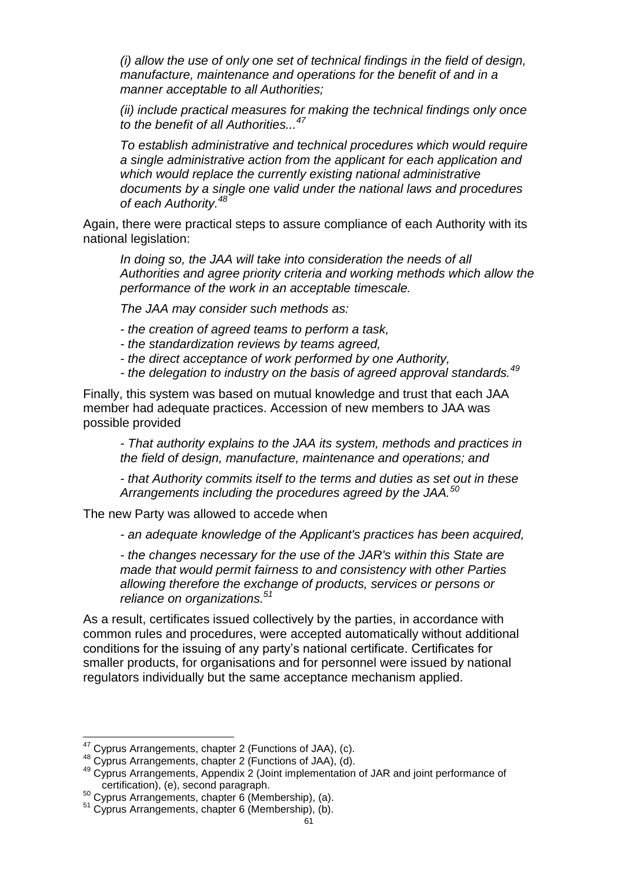*(i) allow the use of only one set of technical findings in the field of design, manufacture, maintenance and operations for the benefit of and in a manner acceptable to all Authorities;*

*(ii) include practical measures for making the technical findings only once to the benefit of all Authorities...*[47]

*To establish administrative and technical procedures which would require a single administrative action from the applicant for each application and which would replace the currently existing national administrative documents by a single one valid under the national laws and procedures of each Authority.*[48]

Again, there were practical steps to assure compliance of each Authority with its national legislation:

*In doing so, the JAA will take into consideration the needs of all Authorities and agree priority criteria and working methods which allow the performance of the work in an acceptable timescale.*

*The JAA may consider such methods as:*

*- the creation of agreed teams to perform a task,*
*- the standardization reviews by teams agreed,*
*- the direct acceptance of work performed by one Authority,*
*- the delegation to industry on the basis of agreed approval standards.*[49]

Finally, this system was based on mutual knowledge and trust that each JAA member had adequate practices. Accession of new members to JAA was possible provided

*- That authority explains to the JAA its system, methods and practices in the field of design, manufacture, maintenance and operations; and*

*- that Authority commits itself to the terms and duties as set out in these Arrangements including the procedures agreed by the JAA.*[50]

The new Party was allowed to accede when

*- an adequate knowledge of the Applicant's practices has been acquired,*

*- the changes necessary for the use of the JAR's within this State are made that would permit fairness to and consistency with other Parties allowing therefore the exchange of products, services or persons or reliance on organizations.*[51]

As a result, certificates issued collectively by the parties, in accordance with common rules and procedures, were accepted automatically without additional conditions for the issuing of any party's national certificate. Certificates for smaller products, for organisations and for personnel were issued by national regulators individually but the same acceptance mechanism applied.

---

[47] Cyprus Arrangements, chapter 2 (Functions of JAA), (c).

[48] Cyprus Arrangements, chapter 2 (Functions of JAA), (d).

[49] Cyprus Arrangements, Appendix 2 (Joint implementation of JAR and joint performance of certification), (e), second paragraph.

[50] Cyprus Arrangements, chapter 6 (Membership), (a).

[51] Cyprus Arrangements, chapter 6 (Membership), (b).